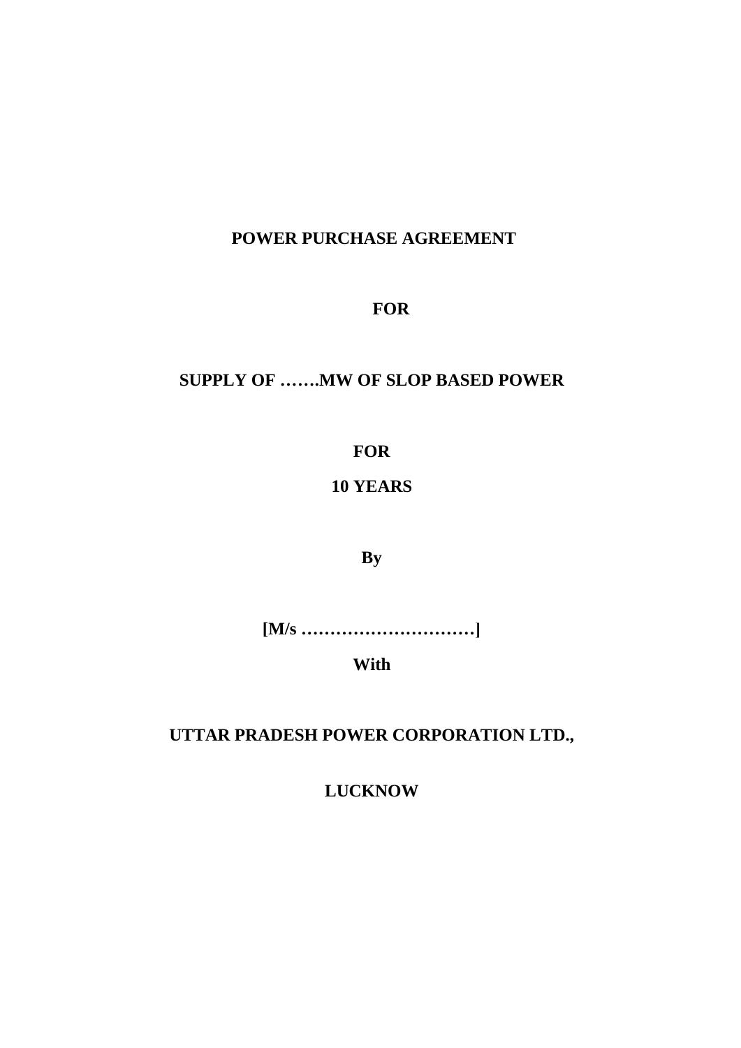**POWER PURCHASE AGREEMENT**

**FOR**

**SUPPLY OF …….MW OF SLOP BASED POWER**

**FOR**

**10 YEARS**

**By**

**[M/s …………………………]**

**With**

**UTTAR PRADESH POWER CORPORATION LTD.,**

**LUCKNOW**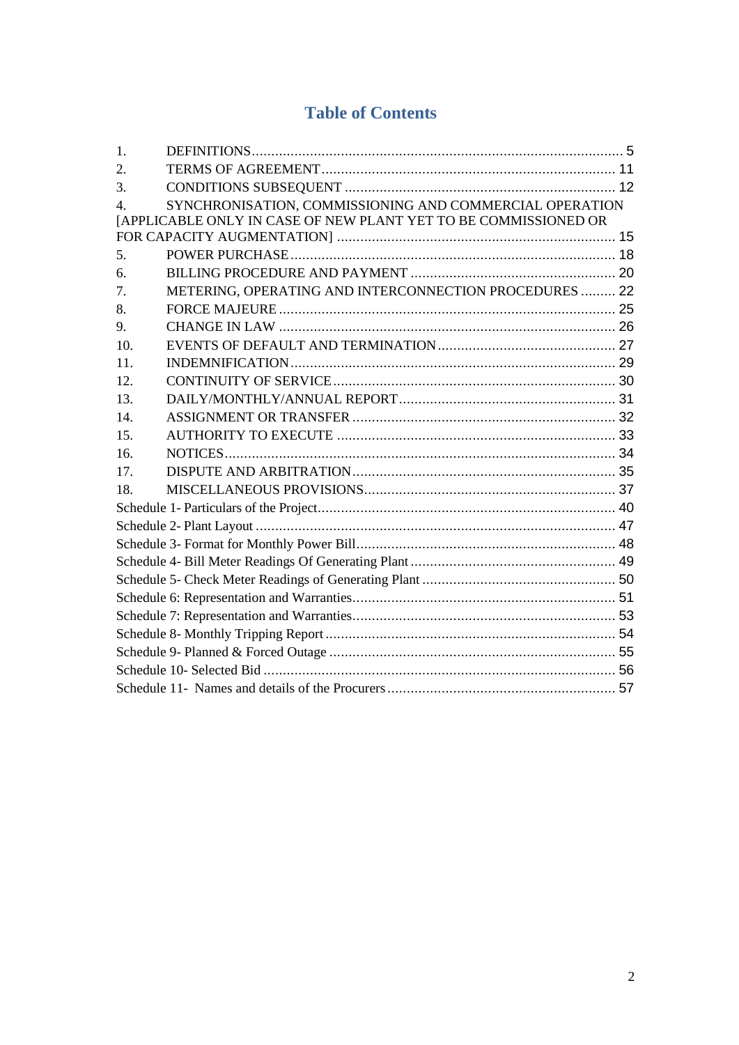# Table of Contents

1. DEFINITIONS ..... 5
2. TERMS OF AGREEMENT ..... 11
3. CONDITIONS SUBSEQUENT ..... 12
4. SYNCHRONISATION, COMMISSIONING AND COMMERCIAL OPERATION [APPLICABLE ONLY IN CASE OF NEW PLANT YET TO BE COMMISSIONED OR FOR CAPACITY AUGMENTATION] ..... 15
5. POWER PURCHASE ..... 18
6. BILLING PROCEDURE AND PAYMENT ..... 20
7. METERING, OPERATING AND INTERCONNECTION PROCEDURES ..... 22
8. FORCE MAJEURE ..... 25
9. CHANGE IN LAW ..... 26
10. EVENTS OF DEFAULT AND TERMINATION ..... 27
11. INDEMNIFICATION ..... 29
12. CONTINUITY OF SERVICE ..... 30
13. DAILY/MONTHLY/ANNUAL REPORT ..... 31
14. ASSIGNMENT OR TRANSFER ..... 32
15. AUTHORITY TO EXECUTE ..... 33
16. NOTICES ..... 34
17. DISPUTE AND ARBITRATION ..... 35
18. MISCELLANEOUS PROVISIONS ..... 37

Schedule 1- Particulars of the Project ..... 40
Schedule 2- Plant Layout ..... 47
Schedule 3- Format for Monthly Power Bill ..... 48
Schedule 4- Bill Meter Readings Of Generating Plant ..... 49
Schedule 5- Check Meter Readings of Generating Plant ..... 50
Schedule 6: Representation and Warranties ..... 51
Schedule 7: Representation and Warranties ..... 53
Schedule 8- Monthly Tripping Report ..... 54
Schedule 9- Planned & Forced Outage ..... 55
Schedule 10- Selected Bid ..... 56
Schedule 11- Names and details of the Procurers ..... 57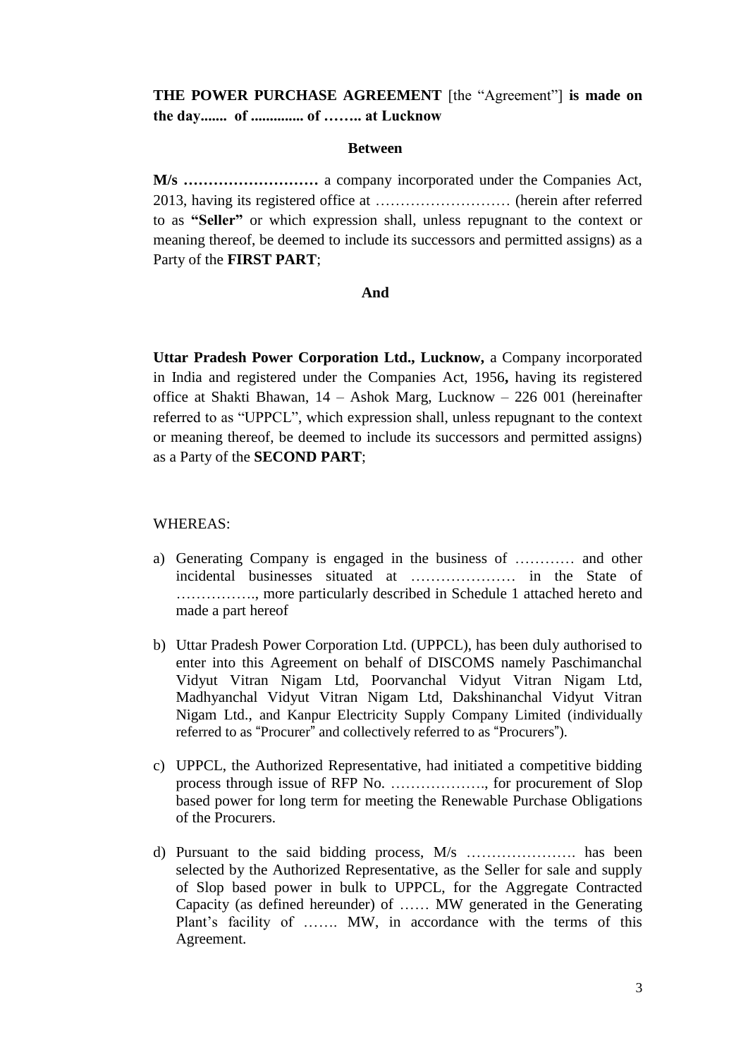**THE POWER PURCHASE AGREEMENT** [the "Agreement"] **is made on the day....... of .............. of …….. at Lucknow**

**Between**

**M/s ………………………** a company incorporated under the Companies Act, 2013, having its registered office at ……………………… (herein after referred to as **"Seller"** or which expression shall, unless repugnant to the context or meaning thereof, be deemed to include its successors and permitted assigns) as a Party of the **FIRST PART**;

**And**

**Uttar Pradesh Power Corporation Ltd., Lucknow,** a Company incorporated in India and registered under the Companies Act, 1956**,** having its registered office at Shakti Bhawan, 14 – Ashok Marg, Lucknow – 226 001 (hereinafter referred to as "UPPCL", which expression shall, unless repugnant to the context or meaning thereof, be deemed to include its successors and permitted assigns) as a Party of the **SECOND PART**;

WHEREAS:

a) Generating Company is engaged in the business of ………… and other incidental businesses situated at ………………… in the State of ……………., more particularly described in Schedule 1 attached hereto and made a part hereof

b) Uttar Pradesh Power Corporation Ltd. (UPPCL), has been duly authorised to enter into this Agreement on behalf of DISCOMS namely Paschimanchal Vidyut Vitran Nigam Ltd, Poorvanchal Vidyut Vitran Nigam Ltd, Madhyanchal Vidyut Vitran Nigam Ltd, Dakshinanchal Vidyut Vitran Nigam Ltd., and Kanpur Electricity Supply Company Limited (individually referred to as "Procurer" and collectively referred to as "Procurers").

c) UPPCL, the Authorized Representative, had initiated a competitive bidding process through issue of RFP No. ………………., for procurement of Slop based power for long term for meeting the Renewable Purchase Obligations of the Procurers.

d) Pursuant to the said bidding process, M/s …………………. has been selected by the Authorized Representative, as the Seller for sale and supply of Slop based power in bulk to UPPCL, for the Aggregate Contracted Capacity (as defined hereunder) of …… MW generated in the Generating Plant's facility of ……. MW, in accordance with the terms of this Agreement.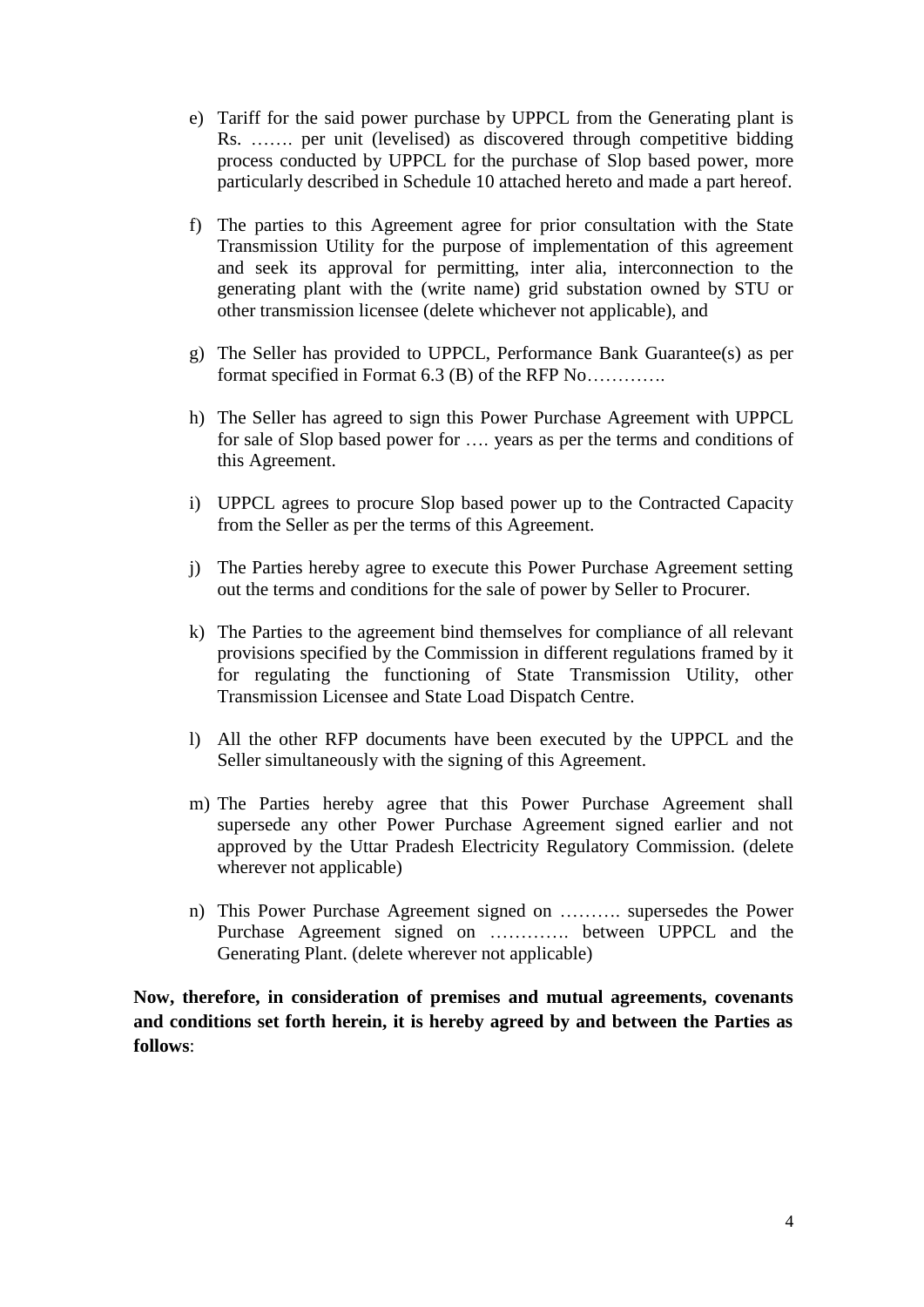e) Tariff for the said power purchase by UPPCL from the Generating plant is Rs. ……. per unit (levelised) as discovered through competitive bidding process conducted by UPPCL for the purchase of Slop based power, more particularly described in Schedule 10 attached hereto and made a part hereof.

f) The parties to this Agreement agree for prior consultation with the State Transmission Utility for the purpose of implementation of this agreement and seek its approval for permitting, inter alia, interconnection to the generating plant with the (write name) grid substation owned by STU or other transmission licensee (delete whichever not applicable), and

g) The Seller has provided to UPPCL, Performance Bank Guarantee(s) as per format specified in Format 6.3 (B) of the RFP No………….

h) The Seller has agreed to sign this Power Purchase Agreement with UPPCL for sale of Slop based power for …. years as per the terms and conditions of this Agreement.

i) UPPCL agrees to procure Slop based power up to the Contracted Capacity from the Seller as per the terms of this Agreement.

j) The Parties hereby agree to execute this Power Purchase Agreement setting out the terms and conditions for the sale of power by Seller to Procurer.

k) The Parties to the agreement bind themselves for compliance of all relevant provisions specified by the Commission in different regulations framed by it for regulating the functioning of State Transmission Utility, other Transmission Licensee and State Load Dispatch Centre.

l) All the other RFP documents have been executed by the UPPCL and the Seller simultaneously with the signing of this Agreement.

m) The Parties hereby agree that this Power Purchase Agreement shall supersede any other Power Purchase Agreement signed earlier and not approved by the Uttar Pradesh Electricity Regulatory Commission. (delete wherever not applicable)

n) This Power Purchase Agreement signed on ………. supersedes the Power Purchase Agreement signed on …………. between UPPCL and the Generating Plant. (delete wherever not applicable)

**Now, therefore, in consideration of premises and mutual agreements, covenants and conditions set forth herein, it is hereby agreed by and between the Parties as follows**: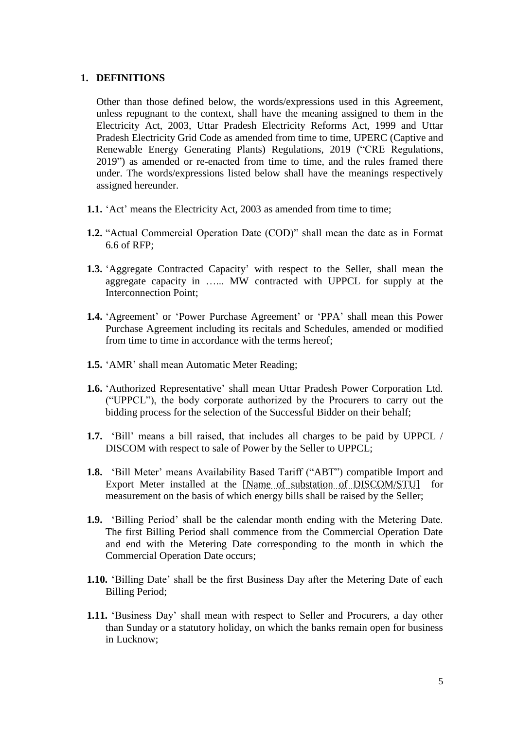## 1. DEFINITIONS

Other than those defined below, the words/expressions used in this Agreement, unless repugnant to the context, shall have the meaning assigned to them in the Electricity Act, 2003, Uttar Pradesh Electricity Reforms Act, 1999 and Uttar Pradesh Electricity Grid Code as amended from time to time, UPERC (Captive and Renewable Energy Generating Plants) Regulations, 2019 ("CRE Regulations, 2019") as amended or re-enacted from time to time, and the rules framed there under. The words/expressions listed below shall have the meanings respectively assigned hereunder.

**1.1.** 'Act' means the Electricity Act, 2003 as amended from time to time;

**1.2.** "Actual Commercial Operation Date (COD)" shall mean the date as in Format 6.6 of RFP;

**1.3.** 'Aggregate Contracted Capacity' with respect to the Seller, shall mean the aggregate capacity in …... MW contracted with UPPCL for supply at the Interconnection Point;

**1.4.** 'Agreement' or 'Power Purchase Agreement' or 'PPA' shall mean this Power Purchase Agreement including its recitals and Schedules, amended or modified from time to time in accordance with the terms hereof;

**1.5.** 'AMR' shall mean Automatic Meter Reading;

**1.6.** 'Authorized Representative' shall mean Uttar Pradesh Power Corporation Ltd. ("UPPCL"), the body corporate authorized by the Procurers to carry out the bidding process for the selection of the Successful Bidder on their behalf;

**1.7.** 'Bill' means a bill raised, that includes all charges to be paid by UPPCL / DISCOM with respect to sale of Power by the Seller to UPPCL;

**1.8.** 'Bill Meter' means Availability Based Tariff ("ABT") compatible Import and Export Meter installed at the [Name of substation of DISCOM/STU] for measurement on the basis of which energy bills shall be raised by the Seller;

**1.9.** 'Billing Period' shall be the calendar month ending with the Metering Date. The first Billing Period shall commence from the Commercial Operation Date and end with the Metering Date corresponding to the month in which the Commercial Operation Date occurs;

**1.10.** 'Billing Date' shall be the first Business Day after the Metering Date of each Billing Period;

**1.11.** 'Business Day' shall mean with respect to Seller and Procurers, a day other than Sunday or a statutory holiday, on which the banks remain open for business in Lucknow;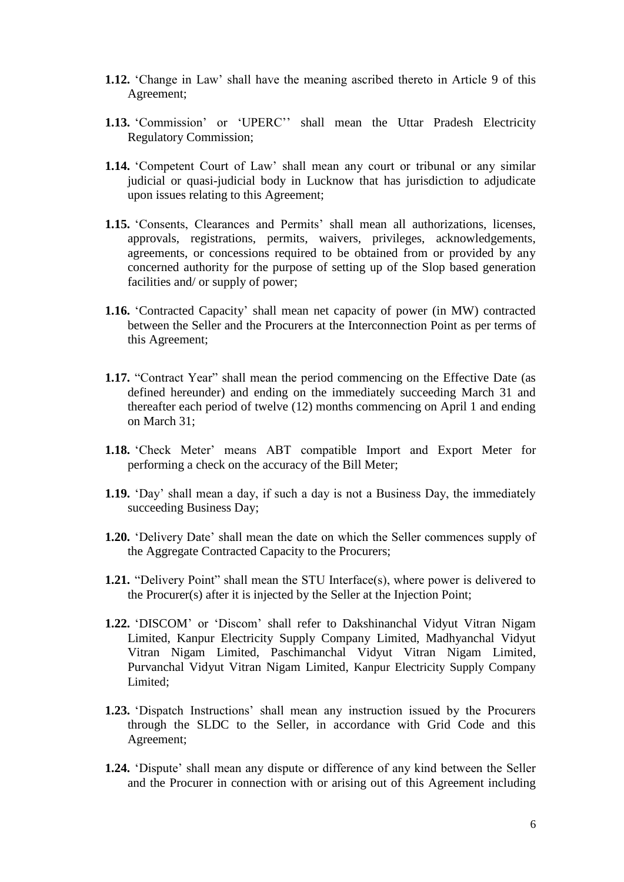**1.12.** 'Change in Law' shall have the meaning ascribed thereto in Article 9 of this Agreement;

**1.13.** 'Commission' or 'UPERC'' shall mean the Uttar Pradesh Electricity Regulatory Commission;

**1.14.** 'Competent Court of Law' shall mean any court or tribunal or any similar judicial or quasi-judicial body in Lucknow that has jurisdiction to adjudicate upon issues relating to this Agreement;

**1.15.** 'Consents, Clearances and Permits' shall mean all authorizations, licenses, approvals, registrations, permits, waivers, privileges, acknowledgements, agreements, or concessions required to be obtained from or provided by any concerned authority for the purpose of setting up of the Slop based generation facilities and/ or supply of power;

**1.16.** 'Contracted Capacity' shall mean net capacity of power (in MW) contracted between the Seller and the Procurers at the Interconnection Point as per terms of this Agreement;

**1.17.** "Contract Year" shall mean the period commencing on the Effective Date (as defined hereunder) and ending on the immediately succeeding March 31 and thereafter each period of twelve (12) months commencing on April 1 and ending on March 31;

**1.18.** 'Check Meter' means ABT compatible Import and Export Meter for performing a check on the accuracy of the Bill Meter;

**1.19.** 'Day' shall mean a day, if such a day is not a Business Day, the immediately succeeding Business Day;

**1.20.** 'Delivery Date' shall mean the date on which the Seller commences supply of the Aggregate Contracted Capacity to the Procurers;

**1.21.** "Delivery Point" shall mean the STU Interface(s), where power is delivered to the Procurer(s) after it is injected by the Seller at the Injection Point;

**1.22.** 'DISCOM' or 'Discom' shall refer to Dakshinanchal Vidyut Vitran Nigam Limited, Kanpur Electricity Supply Company Limited, Madhyanchal Vidyut Vitran Nigam Limited, Paschimanchal Vidyut Vitran Nigam Limited, Purvanchal Vidyut Vitran Nigam Limited, Kanpur Electricity Supply Company Limited;

**1.23.** 'Dispatch Instructions' shall mean any instruction issued by the Procurers through the SLDC to the Seller, in accordance with Grid Code and this Agreement;

**1.24.** 'Dispute' shall mean any dispute or difference of any kind between the Seller and the Procurer in connection with or arising out of this Agreement including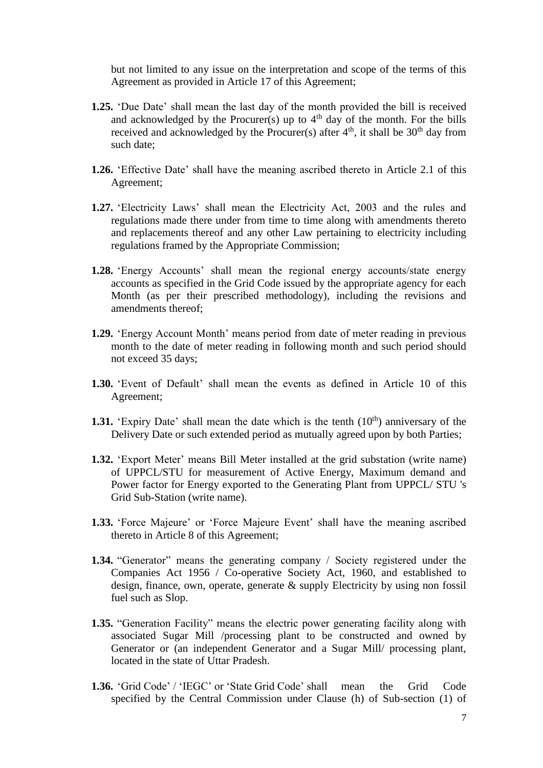but not limited to any issue on the interpretation and scope of the terms of this Agreement as provided in Article 17 of this Agreement;

**1.25.** 'Due Date' shall mean the last day of the month provided the bill is received and acknowledged by the Procurer(s) up to 4th day of the month. For the bills received and acknowledged by the Procurer(s) after 4th, it shall be 30th day from such date;

**1.26.** 'Effective Date' shall have the meaning ascribed thereto in Article 2.1 of this Agreement;

**1.27.** 'Electricity Laws' shall mean the Electricity Act, 2003 and the rules and regulations made there under from time to time along with amendments thereto and replacements thereof and any other Law pertaining to electricity including regulations framed by the Appropriate Commission;

**1.28.** 'Energy Accounts' shall mean the regional energy accounts/state energy accounts as specified in the Grid Code issued by the appropriate agency for each Month (as per their prescribed methodology), including the revisions and amendments thereof;

**1.29.** 'Energy Account Month' means period from date of meter reading in previous month to the date of meter reading in following month and such period should not exceed 35 days;

**1.30.** 'Event of Default' shall mean the events as defined in Article 10 of this Agreement;

**1.31.** 'Expiry Date' shall mean the date which is the tenth (10th) anniversary of the Delivery Date or such extended period as mutually agreed upon by both Parties;

**1.32.** 'Export Meter' means Bill Meter installed at the grid substation (write name) of UPPCL/STU for measurement of Active Energy, Maximum demand and Power factor for Energy exported to the Generating Plant from UPPCL/ STU 's Grid Sub-Station (write name).

**1.33.** 'Force Majeure' or 'Force Majeure Event' shall have the meaning ascribed thereto in Article 8 of this Agreement;

**1.34.** "Generator" means the generating company / Society registered under the Companies Act 1956 / Co-operative Society Act, 1960, and established to design, finance, own, operate, generate & supply Electricity by using non fossil fuel such as Slop.

**1.35.** "Generation Facility" means the electric power generating facility along with associated Sugar Mill /processing plant to be constructed and owned by Generator or (an independent Generator and a Sugar Mill/ processing plant, located in the state of Uttar Pradesh.

**1.36.** 'Grid Code' / 'IEGC' or 'State Grid Code' shall mean the Grid Code specified by the Central Commission under Clause (h) of Sub-section (1) of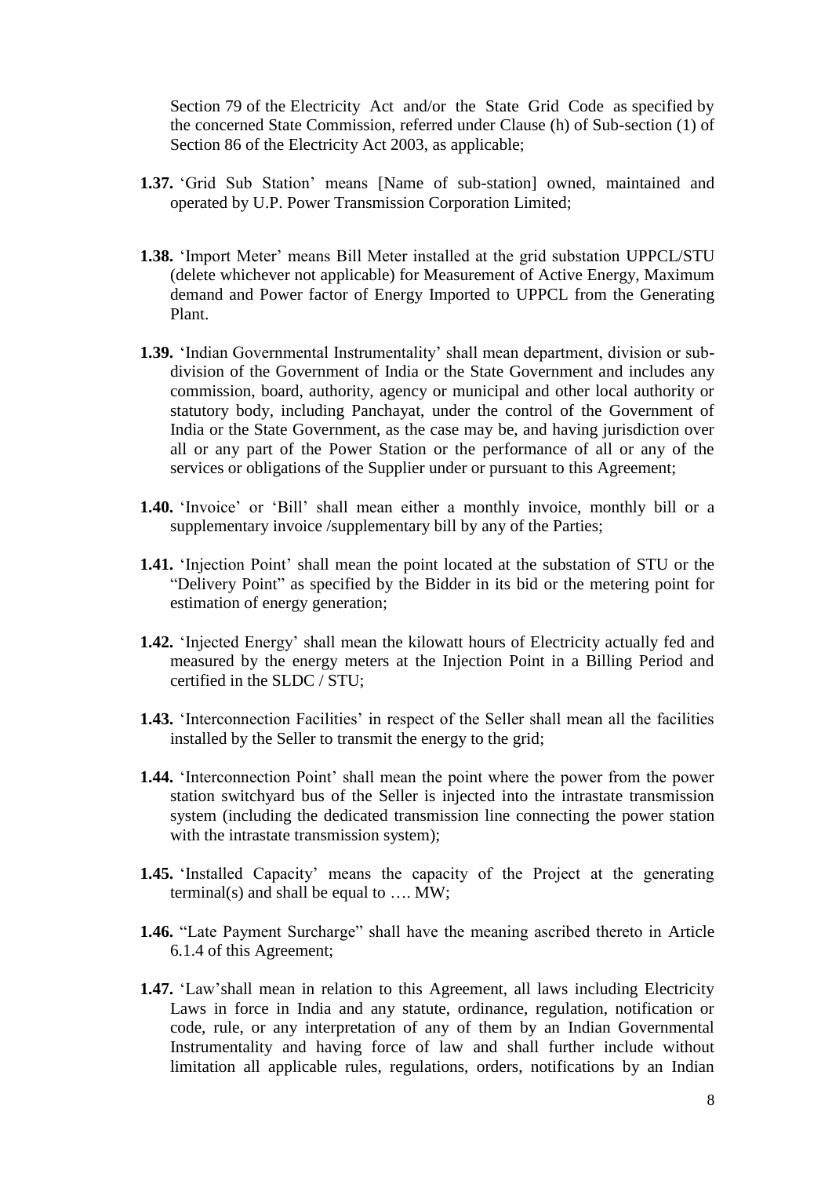Section 79 of the Electricity Act and/or the State Grid Code as specified by the concerned State Commission, referred under Clause (h) of Sub-section (1) of Section 86 of the Electricity Act 2003, as applicable;

**1.37.** 'Grid Sub Station' means [Name of sub-station] owned, maintained and operated by U.P. Power Transmission Corporation Limited;

**1.38.** 'Import Meter' means Bill Meter installed at the grid substation UPPCL/STU (delete whichever not applicable) for Measurement of Active Energy, Maximum demand and Power factor of Energy Imported to UPPCL from the Generating Plant.

**1.39.** 'Indian Governmental Instrumentality' shall mean department, division or sub-division of the Government of India or the State Government and includes any commission, board, authority, agency or municipal and other local authority or statutory body, including Panchayat, under the control of the Government of India or the State Government, as the case may be, and having jurisdiction over all or any part of the Power Station or the performance of all or any of the services or obligations of the Supplier under or pursuant to this Agreement;

**1.40.** 'Invoice' or 'Bill' shall mean either a monthly invoice, monthly bill or a supplementary invoice /supplementary bill by any of the Parties;

**1.41.** 'Injection Point' shall mean the point located at the substation of STU or the "Delivery Point" as specified by the Bidder in its bid or the metering point for estimation of energy generation;

**1.42.** 'Injected Energy' shall mean the kilowatt hours of Electricity actually fed and measured by the energy meters at the Injection Point in a Billing Period and certified in the SLDC / STU;

**1.43.** 'Interconnection Facilities' in respect of the Seller shall mean all the facilities installed by the Seller to transmit the energy to the grid;

**1.44.** 'Interconnection Point' shall mean the point where the power from the power station switchyard bus of the Seller is injected into the intrastate transmission system (including the dedicated transmission line connecting the power station with the intrastate transmission system);

**1.45.** 'Installed Capacity' means the capacity of the Project at the generating terminal(s) and shall be equal to …. MW;

**1.46.** "Late Payment Surcharge" shall have the meaning ascribed thereto in Article 6.1.4 of this Agreement;

**1.47.** 'Law'shall mean in relation to this Agreement, all laws including Electricity Laws in force in India and any statute, ordinance, regulation, notification or code, rule, or any interpretation of any of them by an Indian Governmental Instrumentality and having force of law and shall further include without limitation all applicable rules, regulations, orders, notifications by an Indian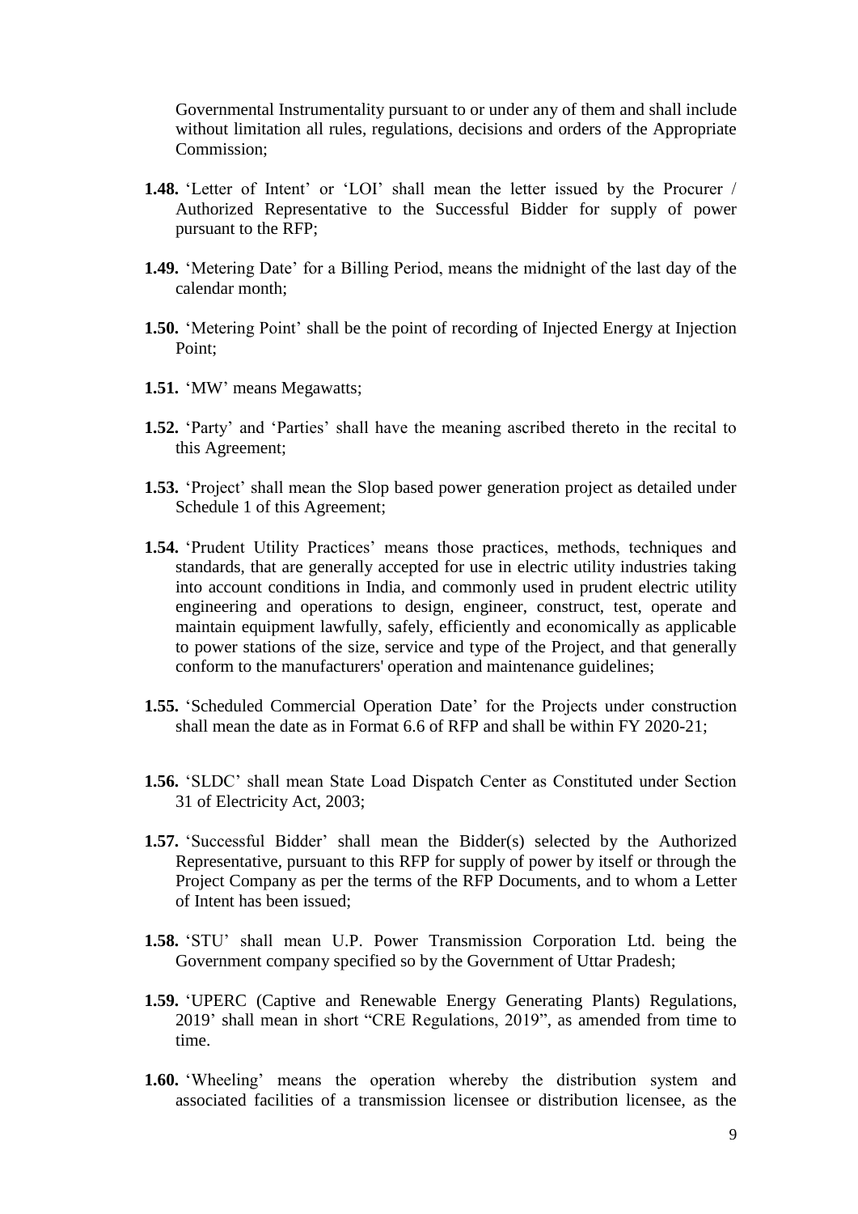Governmental Instrumentality pursuant to or under any of them and shall include without limitation all rules, regulations, decisions and orders of the Appropriate Commission;

**1.48.** 'Letter of Intent' or 'LOI' shall mean the letter issued by the Procurer / Authorized Representative to the Successful Bidder for supply of power pursuant to the RFP;

**1.49.** 'Metering Date' for a Billing Period, means the midnight of the last day of the calendar month;

**1.50.** 'Metering Point' shall be the point of recording of Injected Energy at Injection Point;

**1.51.** 'MW' means Megawatts;

**1.52.** 'Party' and 'Parties' shall have the meaning ascribed thereto in the recital to this Agreement;

**1.53.** 'Project' shall mean the Slop based power generation project as detailed under Schedule 1 of this Agreement;

**1.54.** 'Prudent Utility Practices' means those practices, methods, techniques and standards, that are generally accepted for use in electric utility industries taking into account conditions in India, and commonly used in prudent electric utility engineering and operations to design, engineer, construct, test, operate and maintain equipment lawfully, safely, efficiently and economically as applicable to power stations of the size, service and type of the Project, and that generally conform to the manufacturers' operation and maintenance guidelines;

**1.55.** 'Scheduled Commercial Operation Date' for the Projects under construction shall mean the date as in Format 6.6 of RFP and shall be within FY 2020-21;

**1.56.** 'SLDC' shall mean State Load Dispatch Center as Constituted under Section 31 of Electricity Act, 2003;

**1.57.** 'Successful Bidder' shall mean the Bidder(s) selected by the Authorized Representative, pursuant to this RFP for supply of power by itself or through the Project Company as per the terms of the RFP Documents, and to whom a Letter of Intent has been issued;

**1.58.** 'STU' shall mean U.P. Power Transmission Corporation Ltd. being the Government company specified so by the Government of Uttar Pradesh;

**1.59.** 'UPERC (Captive and Renewable Energy Generating Plants) Regulations, 2019' shall mean in short "CRE Regulations, 2019", as amended from time to time.

**1.60.** 'Wheeling' means the operation whereby the distribution system and associated facilities of a transmission licensee or distribution licensee, as the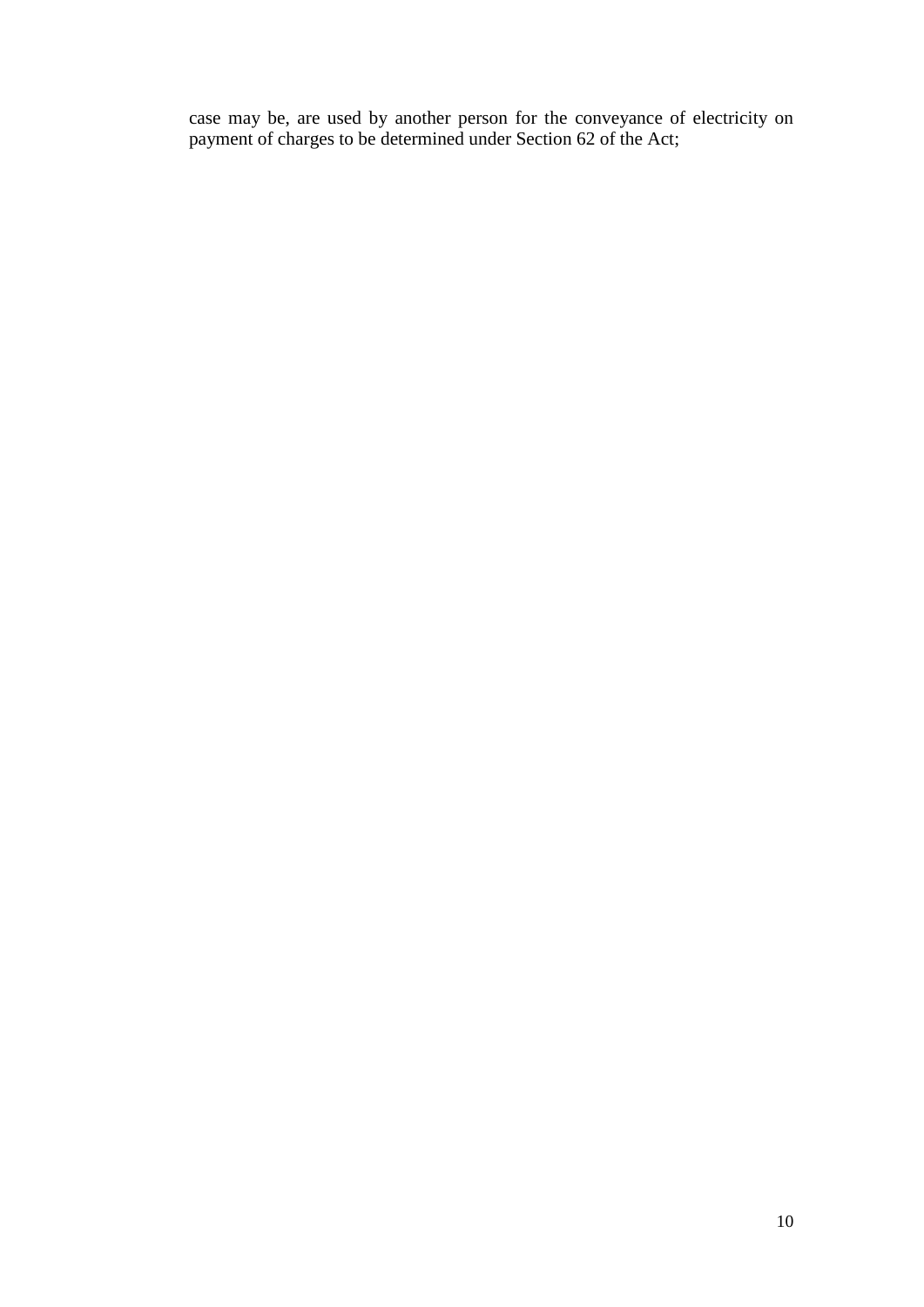case may be, are used by another person for the conveyance of electricity on payment of charges to be determined under Section 62 of the Act;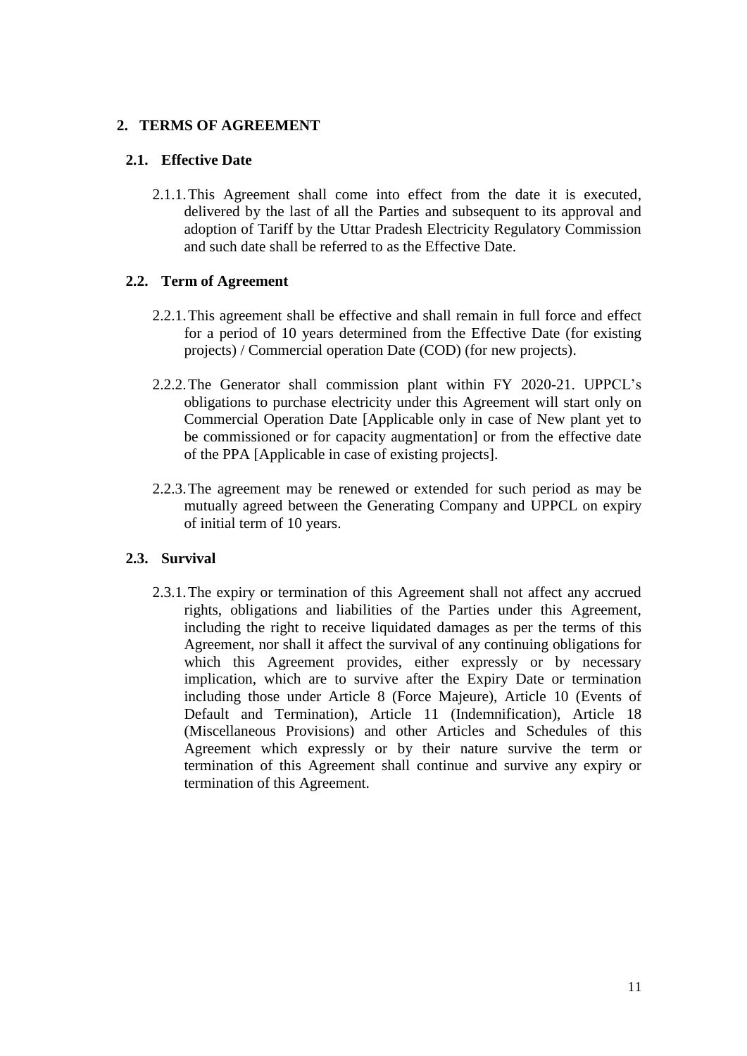## 2. TERMS OF AGREEMENT

### 2.1. Effective Date

2.1.1. This Agreement shall come into effect from the date it is executed, delivered by the last of all the Parties and subsequent to its approval and adoption of Tariff by the Uttar Pradesh Electricity Regulatory Commission and such date shall be referred to as the Effective Date.

### 2.2. Term of Agreement

2.2.1. This agreement shall be effective and shall remain in full force and effect for a period of 10 years determined from the Effective Date (for existing projects) / Commercial operation Date (COD) (for new projects).

2.2.2. The Generator shall commission plant within FY 2020-21. UPPCL's obligations to purchase electricity under this Agreement will start only on Commercial Operation Date [Applicable only in case of New plant yet to be commissioned or for capacity augmentation] or from the effective date of the PPA [Applicable in case of existing projects].

2.2.3. The agreement may be renewed or extended for such period as may be mutually agreed between the Generating Company and UPPCL on expiry of initial term of 10 years.

### 2.3. Survival

2.3.1. The expiry or termination of this Agreement shall not affect any accrued rights, obligations and liabilities of the Parties under this Agreement, including the right to receive liquidated damages as per the terms of this Agreement, nor shall it affect the survival of any continuing obligations for which this Agreement provides, either expressly or by necessary implication, which are to survive after the Expiry Date or termination including those under Article 8 (Force Majeure), Article 10 (Events of Default and Termination), Article 11 (Indemnification), Article 18 (Miscellaneous Provisions) and other Articles and Schedules of this Agreement which expressly or by their nature survive the term or termination of this Agreement shall continue and survive any expiry or termination of this Agreement.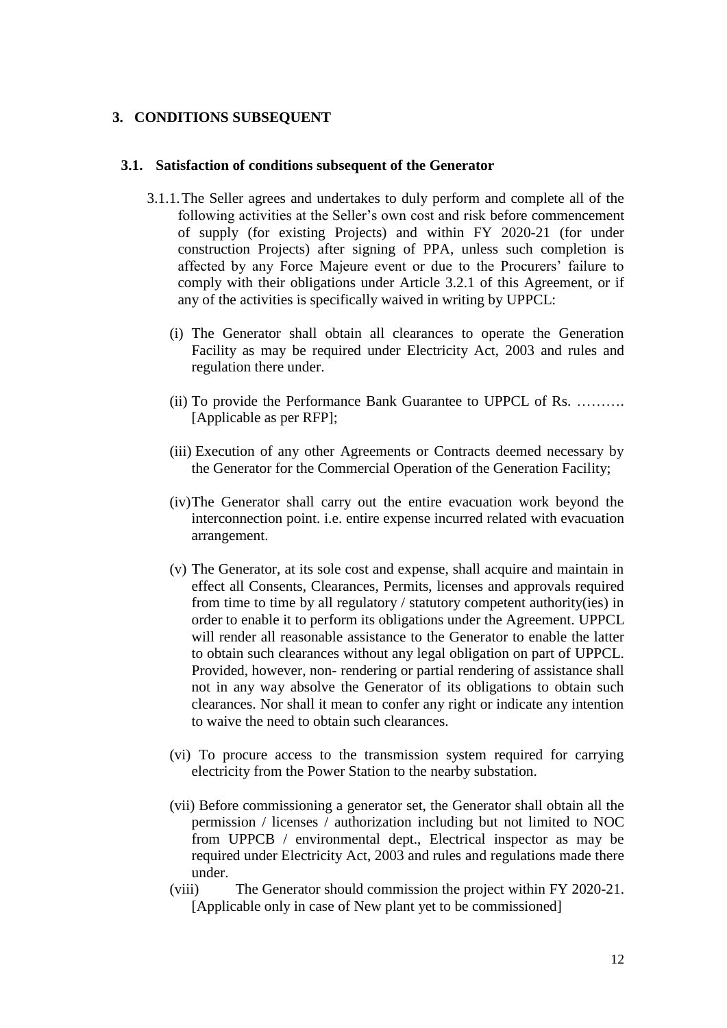## 3. CONDITIONS SUBSEQUENT

### 3.1. Satisfaction of conditions subsequent of the Generator

3.1.1. The Seller agrees and undertakes to duly perform and complete all of the following activities at the Seller's own cost and risk before commencement of supply (for existing Projects) and within FY 2020-21 (for under construction Projects) after signing of PPA, unless such completion is affected by any Force Majeure event or due to the Procurers' failure to comply with their obligations under Article 3.2.1 of this Agreement, or if any of the activities is specifically waived in writing by UPPCL:

(i) The Generator shall obtain all clearances to operate the Generation Facility as may be required under Electricity Act, 2003 and rules and regulation there under.

(ii) To provide the Performance Bank Guarantee to UPPCL of Rs. ………. [Applicable as per RFP];

(iii) Execution of any other Agreements or Contracts deemed necessary by the Generator for the Commercial Operation of the Generation Facility;

(iv) The Generator shall carry out the entire evacuation work beyond the interconnection point. i.e. entire expense incurred related with evacuation arrangement.

(v) The Generator, at its sole cost and expense, shall acquire and maintain in effect all Consents, Clearances, Permits, licenses and approvals required from time to time by all regulatory / statutory competent authority(ies) in order to enable it to perform its obligations under the Agreement. UPPCL will render all reasonable assistance to the Generator to enable the latter to obtain such clearances without any legal obligation on part of UPPCL. Provided, however, non- rendering or partial rendering of assistance shall not in any way absolve the Generator of its obligations to obtain such clearances. Nor shall it mean to confer any right or indicate any intention to waive the need to obtain such clearances.

(vi) To procure access to the transmission system required for carrying electricity from the Power Station to the nearby substation.

(vii) Before commissioning a generator set, the Generator shall obtain all the permission / licenses / authorization including but not limited to NOC from UPPCB / environmental dept., Electrical inspector as may be required under Electricity Act, 2003 and rules and regulations made there under.

(viii) The Generator should commission the project within FY 2020-21. [Applicable only in case of New plant yet to be commissioned]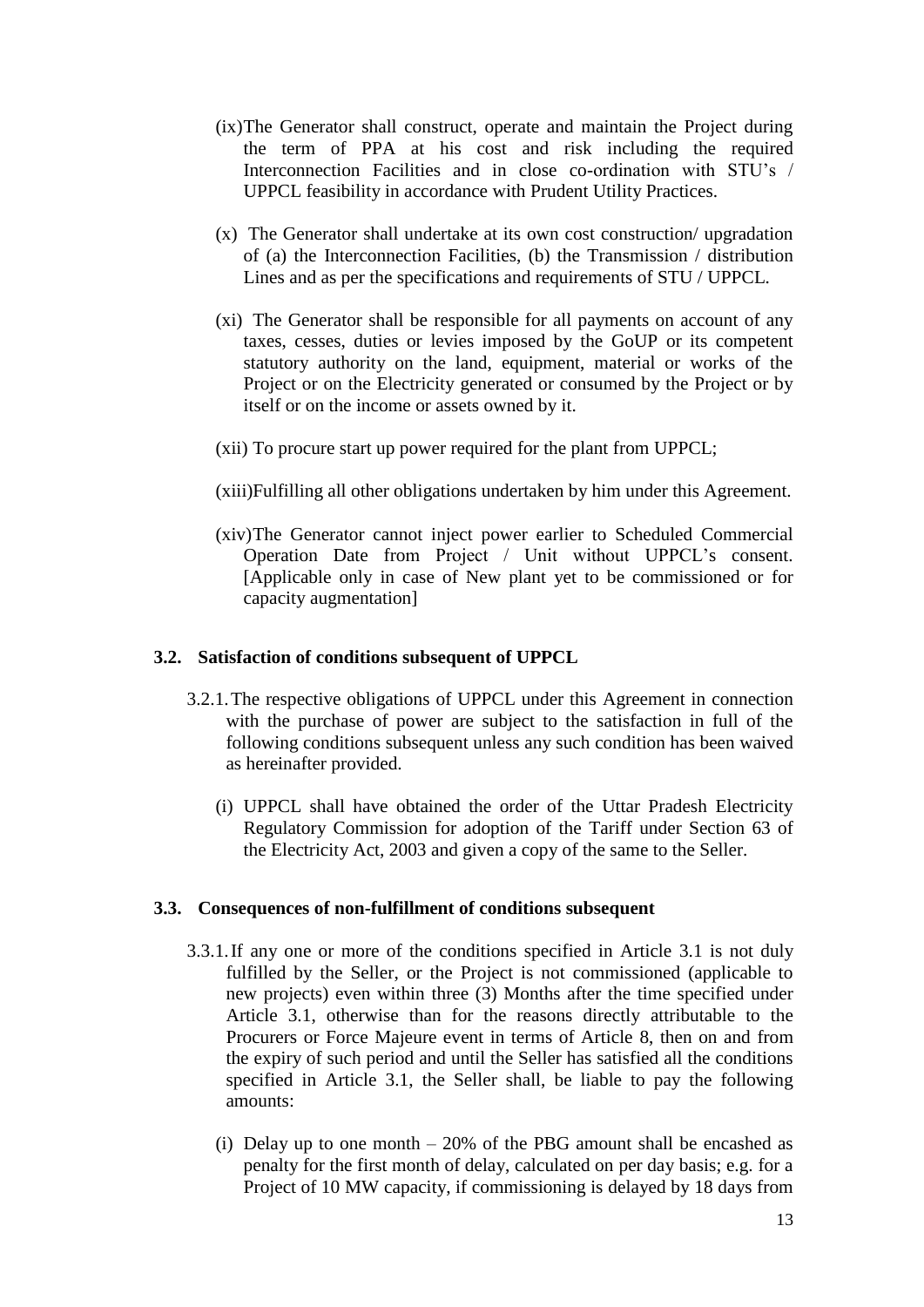(ix) The Generator shall construct, operate and maintain the Project during the term of PPA at his cost and risk including the required Interconnection Facilities and in close co-ordination with STU's / UPPCL feasibility in accordance with Prudent Utility Practices.

(x) The Generator shall undertake at its own cost construction/ upgradation of (a) the Interconnection Facilities, (b) the Transmission / distribution Lines and as per the specifications and requirements of STU / UPPCL.

(xi) The Generator shall be responsible for all payments on account of any taxes, cesses, duties or levies imposed by the GoUP or its competent statutory authority on the land, equipment, material or works of the Project or on the Electricity generated or consumed by the Project or by itself or on the income or assets owned by it.

(xii) To procure start up power required for the plant from UPPCL;

(xiii) Fulfilling all other obligations undertaken by him under this Agreement.

(xiv) The Generator cannot inject power earlier to Scheduled Commercial Operation Date from Project / Unit without UPPCL's consent. [Applicable only in case of New plant yet to be commissioned or for capacity augmentation]

### 3.2. Satisfaction of conditions subsequent of UPPCL

3.2.1. The respective obligations of UPPCL under this Agreement in connection with the purchase of power are subject to the satisfaction in full of the following conditions subsequent unless any such condition has been waived as hereinafter provided.

(i) UPPCL shall have obtained the order of the Uttar Pradesh Electricity Regulatory Commission for adoption of the Tariff under Section 63 of the Electricity Act, 2003 and given a copy of the same to the Seller.

### 3.3. Consequences of non-fulfillment of conditions subsequent

3.3.1. If any one or more of the conditions specified in Article 3.1 is not duly fulfilled by the Seller, or the Project is not commissioned (applicable to new projects) even within three (3) Months after the time specified under Article 3.1, otherwise than for the reasons directly attributable to the Procurers or Force Majeure event in terms of Article 8, then on and from the expiry of such period and until the Seller has satisfied all the conditions specified in Article 3.1, the Seller shall, be liable to pay the following amounts:

(i) Delay up to one month – 20% of the PBG amount shall be encashed as penalty for the first month of delay, calculated on per day basis; e.g. for a Project of 10 MW capacity, if commissioning is delayed by 18 days from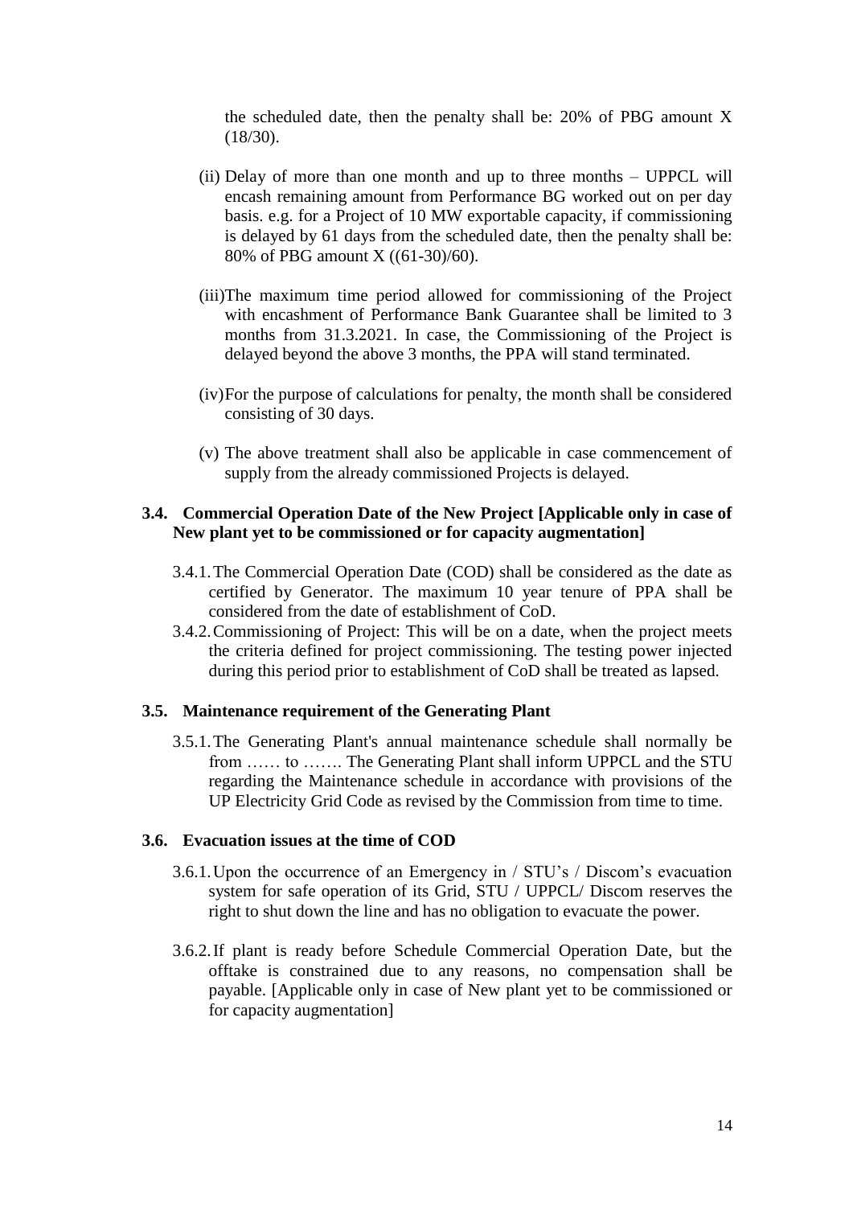the scheduled date, then the penalty shall be: 20% of PBG amount X (18/30).

(ii) Delay of more than one month and up to three months – UPPCL will encash remaining amount from Performance BG worked out on per day basis. e.g. for a Project of 10 MW exportable capacity, if commissioning is delayed by 61 days from the scheduled date, then the penalty shall be: 80% of PBG amount X ((61-30)/60).

(iii) The maximum time period allowed for commissioning of the Project with encashment of Performance Bank Guarantee shall be limited to 3 months from 31.3.2021. In case, the Commissioning of the Project is delayed beyond the above 3 months, the PPA will stand terminated.

(iv) For the purpose of calculations for penalty, the month shall be considered consisting of 30 days.

(v) The above treatment shall also be applicable in case commencement of supply from the already commissioned Projects is delayed.

### 3.4. Commercial Operation Date of the New Project [Applicable only in case of New plant yet to be commissioned or for capacity augmentation]

3.4.1. The Commercial Operation Date (COD) shall be considered as the date as certified by Generator. The maximum 10 year tenure of PPA shall be considered from the date of establishment of CoD.

3.4.2. Commissioning of Project: This will be on a date, when the project meets the criteria defined for project commissioning. The testing power injected during this period prior to establishment of CoD shall be treated as lapsed.

### 3.5. Maintenance requirement of the Generating Plant

3.5.1. The Generating Plant's annual maintenance schedule shall normally be from …… to ……. The Generating Plant shall inform UPPCL and the STU regarding the Maintenance schedule in accordance with provisions of the UP Electricity Grid Code as revised by the Commission from time to time.

### 3.6. Evacuation issues at the time of COD

3.6.1. Upon the occurrence of an Emergency in / STU's / Discom's evacuation system for safe operation of its Grid, STU / UPPCL/ Discom reserves the right to shut down the line and has no obligation to evacuate the power.

3.6.2. If plant is ready before Schedule Commercial Operation Date, but the offtake is constrained due to any reasons, no compensation shall be payable. [Applicable only in case of New plant yet to be commissioned or for capacity augmentation]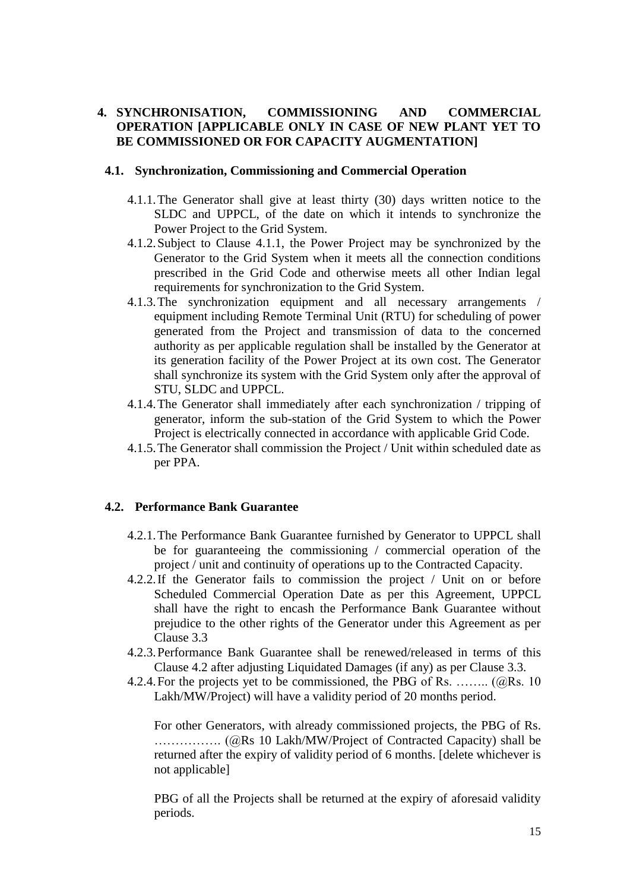# 4. SYNCHRONISATION, COMMISSIONING AND COMMERCIAL OPERATION [APPLICABLE ONLY IN CASE OF NEW PLANT YET TO BE COMMISSIONED OR FOR CAPACITY AUGMENTATION]

## 4.1. Synchronization, Commissioning and Commercial Operation

4.1.1. The Generator shall give at least thirty (30) days written notice to the SLDC and UPPCL, of the date on which it intends to synchronize the Power Project to the Grid System.

4.1.2. Subject to Clause 4.1.1, the Power Project may be synchronized by the Generator to the Grid System when it meets all the connection conditions prescribed in the Grid Code and otherwise meets all other Indian legal requirements for synchronization to the Grid System.

4.1.3. The synchronization equipment and all necessary arrangements / equipment including Remote Terminal Unit (RTU) for scheduling of power generated from the Project and transmission of data to the concerned authority as per applicable regulation shall be installed by the Generator at its generation facility of the Power Project at its own cost. The Generator shall synchronize its system with the Grid System only after the approval of STU, SLDC and UPPCL.

4.1.4. The Generator shall immediately after each synchronization / tripping of generator, inform the sub-station of the Grid System to which the Power Project is electrically connected in accordance with applicable Grid Code.

4.1.5. The Generator shall commission the Project / Unit within scheduled date as per PPA.

## 4.2. Performance Bank Guarantee

4.2.1. The Performance Bank Guarantee furnished by Generator to UPPCL shall be for guaranteeing the commissioning / commercial operation of the project / unit and continuity of operations up to the Contracted Capacity.

4.2.2. If the Generator fails to commission the project / Unit on or before Scheduled Commercial Operation Date as per this Agreement, UPPCL shall have the right to encash the Performance Bank Guarantee without prejudice to the other rights of the Generator under this Agreement as per Clause 3.3

4.2.3. Performance Bank Guarantee shall be renewed/released in terms of this Clause 4.2 after adjusting Liquidated Damages (if any) as per Clause 3.3.

4.2.4. For the projects yet to be commissioned, the PBG of Rs. …….. (@Rs. 10 Lakh/MW/Project) will have a validity period of 20 months period.

For other Generators, with already commissioned projects, the PBG of Rs. ……………. (@Rs 10 Lakh/MW/Project of Contracted Capacity) shall be returned after the expiry of validity period of 6 months. [delete whichever is not applicable]

PBG of all the Projects shall be returned at the expiry of aforesaid validity periods.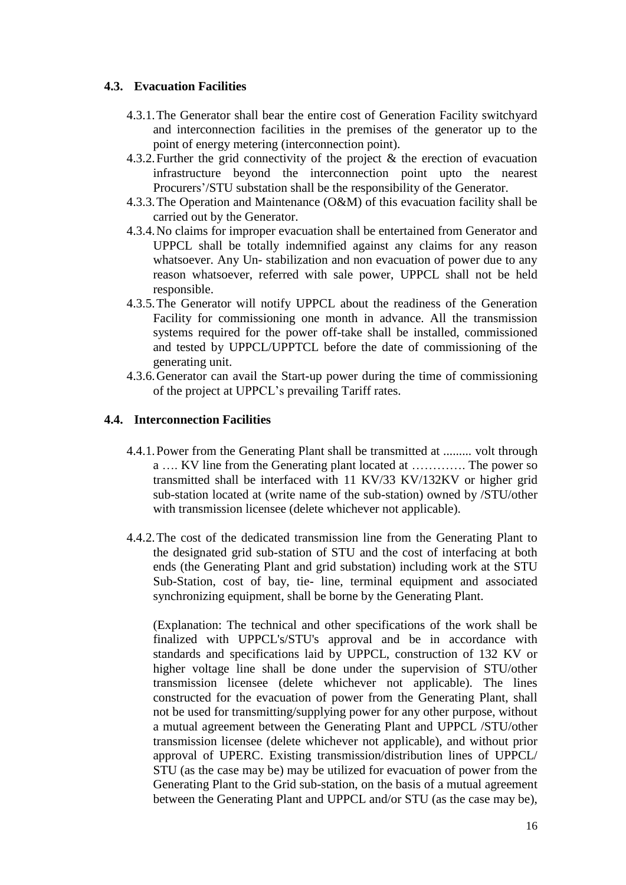### 4.3. Evacuation Facilities

4.3.1. The Generator shall bear the entire cost of Generation Facility switchyard and interconnection facilities in the premises of the generator up to the point of energy metering (interconnection point).

4.3.2. Further the grid connectivity of the project & the erection of evacuation infrastructure beyond the interconnection point upto the nearest Procurers'/STU substation shall be the responsibility of the Generator.

4.3.3. The Operation and Maintenance (O&M) of this evacuation facility shall be carried out by the Generator.

4.3.4. No claims for improper evacuation shall be entertained from Generator and UPPCL shall be totally indemnified against any claims for any reason whatsoever. Any Un- stabilization and non evacuation of power due to any reason whatsoever, referred with sale power, UPPCL shall not be held responsible.

4.3.5. The Generator will notify UPPCL about the readiness of the Generation Facility for commissioning one month in advance. All the transmission systems required for the power off-take shall be installed, commissioned and tested by UPPCL/UPPTCL before the date of commissioning of the generating unit.

4.3.6. Generator can avail the Start-up power during the time of commissioning of the project at UPPCL's prevailing Tariff rates.

### 4.4. Interconnection Facilities

4.4.1. Power from the Generating Plant shall be transmitted at ......... volt through a …. KV line from the Generating plant located at …………. The power so transmitted shall be interfaced with 11 KV/33 KV/132KV or higher grid sub-station located at (write name of the sub-station) owned by /STU/other with transmission licensee (delete whichever not applicable).

4.4.2. The cost of the dedicated transmission line from the Generating Plant to the designated grid sub-station of STU and the cost of interfacing at both ends (the Generating Plant and grid substation) including work at the STU Sub-Station, cost of bay, tie- line, terminal equipment and associated synchronizing equipment, shall be borne by the Generating Plant.

(Explanation: The technical and other specifications of the work shall be finalized with UPPCL's/STU's approval and be in accordance with standards and specifications laid by UPPCL, construction of 132 KV or higher voltage line shall be done under the supervision of STU/other transmission licensee (delete whichever not applicable). The lines constructed for the evacuation of power from the Generating Plant, shall not be used for transmitting/supplying power for any other purpose, without a mutual agreement between the Generating Plant and UPPCL /STU/other transmission licensee (delete whichever not applicable), and without prior approval of UPERC. Existing transmission/distribution lines of UPPCL/ STU (as the case may be) may be utilized for evacuation of power from the Generating Plant to the Grid sub-station, on the basis of a mutual agreement between the Generating Plant and UPPCL and/or STU (as the case may be),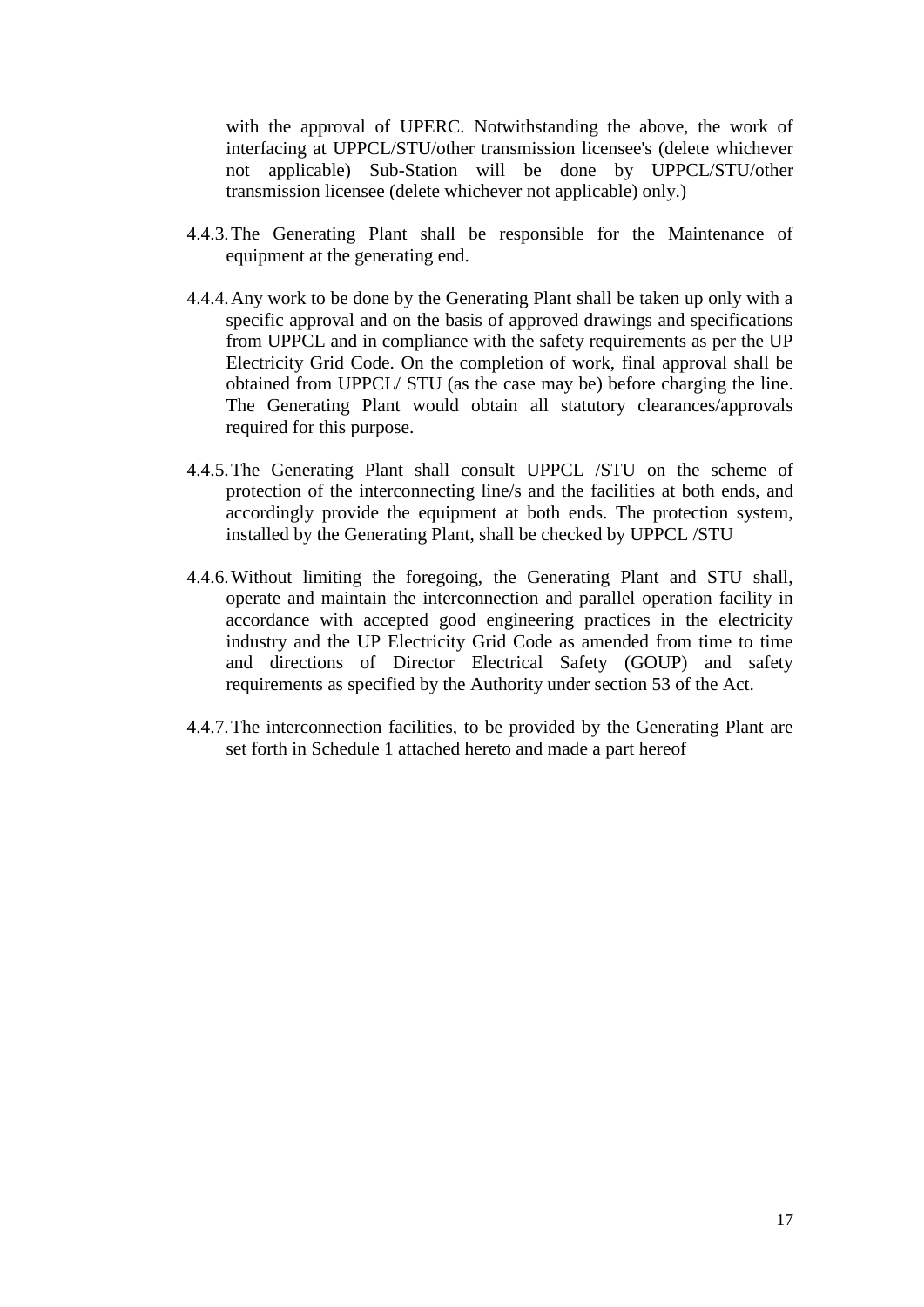with the approval of UPERC. Notwithstanding the above, the work of interfacing at UPPCL/STU/other transmission licensee's (delete whichever not applicable) Sub-Station will be done by UPPCL/STU/other transmission licensee (delete whichever not applicable) only.)

4.4.3. The Generating Plant shall be responsible for the Maintenance of equipment at the generating end.

4.4.4. Any work to be done by the Generating Plant shall be taken up only with a specific approval and on the basis of approved drawings and specifications from UPPCL and in compliance with the safety requirements as per the UP Electricity Grid Code. On the completion of work, final approval shall be obtained from UPPCL/ STU (as the case may be) before charging the line. The Generating Plant would obtain all statutory clearances/approvals required for this purpose.

4.4.5. The Generating Plant shall consult UPPCL /STU on the scheme of protection of the interconnecting line/s and the facilities at both ends, and accordingly provide the equipment at both ends. The protection system, installed by the Generating Plant, shall be checked by UPPCL /STU

4.4.6. Without limiting the foregoing, the Generating Plant and STU shall, operate and maintain the interconnection and parallel operation facility in accordance with accepted good engineering practices in the electricity industry and the UP Electricity Grid Code as amended from time to time and directions of Director Electrical Safety (GOUP) and safety requirements as specified by the Authority under section 53 of the Act.

4.4.7. The interconnection facilities, to be provided by the Generating Plant are set forth in Schedule 1 attached hereto and made a part hereof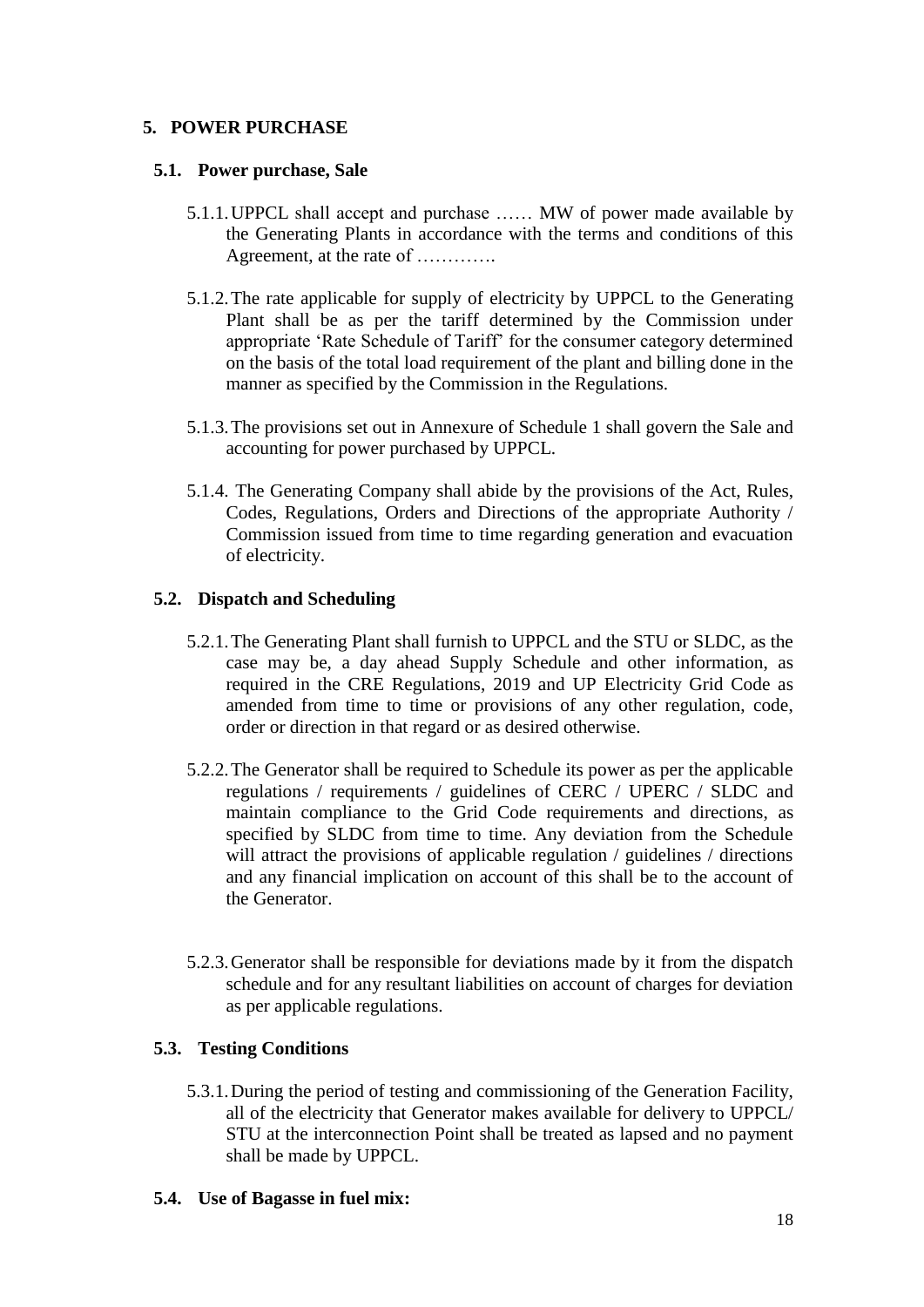## 5. POWER PURCHASE

### 5.1. Power purchase, Sale

5.1.1. UPPCL shall accept and purchase …… MW of power made available by the Generating Plants in accordance with the terms and conditions of this Agreement, at the rate of ………….

5.1.2. The rate applicable for supply of electricity by UPPCL to the Generating Plant shall be as per the tariff determined by the Commission under appropriate 'Rate Schedule of Tariff' for the consumer category determined on the basis of the total load requirement of the plant and billing done in the manner as specified by the Commission in the Regulations.

5.1.3. The provisions set out in Annexure of Schedule 1 shall govern the Sale and accounting for power purchased by UPPCL.

5.1.4. The Generating Company shall abide by the provisions of the Act, Rules, Codes, Regulations, Orders and Directions of the appropriate Authority / Commission issued from time to time regarding generation and evacuation of electricity.

### 5.2. Dispatch and Scheduling

5.2.1. The Generating Plant shall furnish to UPPCL and the STU or SLDC, as the case may be, a day ahead Supply Schedule and other information, as required in the CRE Regulations, 2019 and UP Electricity Grid Code as amended from time to time or provisions of any other regulation, code, order or direction in that regard or as desired otherwise.

5.2.2. The Generator shall be required to Schedule its power as per the applicable regulations / requirements / guidelines of CERC / UPERC / SLDC and maintain compliance to the Grid Code requirements and directions, as specified by SLDC from time to time. Any deviation from the Schedule will attract the provisions of applicable regulation / guidelines / directions and any financial implication on account of this shall be to the account of the Generator.

5.2.3. Generator shall be responsible for deviations made by it from the dispatch schedule and for any resultant liabilities on account of charges for deviation as per applicable regulations.

### 5.3. Testing Conditions

5.3.1. During the period of testing and commissioning of the Generation Facility, all of the electricity that Generator makes available for delivery to UPPCL/ STU at the interconnection Point shall be treated as lapsed and no payment shall be made by UPPCL.

### 5.4. Use of Bagasse in fuel mix: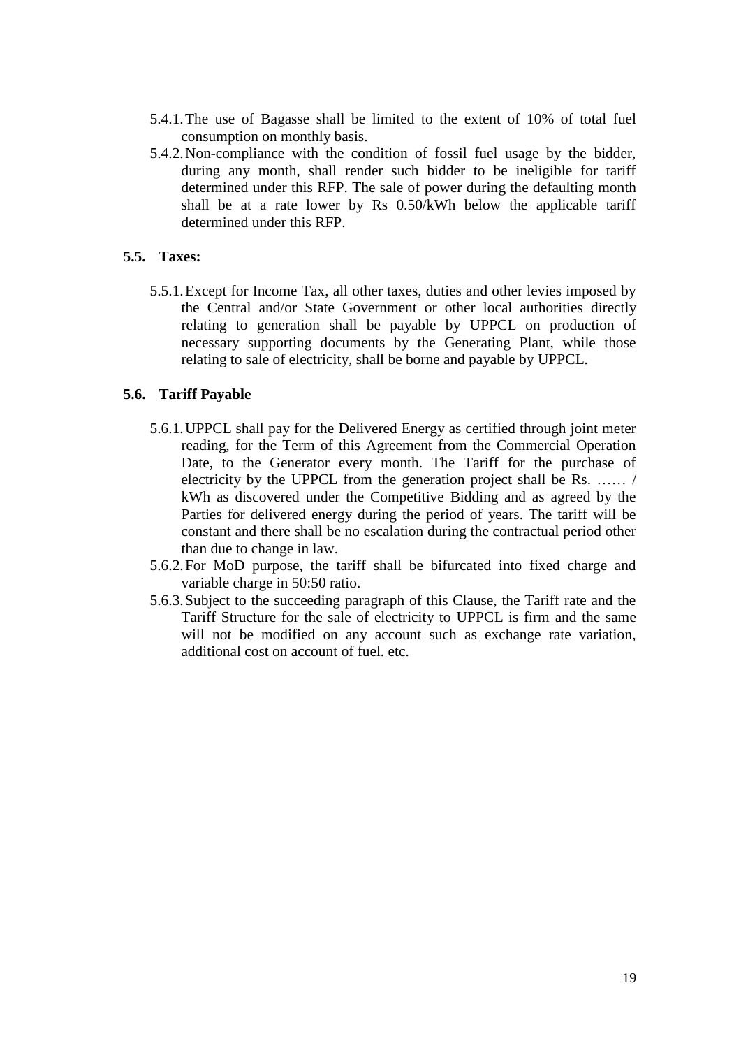5.4.1. The use of Bagasse shall be limited to the extent of 10% of total fuel consumption on monthly basis.

5.4.2. Non-compliance with the condition of fossil fuel usage by the bidder, during any month, shall render such bidder to be ineligible for tariff determined under this RFP. The sale of power during the defaulting month shall be at a rate lower by Rs 0.50/kWh below the applicable tariff determined under this RFP.

### 5.5. Taxes:

5.5.1. Except for Income Tax, all other taxes, duties and other levies imposed by the Central and/or State Government or other local authorities directly relating to generation shall be payable by UPPCL on production of necessary supporting documents by the Generating Plant, while those relating to sale of electricity, shall be borne and payable by UPPCL.

### 5.6. Tariff Payable

5.6.1. UPPCL shall pay for the Delivered Energy as certified through joint meter reading, for the Term of this Agreement from the Commercial Operation Date, to the Generator every month. The Tariff for the purchase of electricity by the UPPCL from the generation project shall be Rs. …… / kWh as discovered under the Competitive Bidding and as agreed by the Parties for delivered energy during the period of years. The tariff will be constant and there shall be no escalation during the contractual period other than due to change in law.

5.6.2. For MoD purpose, the tariff shall be bifurcated into fixed charge and variable charge in 50:50 ratio.

5.6.3. Subject to the succeeding paragraph of this Clause, the Tariff rate and the Tariff Structure for the sale of electricity to UPPCL is firm and the same will not be modified on any account such as exchange rate variation, additional cost on account of fuel. etc.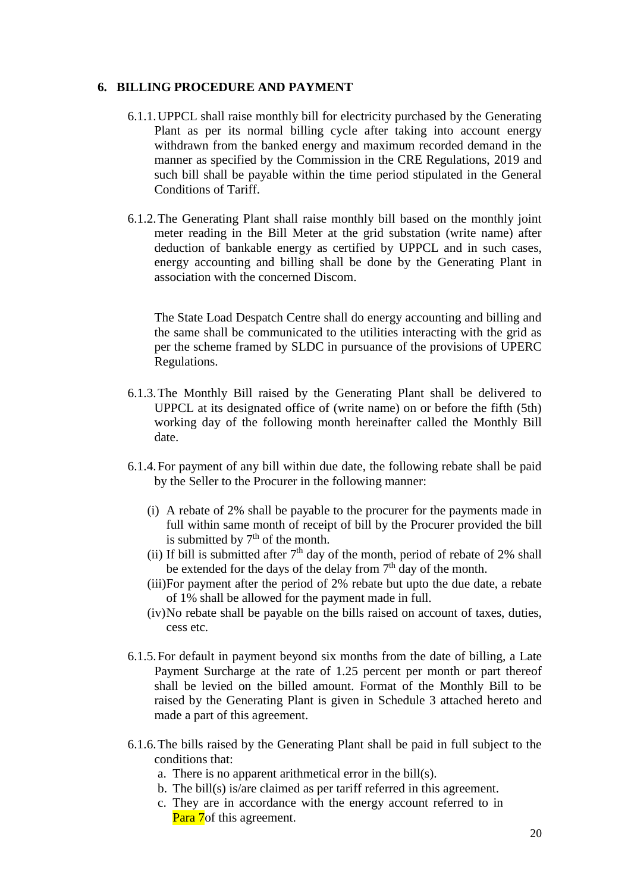## 6. BILLING PROCEDURE AND PAYMENT

6.1.1. UPPCL shall raise monthly bill for electricity purchased by the Generating Plant as per its normal billing cycle after taking into account energy withdrawn from the banked energy and maximum recorded demand in the manner as specified by the Commission in the CRE Regulations, 2019 and such bill shall be payable within the time period stipulated in the General Conditions of Tariff.

6.1.2. The Generating Plant shall raise monthly bill based on the monthly joint meter reading in the Bill Meter at the grid substation (write name) after deduction of bankable energy as certified by UPPCL and in such cases, energy accounting and billing shall be done by the Generating Plant in association with the concerned Discom.

The State Load Despatch Centre shall do energy accounting and billing and the same shall be communicated to the utilities interacting with the grid as per the scheme framed by SLDC in pursuance of the provisions of UPERC Regulations.

6.1.3. The Monthly Bill raised by the Generating Plant shall be delivered to UPPCL at its designated office of (write name) on or before the fifth (5th) working day of the following month hereinafter called the Monthly Bill date.

6.1.4. For payment of any bill within due date, the following rebate shall be paid by the Seller to the Procurer in the following manner:

(i) A rebate of 2% shall be payable to the procurer for the payments made in full within same month of receipt of bill by the Procurer provided the bill is submitted by 7th of the month.
(ii) If bill is submitted after 7th day of the month, period of rebate of 2% shall be extended for the days of the delay from 7th day of the month.
(iii) For payment after the period of 2% rebate but upto the due date, a rebate of 1% shall be allowed for the payment made in full.
(iv) No rebate shall be payable on the bills raised on account of taxes, duties, cess etc.

6.1.5. For default in payment beyond six months from the date of billing, a Late Payment Surcharge at the rate of 1.25 percent per month or part thereof shall be levied on the billed amount. Format of the Monthly Bill to be raised by the Generating Plant is given in Schedule 3 attached hereto and made a part of this agreement.

6.1.6. The bills raised by the Generating Plant shall be paid in full subject to the conditions that:

a. There is no apparent arithmetical error in the bill(s).
b. The bill(s) is/are claimed as per tariff referred in this agreement.
c. They are in accordance with the energy account referred to in Para 7of this agreement.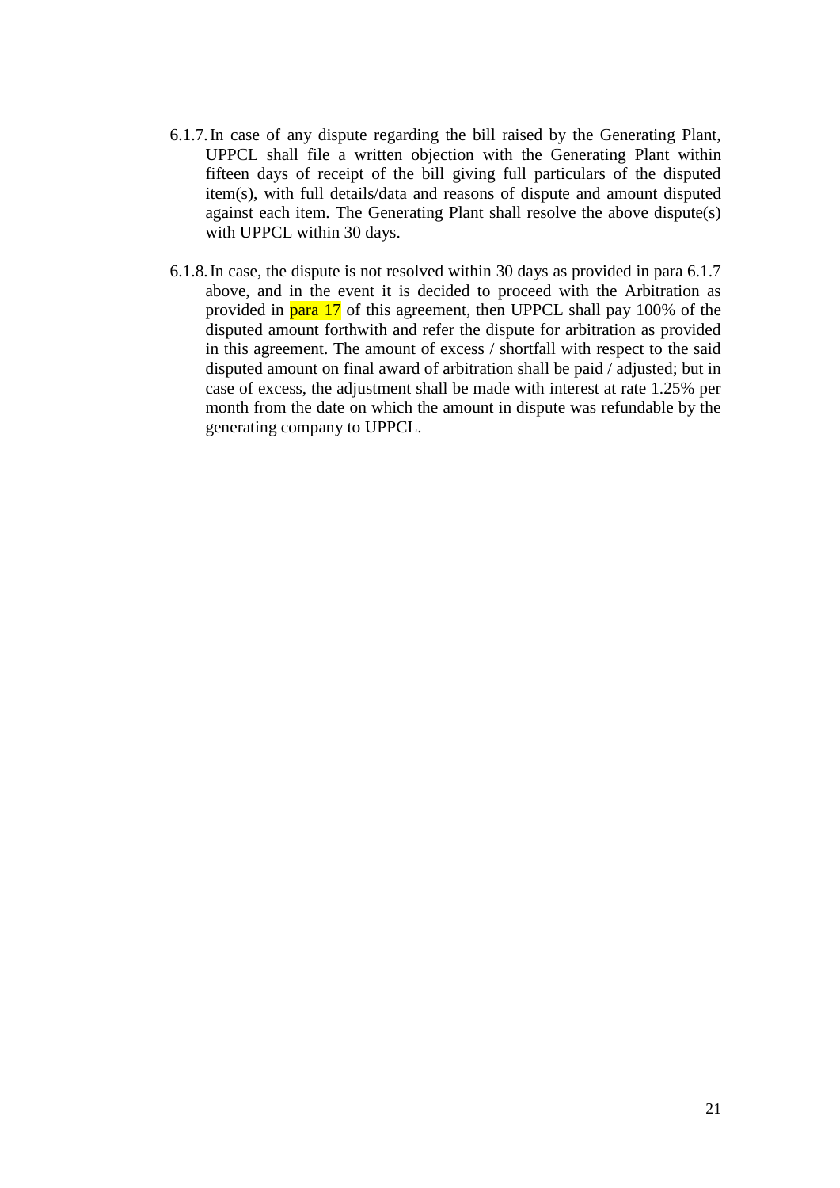6.1.7. In case of any dispute regarding the bill raised by the Generating Plant, UPPCL shall file a written objection with the Generating Plant within fifteen days of receipt of the bill giving full particulars of the disputed item(s), with full details/data and reasons of dispute and amount disputed against each item. The Generating Plant shall resolve the above dispute(s) with UPPCL within 30 days.

6.1.8. In case, the dispute is not resolved within 30 days as provided in para 6.1.7 above, and in the event it is decided to proceed with the Arbitration as provided in para 17 of this agreement, then UPPCL shall pay 100% of the disputed amount forthwith and refer the dispute for arbitration as provided in this agreement. The amount of excess / shortfall with respect to the said disputed amount on final award of arbitration shall be paid / adjusted; but in case of excess, the adjustment shall be made with interest at rate 1.25% per month from the date on which the amount in dispute was refundable by the generating company to UPPCL.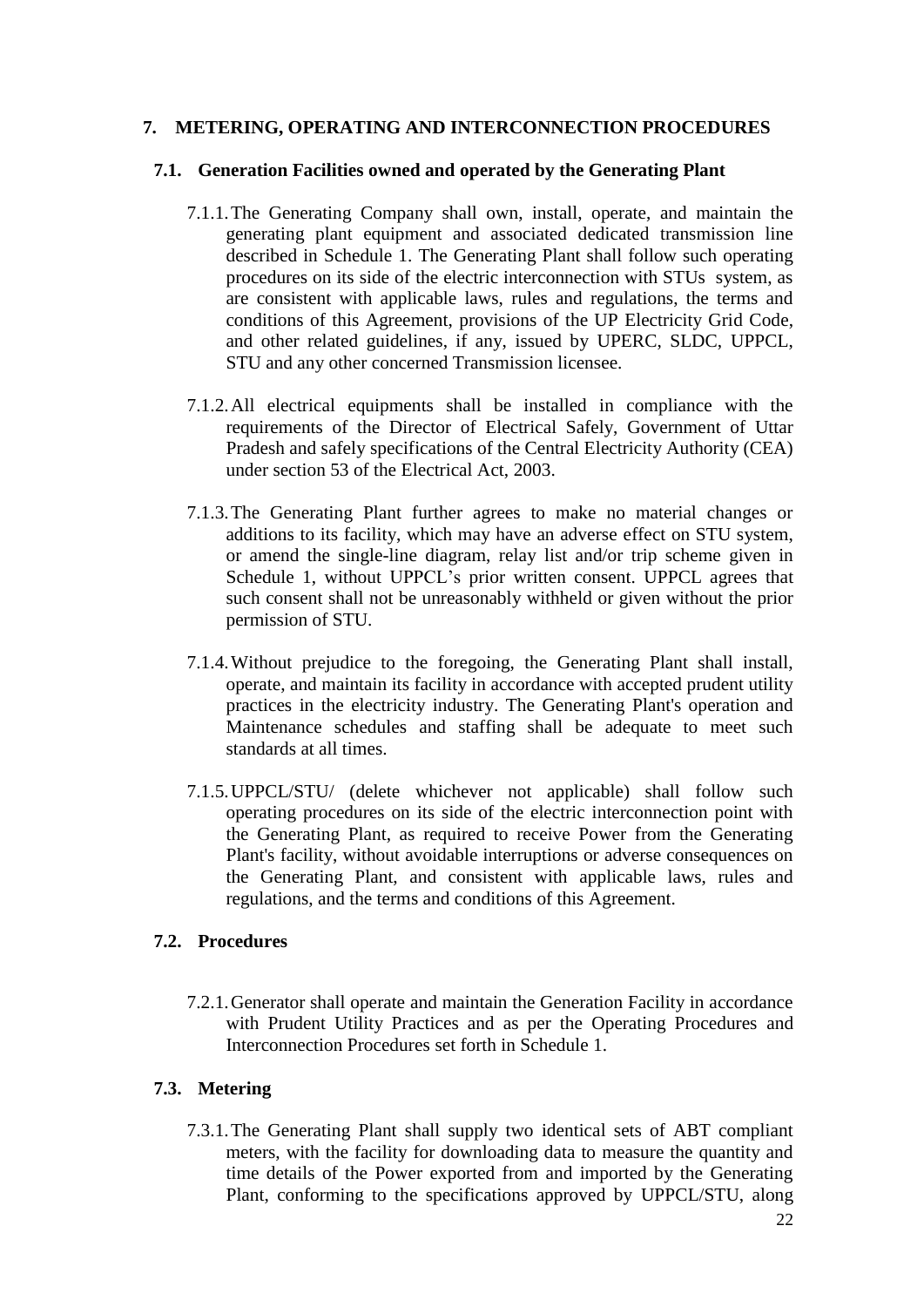## 7. METERING, OPERATING AND INTERCONNECTION PROCEDURES

### 7.1. Generation Facilities owned and operated by the Generating Plant

7.1.1. The Generating Company shall own, install, operate, and maintain the generating plant equipment and associated dedicated transmission line described in Schedule 1. The Generating Plant shall follow such operating procedures on its side of the electric interconnection with STUs system, as are consistent with applicable laws, rules and regulations, the terms and conditions of this Agreement, provisions of the UP Electricity Grid Code, and other related guidelines, if any, issued by UPERC, SLDC, UPPCL, STU and any other concerned Transmission licensee.

7.1.2. All electrical equipments shall be installed in compliance with the requirements of the Director of Electrical Safely, Government of Uttar Pradesh and safely specifications of the Central Electricity Authority (CEA) under section 53 of the Electrical Act, 2003.

7.1.3. The Generating Plant further agrees to make no material changes or additions to its facility, which may have an adverse effect on STU system, or amend the single-line diagram, relay list and/or trip scheme given in Schedule 1, without UPPCL's prior written consent. UPPCL agrees that such consent shall not be unreasonably withheld or given without the prior permission of STU.

7.1.4. Without prejudice to the foregoing, the Generating Plant shall install, operate, and maintain its facility in accordance with accepted prudent utility practices in the electricity industry. The Generating Plant's operation and Maintenance schedules and staffing shall be adequate to meet such standards at all times.

7.1.5. UPPCL/STU/ (delete whichever not applicable) shall follow such operating procedures on its side of the electric interconnection point with the Generating Plant, as required to receive Power from the Generating Plant's facility, without avoidable interruptions or adverse consequences on the Generating Plant, and consistent with applicable laws, rules and regulations, and the terms and conditions of this Agreement.

### 7.2. Procedures

7.2.1. Generator shall operate and maintain the Generation Facility in accordance with Prudent Utility Practices and as per the Operating Procedures and Interconnection Procedures set forth in Schedule 1.

### 7.3. Metering

7.3.1. The Generating Plant shall supply two identical sets of ABT compliant meters, with the facility for downloading data to measure the quantity and time details of the Power exported from and imported by the Generating Plant, conforming to the specifications approved by UPPCL/STU, along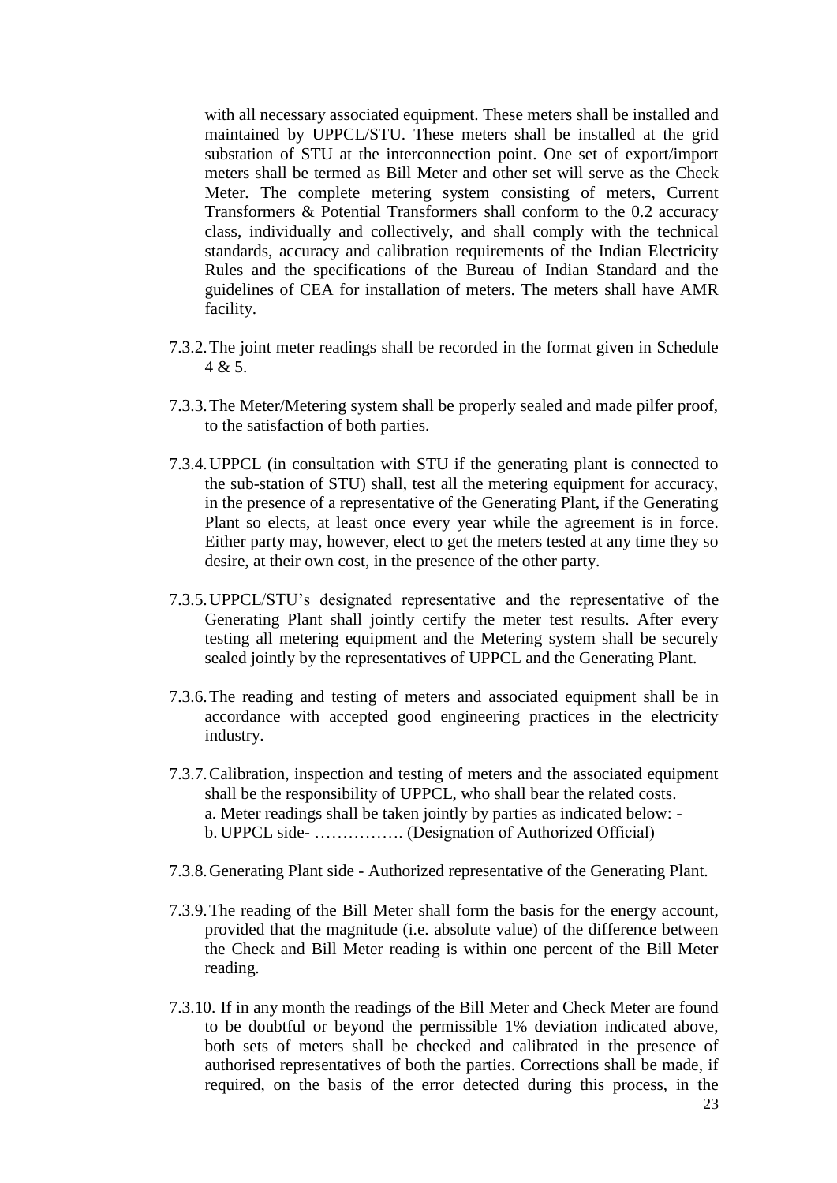with all necessary associated equipment. These meters shall be installed and maintained by UPPCL/STU. These meters shall be installed at the grid substation of STU at the interconnection point. One set of export/import meters shall be termed as Bill Meter and other set will serve as the Check Meter. The complete metering system consisting of meters, Current Transformers & Potential Transformers shall conform to the 0.2 accuracy class, individually and collectively, and shall comply with the technical standards, accuracy and calibration requirements of the Indian Electricity Rules and the specifications of the Bureau of Indian Standard and the guidelines of CEA for installation of meters. The meters shall have AMR facility.

7.3.2. The joint meter readings shall be recorded in the format given in Schedule 4 & 5.

7.3.3. The Meter/Metering system shall be properly sealed and made pilfer proof, to the satisfaction of both parties.

7.3.4. UPPCL (in consultation with STU if the generating plant is connected to the sub-station of STU) shall, test all the metering equipment for accuracy, in the presence of a representative of the Generating Plant, if the Generating Plant so elects, at least once every year while the agreement is in force. Either party may, however, elect to get the meters tested at any time they so desire, at their own cost, in the presence of the other party.

7.3.5. UPPCL/STU's designated representative and the representative of the Generating Plant shall jointly certify the meter test results. After every testing all metering equipment and the Metering system shall be securely sealed jointly by the representatives of UPPCL and the Generating Plant.

7.3.6. The reading and testing of meters and associated equipment shall be in accordance with accepted good engineering practices in the electricity industry.

7.3.7. Calibration, inspection and testing of meters and the associated equipment shall be the responsibility of UPPCL, who shall bear the related costs.
a. Meter readings shall be taken jointly by parties as indicated below: -
b. UPPCL side- ……………. (Designation of Authorized Official)

7.3.8. Generating Plant side - Authorized representative of the Generating Plant.

7.3.9. The reading of the Bill Meter shall form the basis for the energy account, provided that the magnitude (i.e. absolute value) of the difference between the Check and Bill Meter reading is within one percent of the Bill Meter reading.

7.3.10. If in any month the readings of the Bill Meter and Check Meter are found to be doubtful or beyond the permissible 1% deviation indicated above, both sets of meters shall be checked and calibrated in the presence of authorised representatives of both the parties. Corrections shall be made, if required, on the basis of the error detected during this process, in the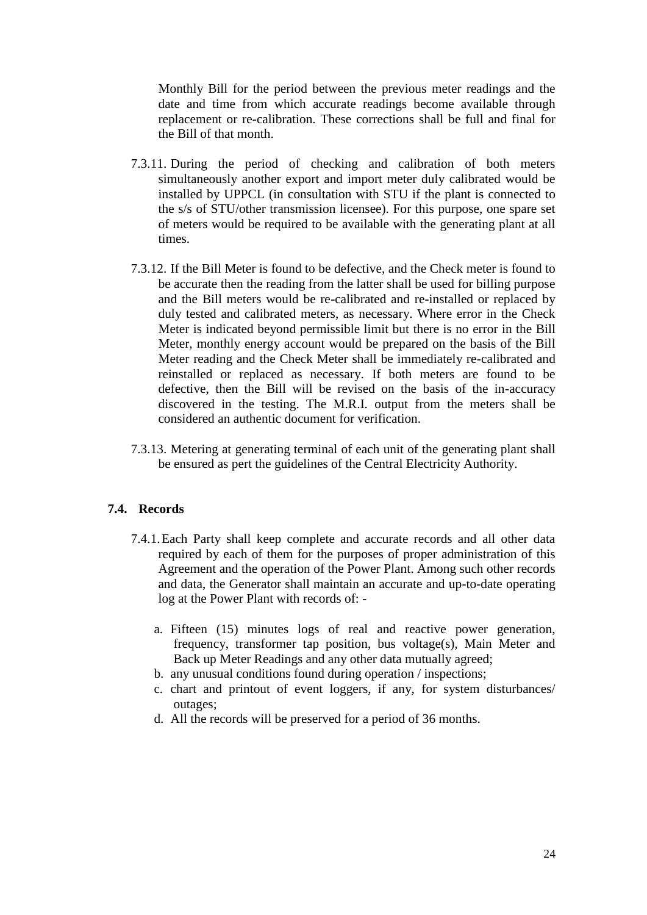Monthly Bill for the period between the previous meter readings and the date and time from which accurate readings become available through replacement or re-calibration. These corrections shall be full and final for the Bill of that month.

7.3.11. During the period of checking and calibration of both meters simultaneously another export and import meter duly calibrated would be installed by UPPCL (in consultation with STU if the plant is connected to the s/s of STU/other transmission licensee). For this purpose, one spare set of meters would be required to be available with the generating plant at all times.

7.3.12. If the Bill Meter is found to be defective, and the Check meter is found to be accurate then the reading from the latter shall be used for billing purpose and the Bill meters would be re-calibrated and re-installed or replaced by duly tested and calibrated meters, as necessary. Where error in the Check Meter is indicated beyond permissible limit but there is no error in the Bill Meter, monthly energy account would be prepared on the basis of the Bill Meter reading and the Check Meter shall be immediately re-calibrated and reinstalled or replaced as necessary. If both meters are found to be defective, then the Bill will be revised on the basis of the in-accuracy discovered in the testing. The M.R.I. output from the meters shall be considered an authentic document for verification.

7.3.13. Metering at generating terminal of each unit of the generating plant shall be ensured as pert the guidelines of the Central Electricity Authority.

### 7.4. Records

7.4.1. Each Party shall keep complete and accurate records and all other data required by each of them for the purposes of proper administration of this Agreement and the operation of the Power Plant. Among such other records and data, the Generator shall maintain an accurate and up-to-date operating log at the Power Plant with records of: -

a. Fifteen (15) minutes logs of real and reactive power generation, frequency, transformer tap position, bus voltage(s), Main Meter and Back up Meter Readings and any other data mutually agreed;
b. any unusual conditions found during operation / inspections;
c. chart and printout of event loggers, if any, for system disturbances/ outages;
d. All the records will be preserved for a period of 36 months.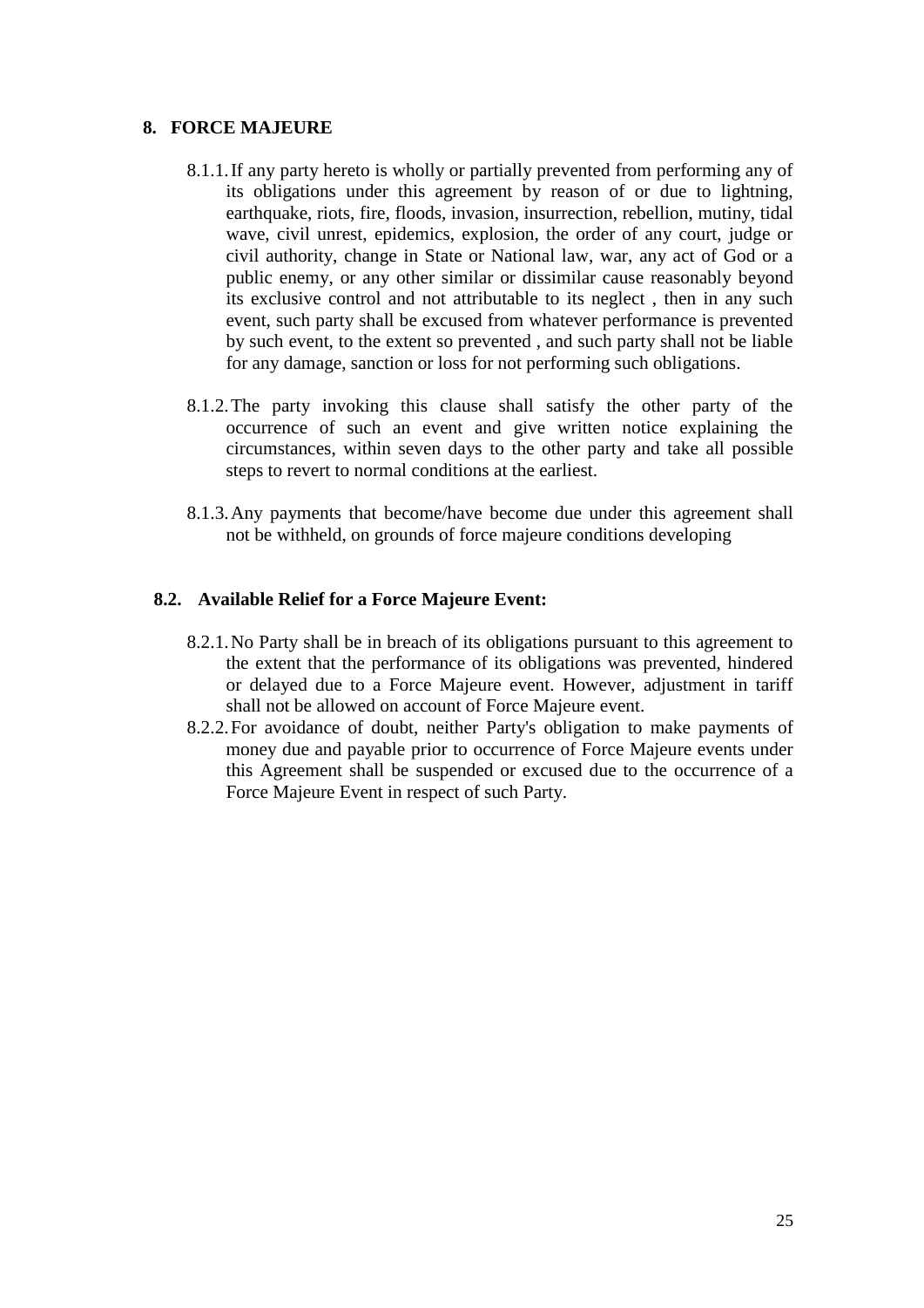## 8. FORCE MAJEURE

8.1.1. If any party hereto is wholly or partially prevented from performing any of its obligations under this agreement by reason of or due to lightning, earthquake, riots, fire, floods, invasion, insurrection, rebellion, mutiny, tidal wave, civil unrest, epidemics, explosion, the order of any court, judge or civil authority, change in State or National law, war, any act of God or a public enemy, or any other similar or dissimilar cause reasonably beyond its exclusive control and not attributable to its neglect , then in any such event, such party shall be excused from whatever performance is prevented by such event, to the extent so prevented , and such party shall not be liable for any damage, sanction or loss for not performing such obligations.

8.1.2. The party invoking this clause shall satisfy the other party of the occurrence of such an event and give written notice explaining the circumstances, within seven days to the other party and take all possible steps to revert to normal conditions at the earliest.

8.1.3. Any payments that become/have become due under this agreement shall not be withheld, on grounds of force majeure conditions developing

### 8.2. Available Relief for a Force Majeure Event:

8.2.1. No Party shall be in breach of its obligations pursuant to this agreement to the extent that the performance of its obligations was prevented, hindered or delayed due to a Force Majeure event. However, adjustment in tariff shall not be allowed on account of Force Majeure event.

8.2.2. For avoidance of doubt, neither Party's obligation to make payments of money due and payable prior to occurrence of Force Majeure events under this Agreement shall be suspended or excused due to the occurrence of a Force Majeure Event in respect of such Party.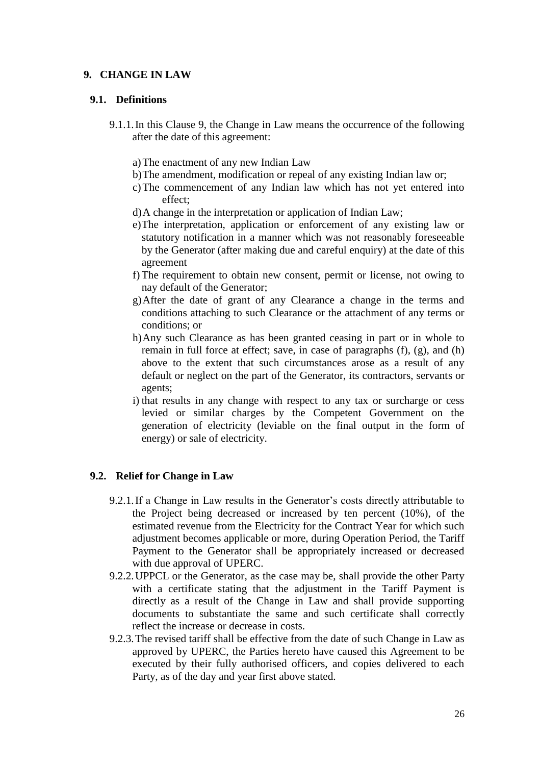## 9. CHANGE IN LAW

### 9.1. Definitions

9.1.1. In this Clause 9, the Change in Law means the occurrence of the following after the date of this agreement:

a) The enactment of any new Indian Law

b) The amendment, modification or repeal of any existing Indian law or;

c) The commencement of any Indian law which has not yet entered into effect;

d) A change in the interpretation or application of Indian Law;

e) The interpretation, application or enforcement of any existing law or statutory notification in a manner which was not reasonably foreseeable by the Generator (after making due and careful enquiry) at the date of this agreement

f) The requirement to obtain new consent, permit or license, not owing to nay default of the Generator;

g) After the date of grant of any Clearance a change in the terms and conditions attaching to such Clearance or the attachment of any terms or conditions; or

h) Any such Clearance as has been granted ceasing in part or in whole to remain in full force at effect; save, in case of paragraphs (f), (g), and (h) above to the extent that such circumstances arose as a result of any default or neglect on the part of the Generator, its contractors, servants or agents;

i) that results in any change with respect to any tax or surcharge or cess levied or similar charges by the Competent Government on the generation of electricity (leviable on the final output in the form of energy) or sale of electricity.

### 9.2. Relief for Change in Law

9.2.1. If a Change in Law results in the Generator's costs directly attributable to the Project being decreased or increased by ten percent (10%), of the estimated revenue from the Electricity for the Contract Year for which such adjustment becomes applicable or more, during Operation Period, the Tariff Payment to the Generator shall be appropriately increased or decreased with due approval of UPERC.

9.2.2. UPPCL or the Generator, as the case may be, shall provide the other Party with a certificate stating that the adjustment in the Tariff Payment is directly as a result of the Change in Law and shall provide supporting documents to substantiate the same and such certificate shall correctly reflect the increase or decrease in costs.

9.2.3. The revised tariff shall be effective from the date of such Change in Law as approved by UPERC, the Parties hereto have caused this Agreement to be executed by their fully authorised officers, and copies delivered to each Party, as of the day and year first above stated.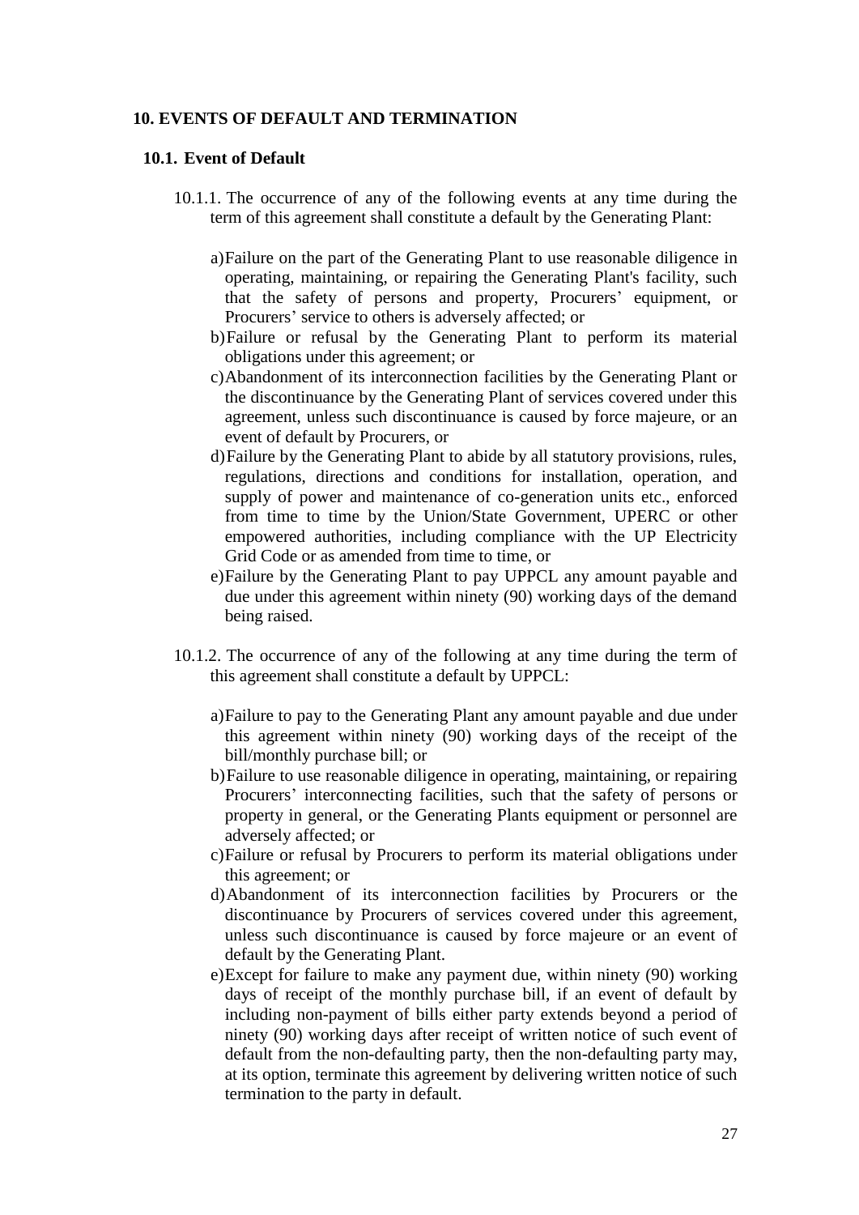## 10. EVENTS OF DEFAULT AND TERMINATION

### 10.1. Event of Default

10.1.1. The occurrence of any of the following events at any time during the term of this agreement shall constitute a default by the Generating Plant:

a) Failure on the part of the Generating Plant to use reasonable diligence in operating, maintaining, or repairing the Generating Plant's facility, such that the safety of persons and property, Procurers' equipment, or Procurers' service to others is adversely affected; or

b) Failure or refusal by the Generating Plant to perform its material obligations under this agreement; or

c) Abandonment of its interconnection facilities by the Generating Plant or the discontinuance by the Generating Plant of services covered under this agreement, unless such discontinuance is caused by force majeure, or an event of default by Procurers, or

d) Failure by the Generating Plant to abide by all statutory provisions, rules, regulations, directions and conditions for installation, operation, and supply of power and maintenance of co-generation units etc., enforced from time to time by the Union/State Government, UPERC or other empowered authorities, including compliance with the UP Electricity Grid Code or as amended from time to time, or

e) Failure by the Generating Plant to pay UPPCL any amount payable and due under this agreement within ninety (90) working days of the demand being raised.

10.1.2. The occurrence of any of the following at any time during the term of this agreement shall constitute a default by UPPCL:

a) Failure to pay to the Generating Plant any amount payable and due under this agreement within ninety (90) working days of the receipt of the bill/monthly purchase bill; or

b) Failure to use reasonable diligence in operating, maintaining, or repairing Procurers' interconnecting facilities, such that the safety of persons or property in general, or the Generating Plants equipment or personnel are adversely affected; or

c) Failure or refusal by Procurers to perform its material obligations under this agreement; or

d) Abandonment of its interconnection facilities by Procurers or the discontinuance by Procurers of services covered under this agreement, unless such discontinuance is caused by force majeure or an event of default by the Generating Plant.

e) Except for failure to make any payment due, within ninety (90) working days of receipt of the monthly purchase bill, if an event of default by including non-payment of bills either party extends beyond a period of ninety (90) working days after receipt of written notice of such event of default from the non-defaulting party, then the non-defaulting party may, at its option, terminate this agreement by delivering written notice of such termination to the party in default.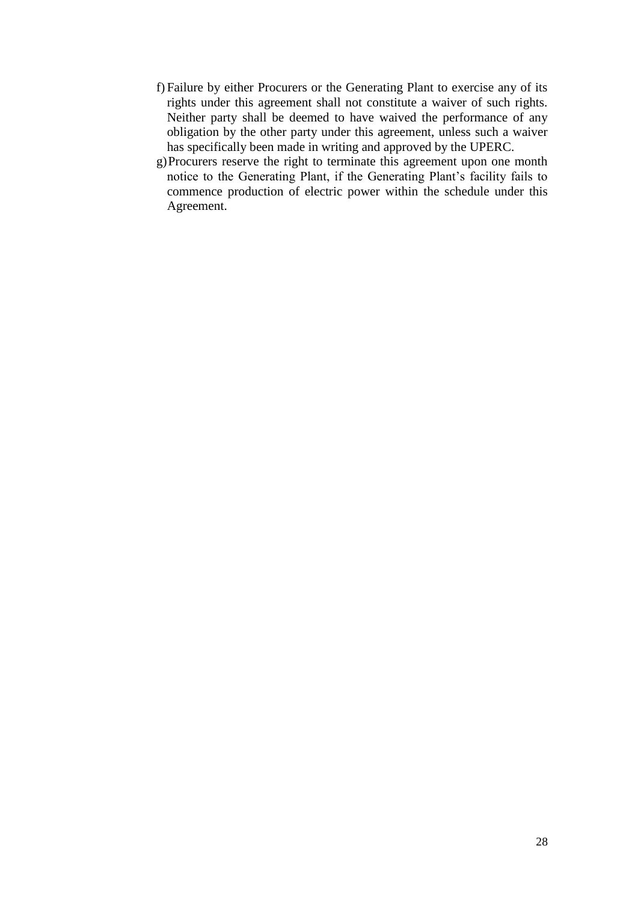f) Failure by either Procurers or the Generating Plant to exercise any of its rights under this agreement shall not constitute a waiver of such rights. Neither party shall be deemed to have waived the performance of any obligation by the other party under this agreement, unless such a waiver has specifically been made in writing and approved by the UPERC.

g) Procurers reserve the right to terminate this agreement upon one month notice to the Generating Plant, if the Generating Plant's facility fails to commence production of electric power within the schedule under this Agreement.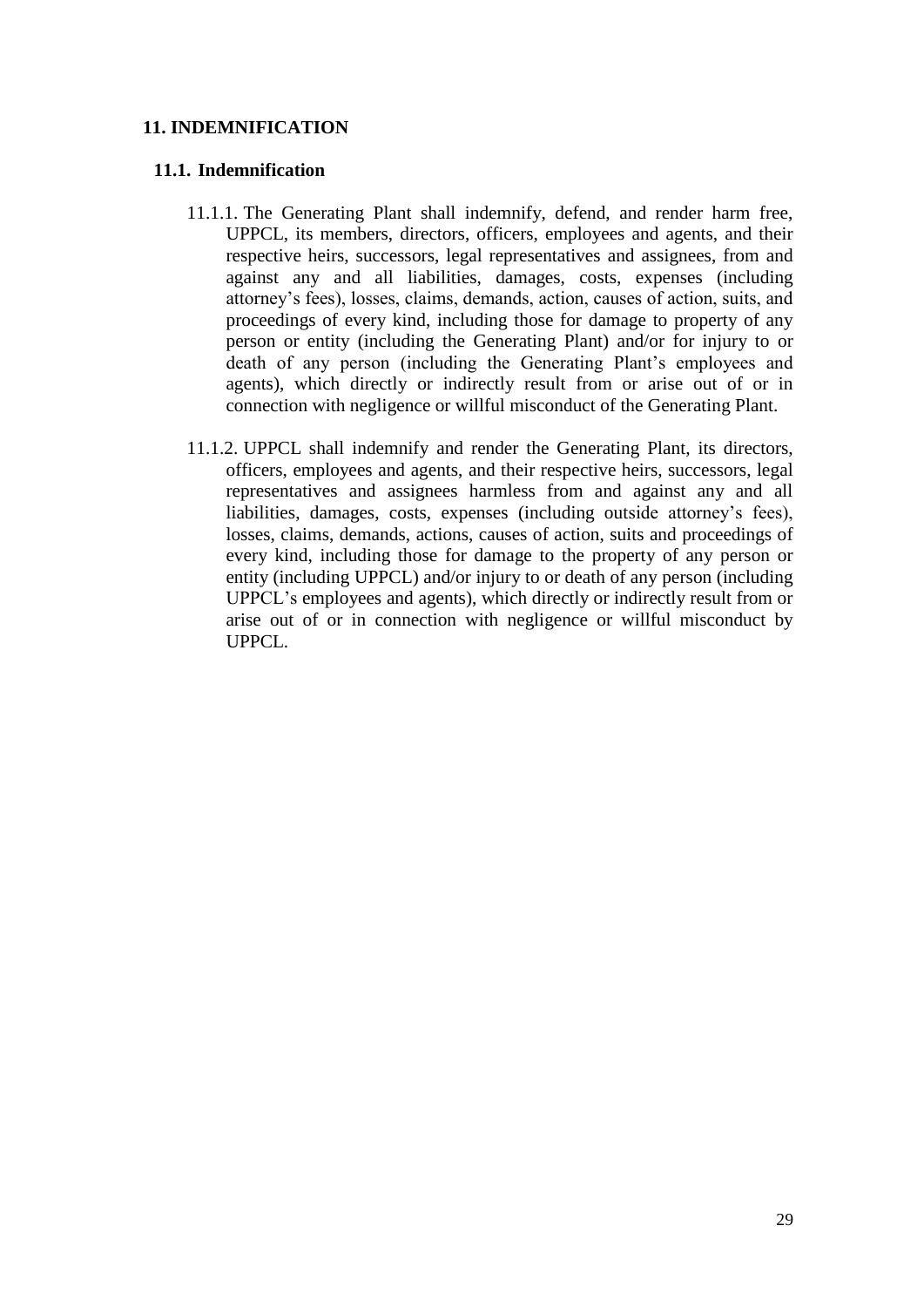## 11. INDEMNIFICATION

### 11.1. Indemnification

11.1.1. The Generating Plant shall indemnify, defend, and render harm free, UPPCL, its members, directors, officers, employees and agents, and their respective heirs, successors, legal representatives and assignees, from and against any and all liabilities, damages, costs, expenses (including attorney's fees), losses, claims, demands, action, causes of action, suits, and proceedings of every kind, including those for damage to property of any person or entity (including the Generating Plant) and/or for injury to or death of any person (including the Generating Plant's employees and agents), which directly or indirectly result from or arise out of or in connection with negligence or willful misconduct of the Generating Plant.

11.1.2. UPPCL shall indemnify and render the Generating Plant, its directors, officers, employees and agents, and their respective heirs, successors, legal representatives and assignees harmless from and against any and all liabilities, damages, costs, expenses (including outside attorney's fees), losses, claims, demands, actions, causes of action, suits and proceedings of every kind, including those for damage to the property of any person or entity (including UPPCL) and/or injury to or death of any person (including UPPCL's employees and agents), which directly or indirectly result from or arise out of or in connection with negligence or willful misconduct by UPPCL.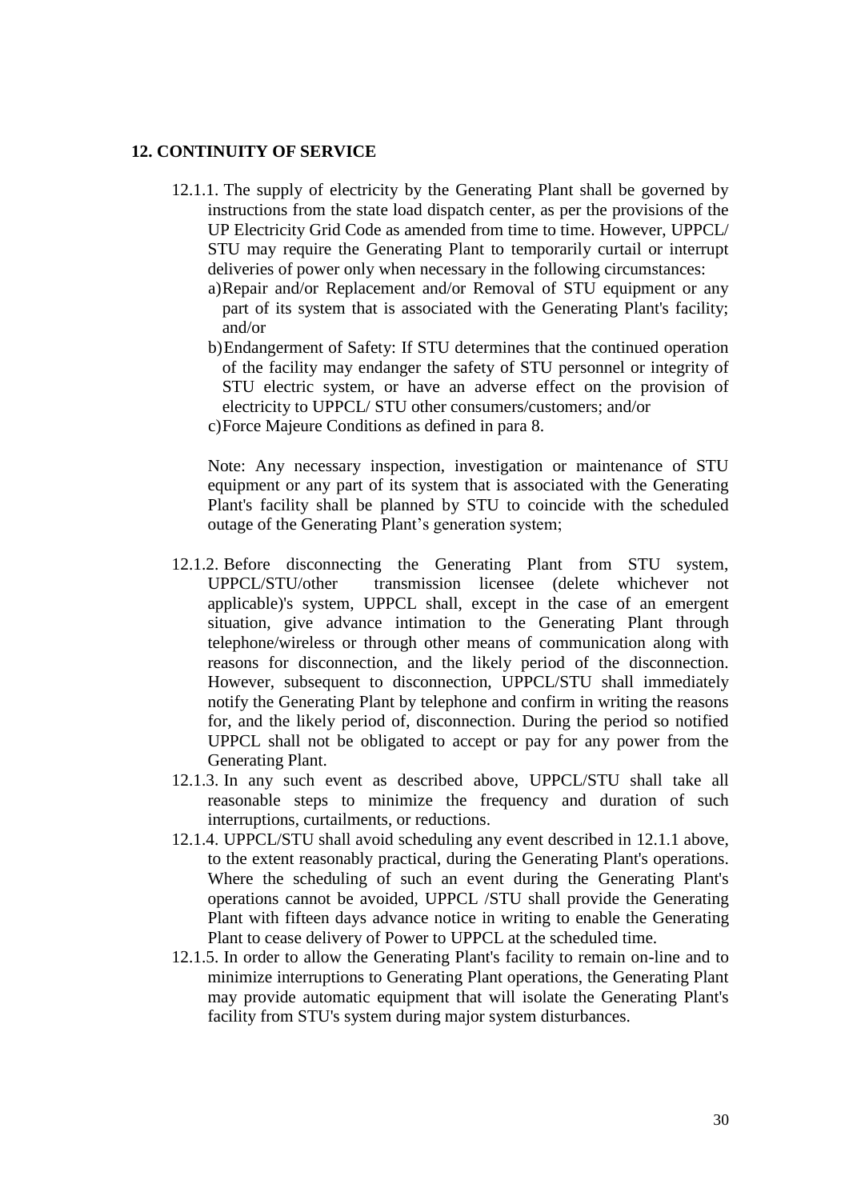## 12. CONTINUITY OF SERVICE

12.1.1. The supply of electricity by the Generating Plant shall be governed by instructions from the state load dispatch center, as per the provisions of the UP Electricity Grid Code as amended from time to time. However, UPPCL/ STU may require the Generating Plant to temporarily curtail or interrupt deliveries of power only when necessary in the following circumstances:

a) Repair and/or Replacement and/or Removal of STU equipment or any part of its system that is associated with the Generating Plant's facility; and/or

b) Endangerment of Safety: If STU determines that the continued operation of the facility may endanger the safety of STU personnel or integrity of STU electric system, or have an adverse effect on the provision of electricity to UPPCL/ STU other consumers/customers; and/or

c) Force Majeure Conditions as defined in para 8.

Note: Any necessary inspection, investigation or maintenance of STU equipment or any part of its system that is associated with the Generating Plant's facility shall be planned by STU to coincide with the scheduled outage of the Generating Plant's generation system;

12.1.2. Before disconnecting the Generating Plant from STU system, UPPCL/STU/other transmission licensee (delete whichever not applicable)'s system, UPPCL shall, except in the case of an emergent situation, give advance intimation to the Generating Plant through telephone/wireless or through other means of communication along with reasons for disconnection, and the likely period of the disconnection. However, subsequent to disconnection, UPPCL/STU shall immediately notify the Generating Plant by telephone and confirm in writing the reasons for, and the likely period of, disconnection. During the period so notified UPPCL shall not be obligated to accept or pay for any power from the Generating Plant.

12.1.3. In any such event as described above, UPPCL/STU shall take all reasonable steps to minimize the frequency and duration of such interruptions, curtailments, or reductions.

12.1.4. UPPCL/STU shall avoid scheduling any event described in 12.1.1 above, to the extent reasonably practical, during the Generating Plant's operations. Where the scheduling of such an event during the Generating Plant's operations cannot be avoided, UPPCL /STU shall provide the Generating Plant with fifteen days advance notice in writing to enable the Generating Plant to cease delivery of Power to UPPCL at the scheduled time.

12.1.5. In order to allow the Generating Plant's facility to remain on-line and to minimize interruptions to Generating Plant operations, the Generating Plant may provide automatic equipment that will isolate the Generating Plant's facility from STU's system during major system disturbances.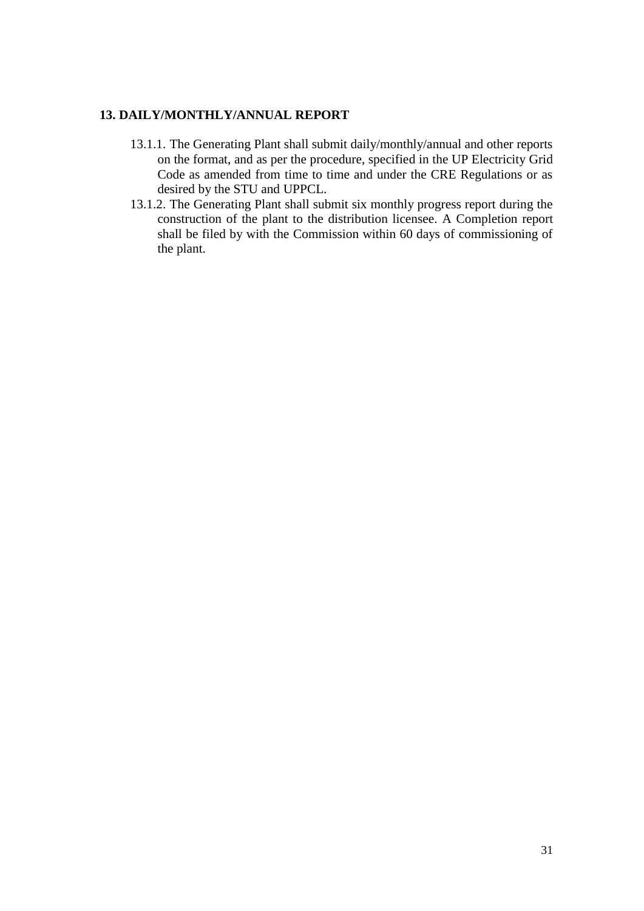## 13. DAILY/MONTHLY/ANNUAL REPORT

13.1.1. The Generating Plant shall submit daily/monthly/annual and other reports on the format, and as per the procedure, specified in the UP Electricity Grid Code as amended from time to time and under the CRE Regulations or as desired by the STU and UPPCL.

13.1.2. The Generating Plant shall submit six monthly progress report during the construction of the plant to the distribution licensee. A Completion report shall be filed by with the Commission within 60 days of commissioning of the plant.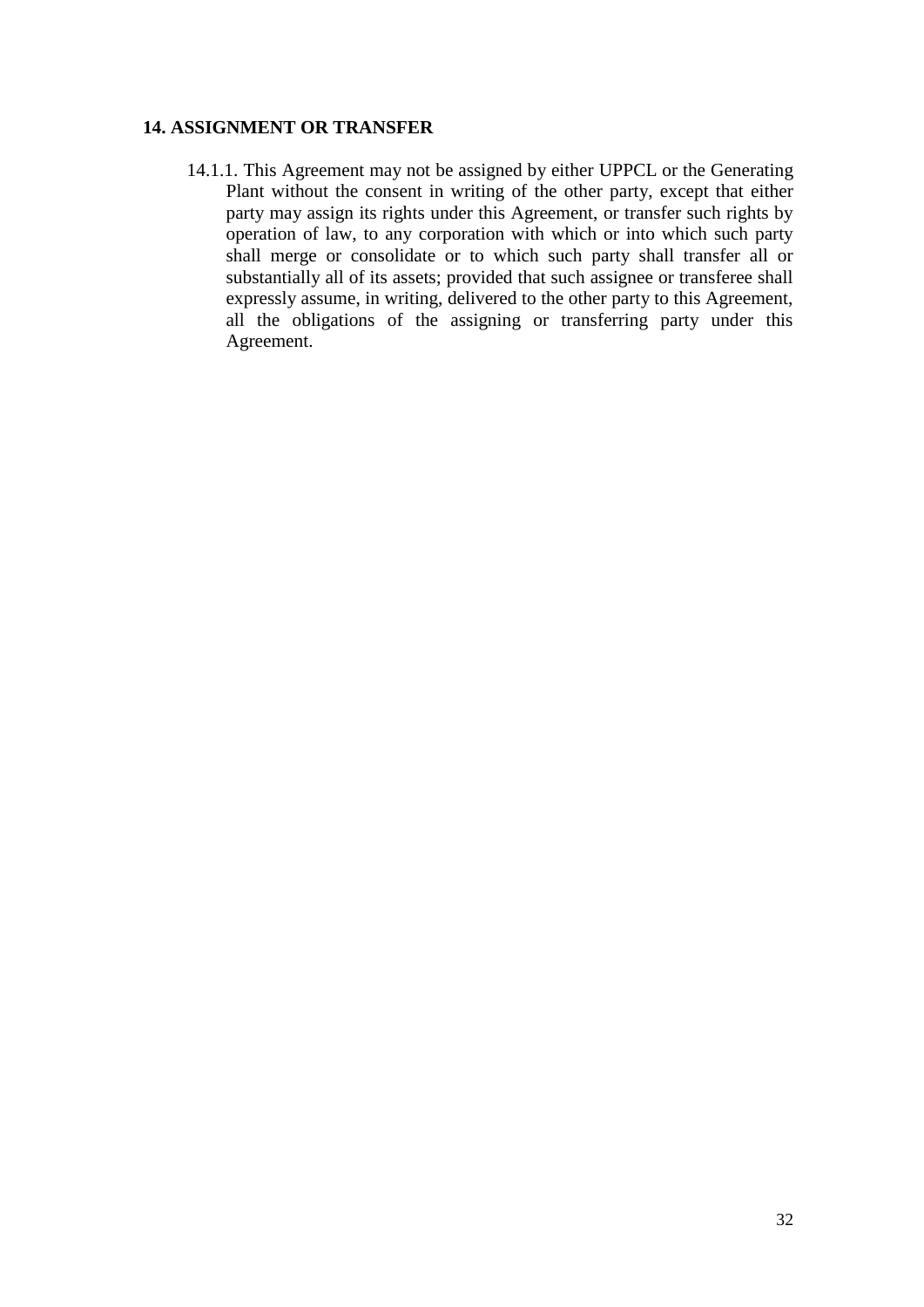## 14. ASSIGNMENT OR TRANSFER

14.1.1. This Agreement may not be assigned by either UPPCL or the Generating Plant without the consent in writing of the other party, except that either party may assign its rights under this Agreement, or transfer such rights by operation of law, to any corporation with which or into which such party shall merge or consolidate or to which such party shall transfer all or substantially all of its assets; provided that such assignee or transferee shall expressly assume, in writing, delivered to the other party to this Agreement, all the obligations of the assigning or transferring party under this Agreement.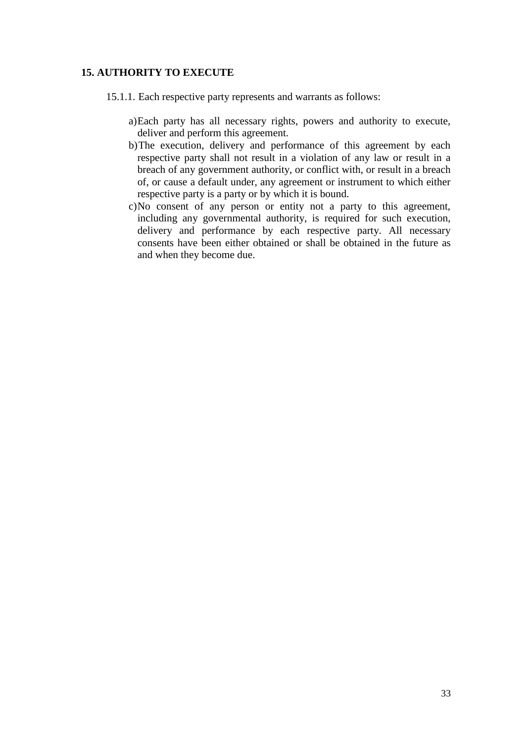## 15. AUTHORITY TO EXECUTE

15.1.1. Each respective party represents and warrants as follows:

a) Each party has all necessary rights, powers and authority to execute, deliver and perform this agreement.

b) The execution, delivery and performance of this agreement by each respective party shall not result in a violation of any law or result in a breach of any government authority, or conflict with, or result in a breach of, or cause a default under, any agreement or instrument to which either respective party is a party or by which it is bound.

c) No consent of any person or entity not a party to this agreement, including any governmental authority, is required for such execution, delivery and performance by each respective party. All necessary consents have been either obtained or shall be obtained in the future as and when they become due.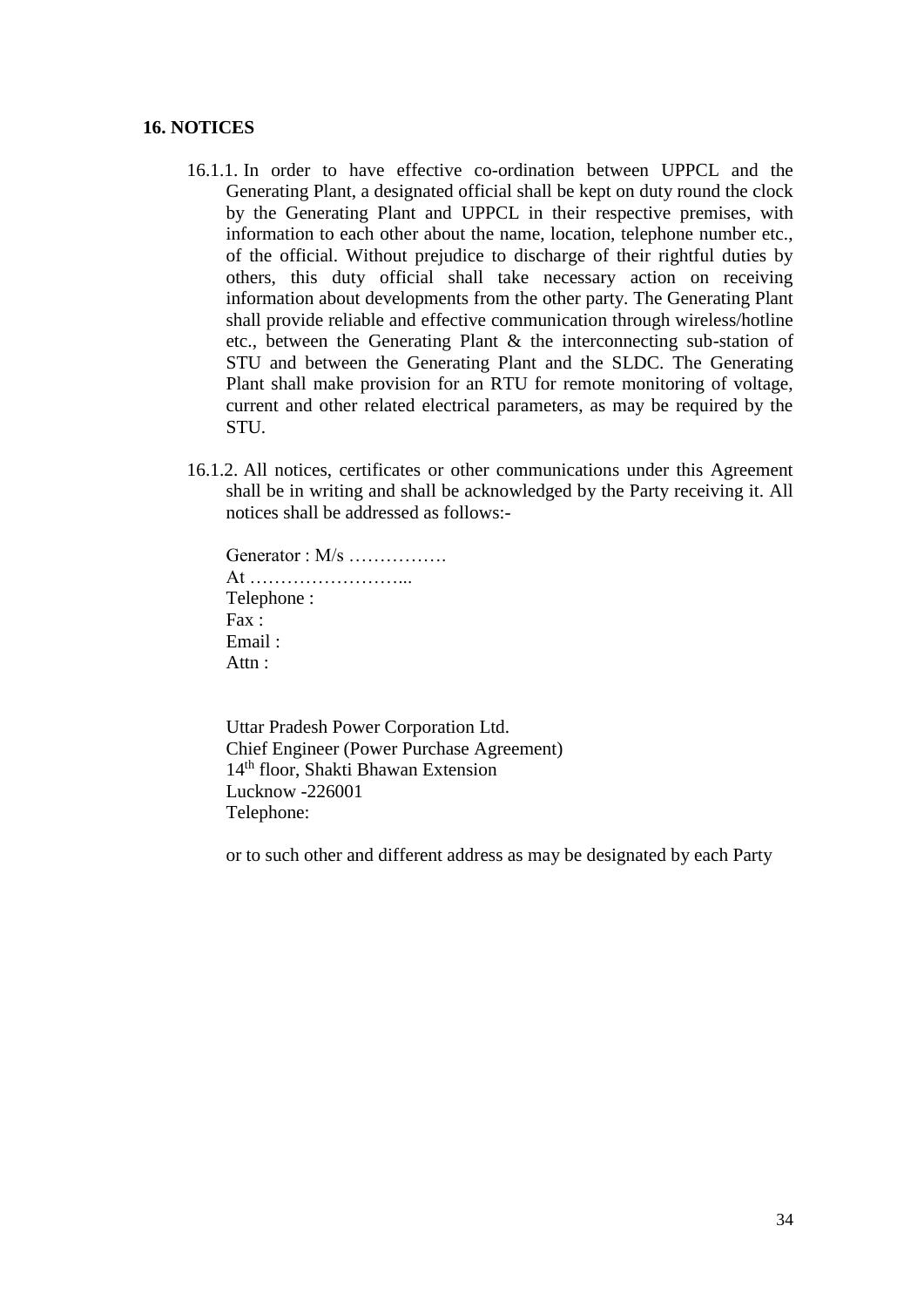## 16. NOTICES

16.1.1. In order to have effective co-ordination between UPPCL and the Generating Plant, a designated official shall be kept on duty round the clock by the Generating Plant and UPPCL in their respective premises, with information to each other about the name, location, telephone number etc., of the official. Without prejudice to discharge of their rightful duties by others, this duty official shall take necessary action on receiving information about developments from the other party. The Generating Plant shall provide reliable and effective communication through wireless/hotline etc., between the Generating Plant & the interconnecting sub-station of STU and between the Generating Plant and the SLDC. The Generating Plant shall make provision for an RTU for remote monitoring of voltage, current and other related electrical parameters, as may be required by the STU.

16.1.2. All notices, certificates or other communications under this Agreement shall be in writing and shall be acknowledged by the Party receiving it. All notices shall be addressed as follows:-

Generator : M/s …………….
At ……………………...
Telephone :
Fax :
Email :
Attn :

Uttar Pradesh Power Corporation Ltd.
Chief Engineer (Power Purchase Agreement)
14th floor, Shakti Bhawan Extension
Lucknow -226001
Telephone:

or to such other and different address as may be designated by each Party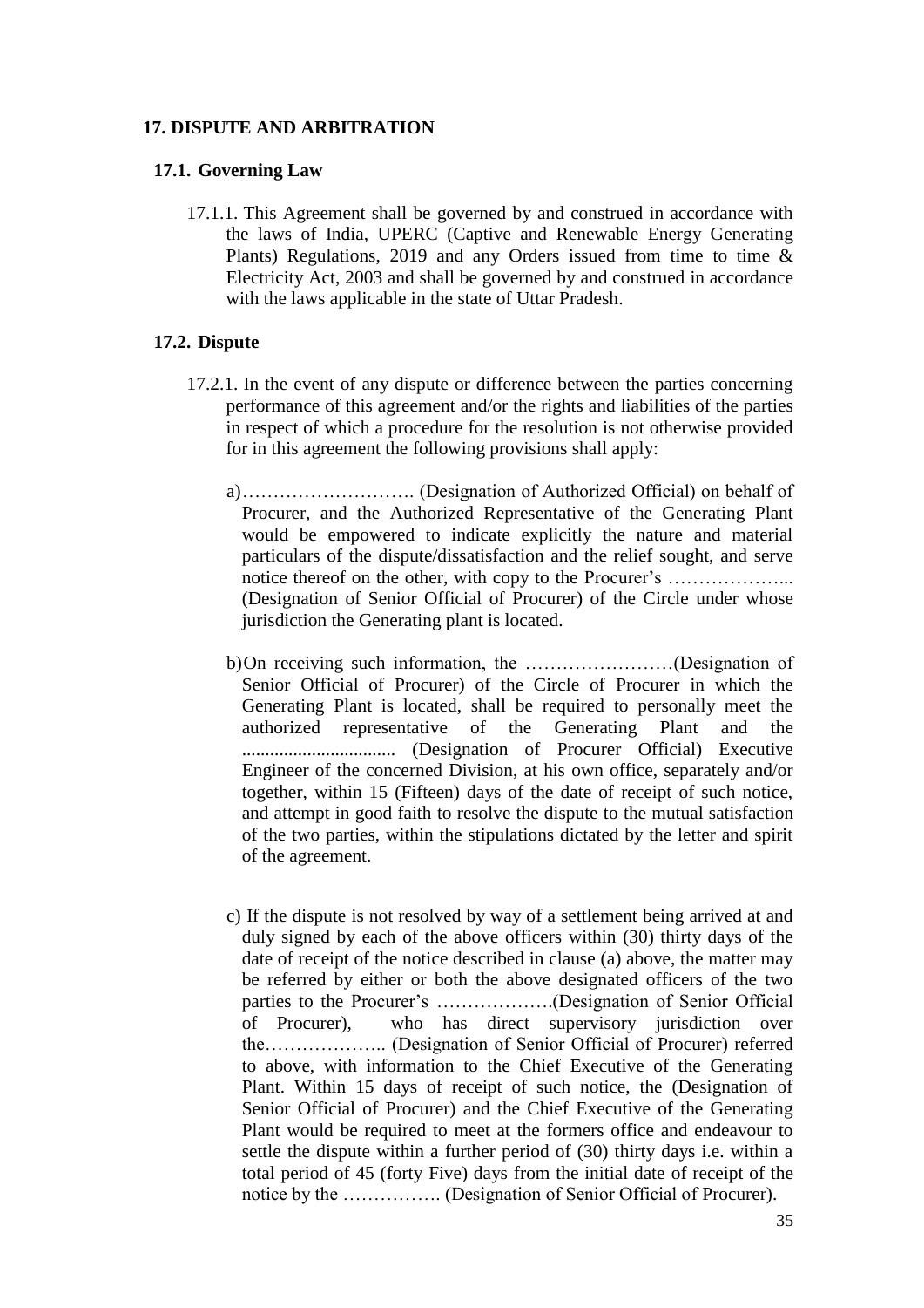## 17. DISPUTE AND ARBITRATION

### 17.1. Governing Law

17.1.1. This Agreement shall be governed by and construed in accordance with the laws of India, UPERC (Captive and Renewable Energy Generating Plants) Regulations, 2019 and any Orders issued from time to time & Electricity Act, 2003 and shall be governed by and construed in accordance with the laws applicable in the state of Uttar Pradesh.

### 17.2. Dispute

17.2.1. In the event of any dispute or difference between the parties concerning performance of this agreement and/or the rights and liabilities of the parties in respect of which a procedure for the resolution is not otherwise provided for in this agreement the following provisions shall apply:

a) ………………………. (Designation of Authorized Official) on behalf of Procurer, and the Authorized Representative of the Generating Plant would be empowered to indicate explicitly the nature and material particulars of the dispute/dissatisfaction and the relief sought, and serve notice thereof on the other, with copy to the Procurer's ……………….. (Designation of Senior Official of Procurer) of the Circle under whose jurisdiction the Generating plant is located.

b) On receiving such information, the ……………………(Designation of Senior Official of Procurer) of the Circle of Procurer in which the Generating Plant is located, shall be required to personally meet the authorized representative of the Generating Plant and the ................................ (Designation of Procurer Official) Executive Engineer of the concerned Division, at his own office, separately and/or together, within 15 (Fifteen) days of the date of receipt of such notice, and attempt in good faith to resolve the dispute to the mutual satisfaction of the two parties, within the stipulations dictated by the letter and spirit of the agreement.

c) If the dispute is not resolved by way of a settlement being arrived at and duly signed by each of the above officers within (30) thirty days of the date of receipt of the notice described in clause (a) above, the matter may be referred by either or both the above designated officers of the two parties to the Procurer's ……………….(Designation of Senior Official of Procurer), who has direct supervisory jurisdiction over the……………….. (Designation of Senior Official of Procurer) referred to above, with information to the Chief Executive of the Generating Plant. Within 15 days of receipt of such notice, the (Designation of Senior Official of Procurer) and the Chief Executive of the Generating Plant would be required to meet at the formers office and endeavour to settle the dispute within a further period of (30) thirty days i.e. within a total period of 45 (forty Five) days from the initial date of receipt of the notice by the ……………. (Designation of Senior Official of Procurer).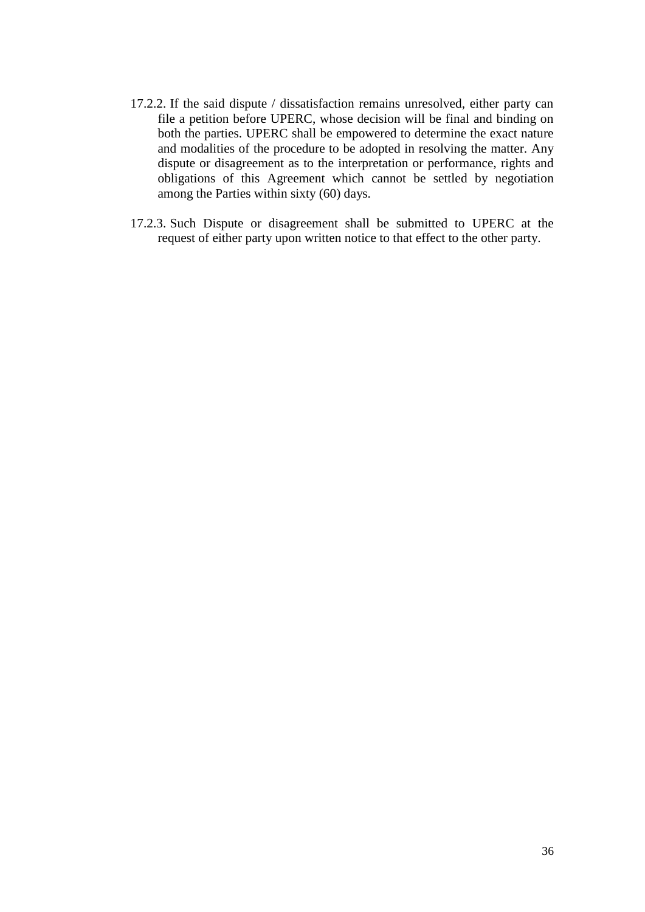17.2.2. If the said dispute / dissatisfaction remains unresolved, either party can file a petition before UPERC, whose decision will be final and binding on both the parties. UPERC shall be empowered to determine the exact nature and modalities of the procedure to be adopted in resolving the matter. Any dispute or disagreement as to the interpretation or performance, rights and obligations of this Agreement which cannot be settled by negotiation among the Parties within sixty (60) days.

17.2.3. Such Dispute or disagreement shall be submitted to UPERC at the request of either party upon written notice to that effect to the other party.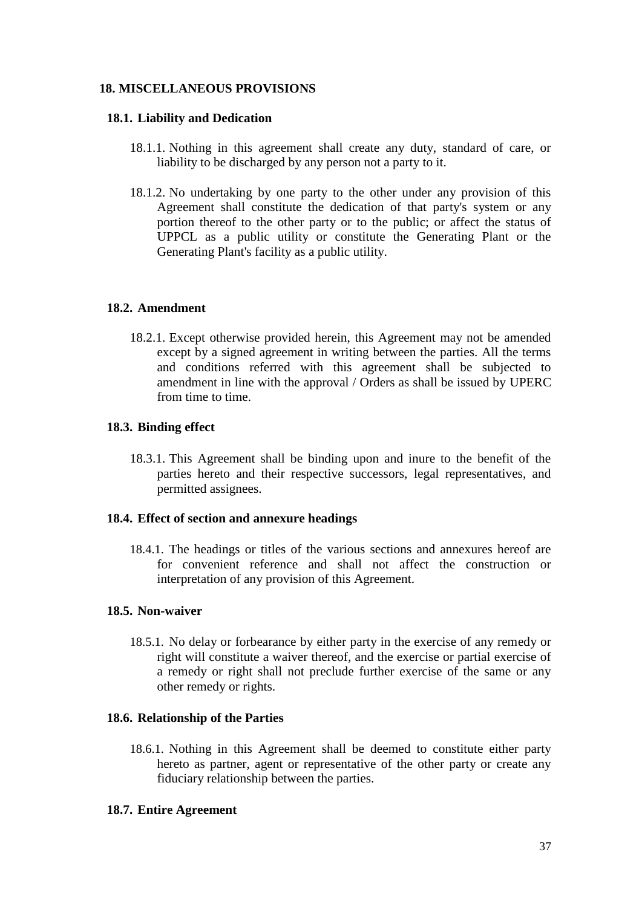## 18. MISCELLANEOUS PROVISIONS

### 18.1. Liability and Dedication

18.1.1. Nothing in this agreement shall create any duty, standard of care, or liability to be discharged by any person not a party to it.

18.1.2. No undertaking by one party to the other under any provision of this Agreement shall constitute the dedication of that party's system or any portion thereof to the other party or to the public; or affect the status of UPPCL as a public utility or constitute the Generating Plant or the Generating Plant's facility as a public utility.

### 18.2. Amendment

18.2.1. Except otherwise provided herein, this Agreement may not be amended except by a signed agreement in writing between the parties. All the terms and conditions referred with this agreement shall be subjected to amendment in line with the approval / Orders as shall be issued by UPERC from time to time.

### 18.3. Binding effect

18.3.1. This Agreement shall be binding upon and inure to the benefit of the parties hereto and their respective successors, legal representatives, and permitted assignees.

### 18.4. Effect of section and annexure headings

18.4.1. The headings or titles of the various sections and annexures hereof are for convenient reference and shall not affect the construction or interpretation of any provision of this Agreement.

### 18.5. Non-waiver

18.5.1. No delay or forbearance by either party in the exercise of any remedy or right will constitute a waiver thereof, and the exercise or partial exercise of a remedy or right shall not preclude further exercise of the same or any other remedy or rights.

### 18.6. Relationship of the Parties

18.6.1. Nothing in this Agreement shall be deemed to constitute either party hereto as partner, agent or representative of the other party or create any fiduciary relationship between the parties.

### 18.7. Entire Agreement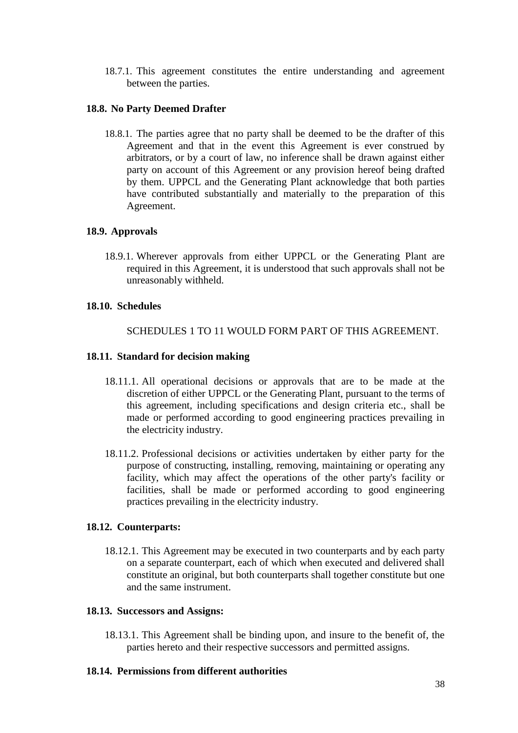18.7.1. This agreement constitutes the entire understanding and agreement between the parties.

### 18.8. No Party Deemed Drafter

18.8.1. The parties agree that no party shall be deemed to be the drafter of this Agreement and that in the event this Agreement is ever construed by arbitrators, or by a court of law, no inference shall be drawn against either party on account of this Agreement or any provision hereof being drafted by them. UPPCL and the Generating Plant acknowledge that both parties have contributed substantially and materially to the preparation of this Agreement.

### 18.9. Approvals

18.9.1. Wherever approvals from either UPPCL or the Generating Plant are required in this Agreement, it is understood that such approvals shall not be unreasonably withheld.

### 18.10. Schedules

SCHEDULES 1 TO 11 WOULD FORM PART OF THIS AGREEMENT.

### 18.11. Standard for decision making

18.11.1. All operational decisions or approvals that are to be made at the discretion of either UPPCL or the Generating Plant, pursuant to the terms of this agreement, including specifications and design criteria etc., shall be made or performed according to good engineering practices prevailing in the electricity industry.

18.11.2. Professional decisions or activities undertaken by either party for the purpose of constructing, installing, removing, maintaining or operating any facility, which may affect the operations of the other party's facility or facilities, shall be made or performed according to good engineering practices prevailing in the electricity industry.

### 18.12. Counterparts:

18.12.1. This Agreement may be executed in two counterparts and by each party on a separate counterpart, each of which when executed and delivered shall constitute an original, but both counterparts shall together constitute but one and the same instrument.

### 18.13. Successors and Assigns:

18.13.1. This Agreement shall be binding upon, and insure to the benefit of, the parties hereto and their respective successors and permitted assigns.

### 18.14. Permissions from different authorities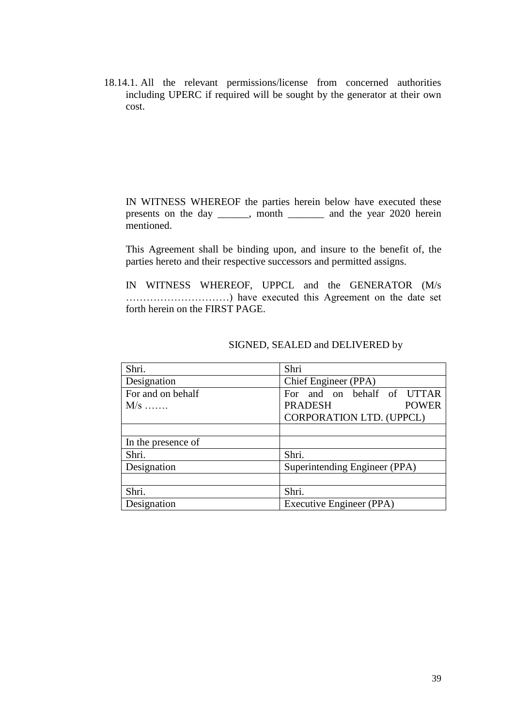18.14.1. All the relevant permissions/license from concerned authorities including UPERC if required will be sought by the generator at their own cost.

IN WITNESS WHEREOF the parties herein below have executed these presents on the day ______, month _______ and the year 2020 herein mentioned.

This Agreement shall be binding upon, and insure to the benefit of, the parties hereto and their respective successors and permitted assigns.

IN WITNESS WHEREOF, UPPCL and the GENERATOR (M/s …………………………) have executed this Agreement on the date set forth herein on the FIRST PAGE.

SIGNED, SEALED and DELIVERED by

| Shri. | Shri |
|---|---|
| Designation | Chief Engineer (PPA) |
| For and on behalf M/s ……. | For and on behalf of UTTAR PRADESH POWER CORPORATION LTD. (UPPCL) |
| | |
| In the presence of | |
| Shri. | Shri. |
| Designation | Superintending Engineer (PPA) |
| | |
| Shri. | Shri. |
| Designation | Executive Engineer (PPA) |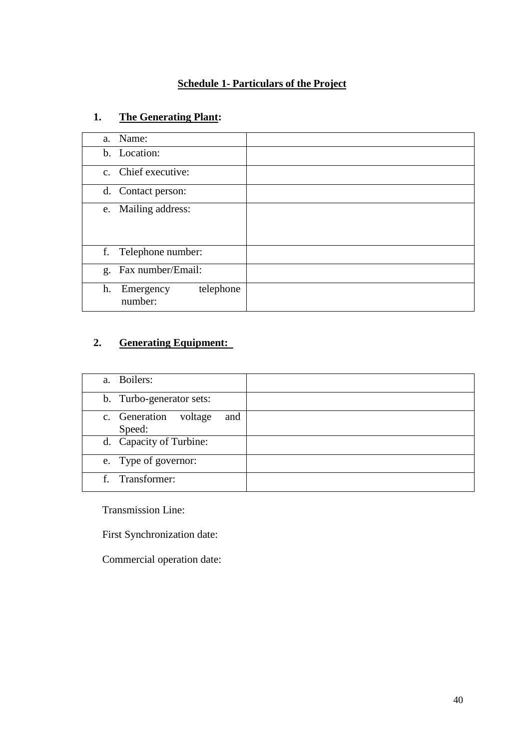## Schedule 1- Particulars of the Project

### 1. The Generating Plant:

| | |
|---|---|
| a. Name: | |
| b. Location: | |
| c. Chief executive: | |
| d. Contact person: | |
| e. Mailing address: | |
| f. Telephone number: | |
| g. Fax number/Email: | |
| h. Emergency telephone number: | |

### 2. Generating Equipment:

| | |
|---|---|
| a. Boilers: | |
| b. Turbo-generator sets: | |
| c. Generation voltage and Speed: | |
| d. Capacity of Turbine: | |
| e. Type of governor: | |
| f. Transformer: | |

Transmission Line:

First Synchronization date:

Commercial operation date: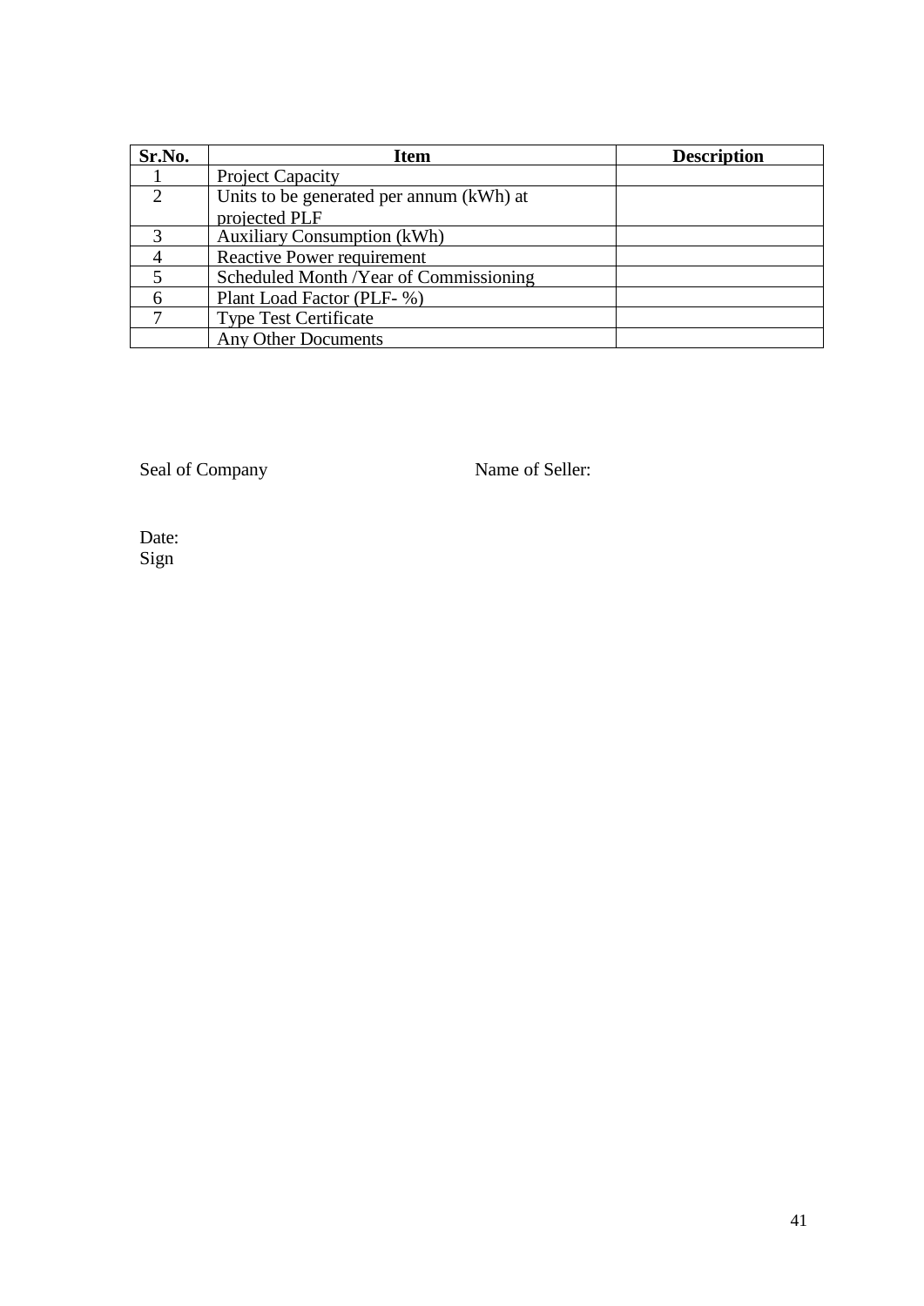| Sr.No. | Item | Description |
|---|---|---|
| 1 | Project Capacity | |
| 2 | Units to be generated per annum (kWh) at projected PLF | |
| 3 | Auxiliary Consumption (kWh) | |
| 4 | Reactive Power requirement | |
| 5 | Scheduled Month /Year of Commissioning | |
| 6 | Plant Load Factor (PLF- %) | |
| 7 | Type Test Certificate | |
| | Any Other Documents | |

Seal of Company

Name of Seller:

Date:
Sign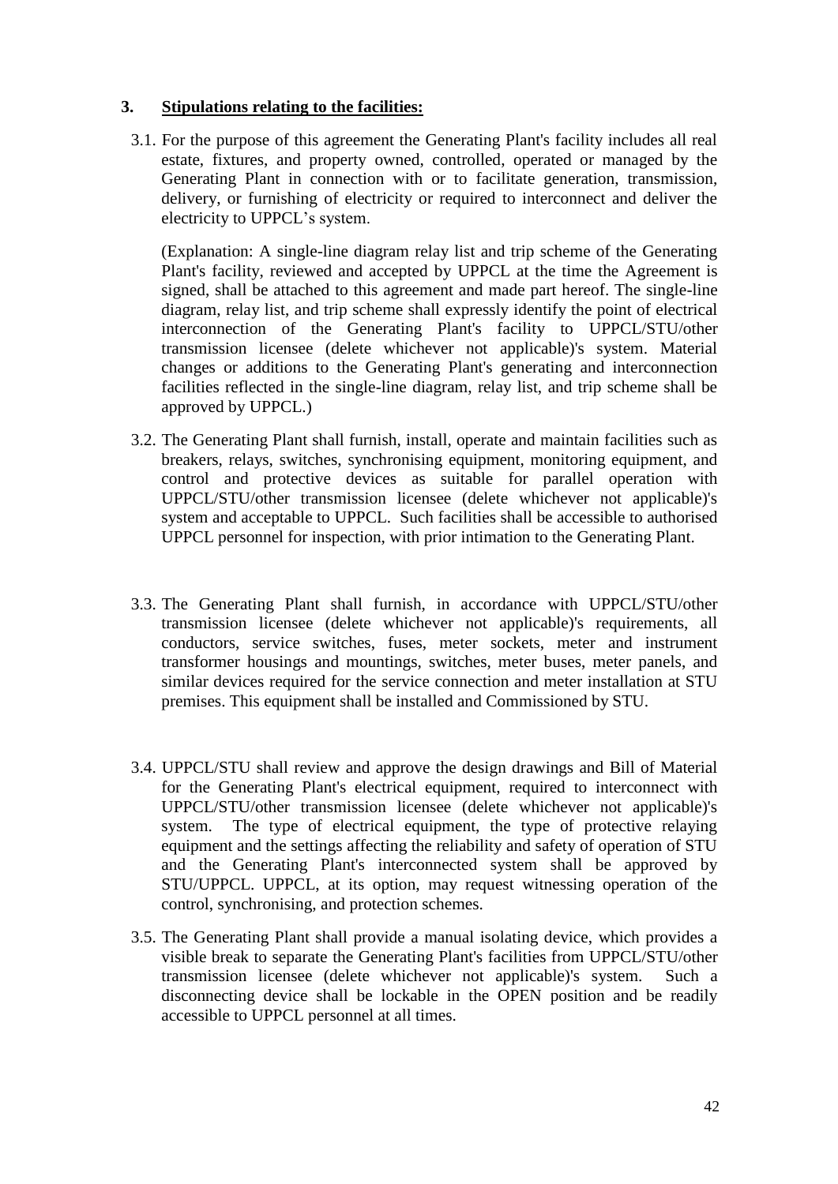### 3. **Stipulations relating to the facilities:**

3.1. For the purpose of this agreement the Generating Plant's facility includes all real estate, fixtures, and property owned, controlled, operated or managed by the Generating Plant in connection with or to facilitate generation, transmission, delivery, or furnishing of electricity or required to interconnect and deliver the electricity to UPPCL's system.

(Explanation: A single-line diagram relay list and trip scheme of the Generating Plant's facility, reviewed and accepted by UPPCL at the time the Agreement is signed, shall be attached to this agreement and made part hereof. The single-line diagram, relay list, and trip scheme shall expressly identify the point of electrical interconnection of the Generating Plant's facility to UPPCL/STU/other transmission licensee (delete whichever not applicable)'s system. Material changes or additions to the Generating Plant's generating and interconnection facilities reflected in the single-line diagram, relay list, and trip scheme shall be approved by UPPCL.)

3.2. The Generating Plant shall furnish, install, operate and maintain facilities such as breakers, relays, switches, synchronising equipment, monitoring equipment, and control and protective devices as suitable for parallel operation with UPPCL/STU/other transmission licensee (delete whichever not applicable)'s system and acceptable to UPPCL. Such facilities shall be accessible to authorised UPPCL personnel for inspection, with prior intimation to the Generating Plant.

3.3. The Generating Plant shall furnish, in accordance with UPPCL/STU/other transmission licensee (delete whichever not applicable)'s requirements, all conductors, service switches, fuses, meter sockets, meter and instrument transformer housings and mountings, switches, meter buses, meter panels, and similar devices required for the service connection and meter installation at STU premises. This equipment shall be installed and Commissioned by STU.

3.4. UPPCL/STU shall review and approve the design drawings and Bill of Material for the Generating Plant's electrical equipment, required to interconnect with UPPCL/STU/other transmission licensee (delete whichever not applicable)'s system. The type of electrical equipment, the type of protective relaying equipment and the settings affecting the reliability and safety of operation of STU and the Generating Plant's interconnected system shall be approved by STU/UPPCL. UPPCL, at its option, may request witnessing operation of the control, synchronising, and protection schemes.

3.5. The Generating Plant shall provide a manual isolating device, which provides a visible break to separate the Generating Plant's facilities from UPPCL/STU/other transmission licensee (delete whichever not applicable)'s system. Such a disconnecting device shall be lockable in the OPEN position and be readily accessible to UPPCL personnel at all times.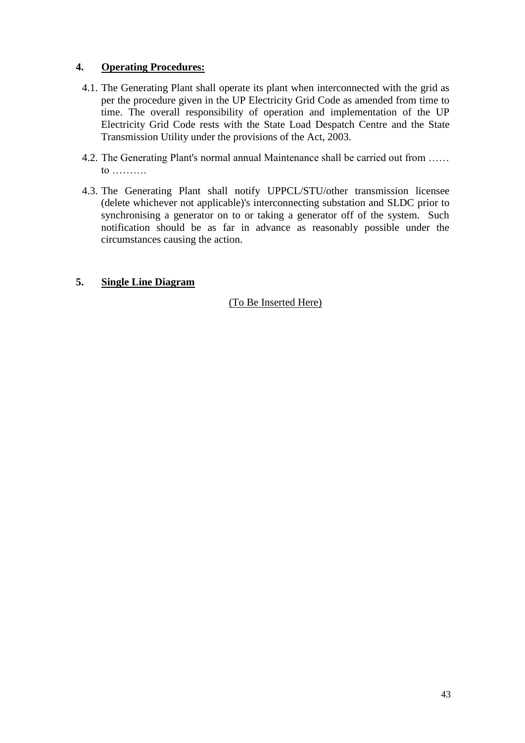## 4. **Operating Procedures:**

4.1. The Generating Plant shall operate its plant when interconnected with the grid as per the procedure given in the UP Electricity Grid Code as amended from time to time. The overall responsibility of operation and implementation of the UP Electricity Grid Code rests with the State Load Despatch Centre and the State Transmission Utility under the provisions of the Act, 2003.

4.2. The Generating Plant's normal annual Maintenance shall be carried out from …… to ……….

4.3. The Generating Plant shall notify UPPCL/STU/other transmission licensee (delete whichever not applicable)'s interconnecting substation and SLDC prior to synchronising a generator on to or taking a generator off of the system. Such notification should be as far in advance as reasonably possible under the circumstances causing the action.

## 5. **Single Line Diagram**

(To Be Inserted Here)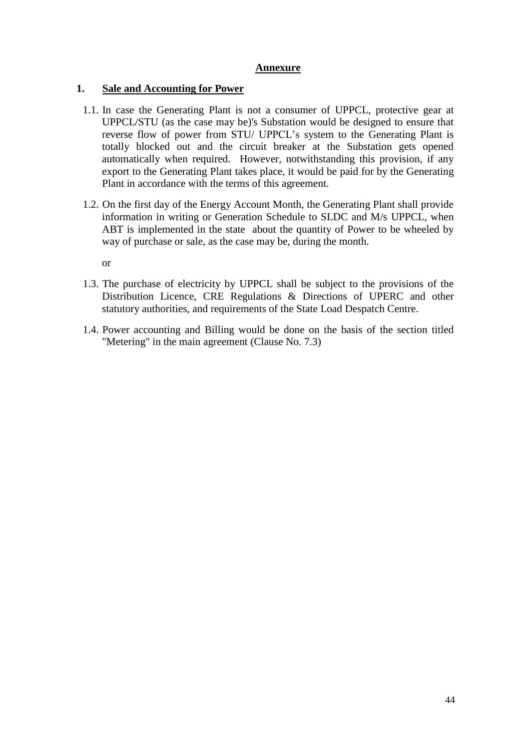# Annexure

## 1. Sale and Accounting for Power

1.1. In case the Generating Plant is not a consumer of UPPCL, protective gear at UPPCL/STU (as the case may be)'s Substation would be designed to ensure that reverse flow of power from STU/ UPPCL's system to the Generating Plant is totally blocked out and the circuit breaker at the Substation gets opened automatically when required. However, notwithstanding this provision, if any export to the Generating Plant takes place, it would be paid for by the Generating Plant in accordance with the terms of this agreement.

1.2. On the first day of the Energy Account Month, the Generating Plant shall provide information in writing or Generation Schedule to SLDC and M/s UPPCL, when ABT is implemented in the state about the quantity of Power to be wheeled by way of purchase or sale, as the case may be, during the month.

or

1.3. The purchase of electricity by UPPCL shall be subject to the provisions of the Distribution Licence, CRE Regulations & Directions of UPERC and other statutory authorities, and requirements of the State Load Despatch Centre.

1.4. Power accounting and Billing would be done on the basis of the section titled "Metering" in the main agreement (Clause No. 7.3)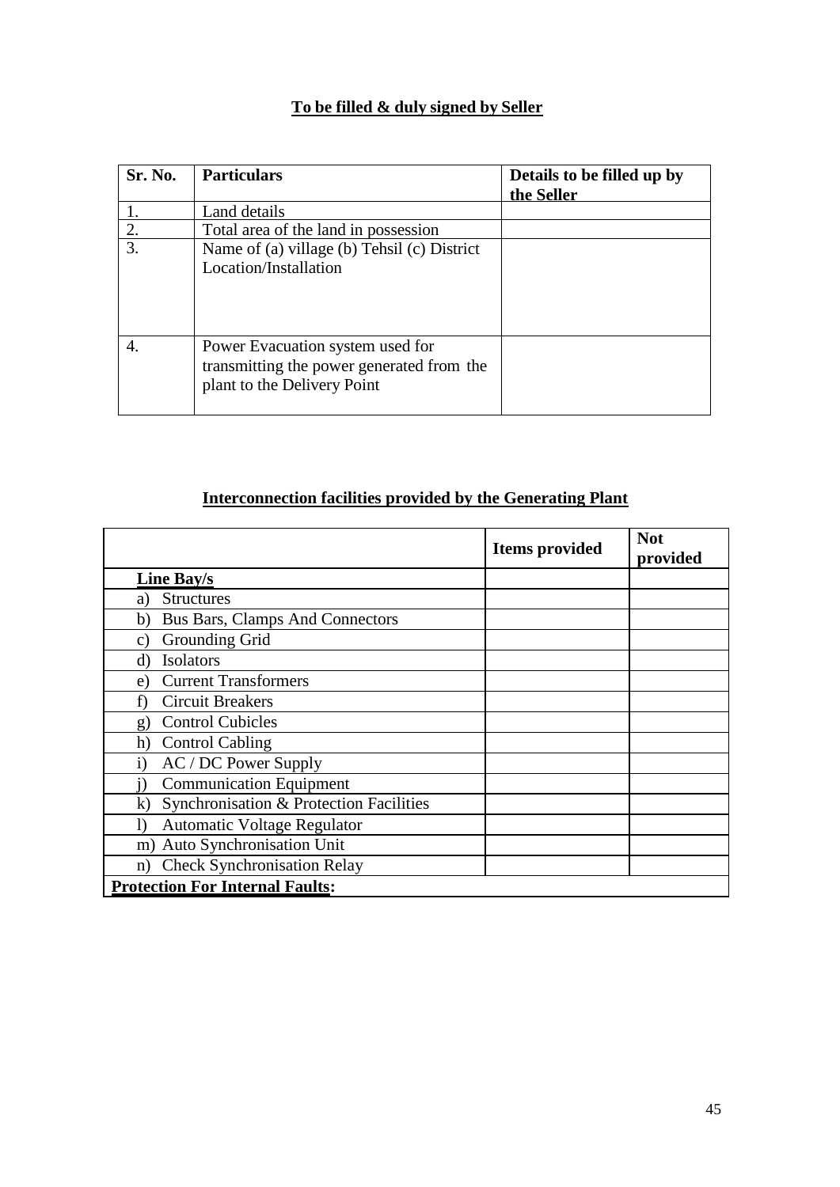**To be filled & duly signed by Seller**

| Sr. No. | Particulars | Details to be filled up by the Seller |
|---|---|---|
| 1. | Land details | |
| 2. | Total area of the land in possession | |
| 3. | Name of (a) village (b) Tehsil (c) District Location/Installation | |
| 4. | Power Evacuation system used for transmitting the power generated from the plant to the Delivery Point | |

**Interconnection facilities provided by the Generating Plant**

| | Items provided | Not provided |
|---|---|---|
| **Line Bay/s** | | |
| a) Structures | | |
| b) Bus Bars, Clamps And Connectors | | |
| c) Grounding Grid | | |
| d) Isolators | | |
| e) Current Transformers | | |
| f) Circuit Breakers | | |
| g) Control Cubicles | | |
| h) Control Cabling | | |
| i) AC / DC Power Supply | | |
| j) Communication Equipment | | |
| k) Synchronisation & Protection Facilities | | |
| l) Automatic Voltage Regulator | | |
| m) Auto Synchronisation Unit | | |
| n) Check Synchronisation Relay | | |
| **Protection For Internal Faults:** | | |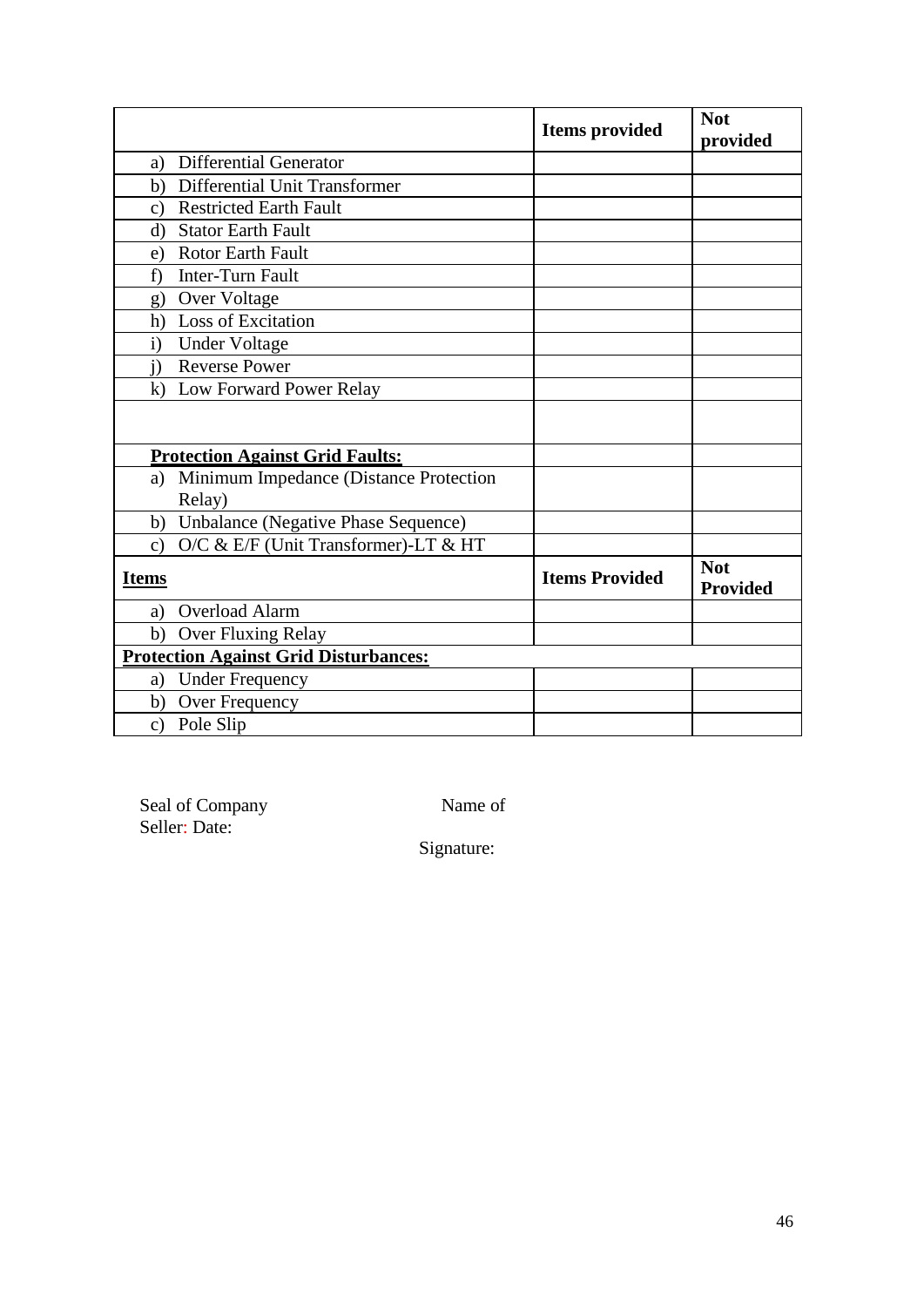| | Items provided | Not provided |
|---|---|---|
| a) Differential Generator | | |
| b) Differential Unit Transformer | | |
| c) Restricted Earth Fault | | |
| d) Stator Earth Fault | | |
| e) Rotor Earth Fault | | |
| f) Inter-Turn Fault | | |
| g) Over Voltage | | |
| h) Loss of Excitation | | |
| i) Under Voltage | | |
| j) Reverse Power | | |
| k) Low Forward Power Relay | | |
| | | |
| **Protection Against Grid Faults:** | | |
| a) Minimum Impedance (Distance Protection Relay) | | |
| b) Unbalance (Negative Phase Sequence) | | |
| c) O/C & E/F (Unit Transformer)-LT & HT | | |
| **Items** | **Items Provided** | **Not Provided** |
| a) Overload Alarm | | |
| b) Over Fluxing Relay | | |
| **Protection Against Grid Disturbances:** | | |
| a) Under Frequency | | |
| b) Over Frequency | | |
| c) Pole Slip | | |

Seal of Company　　　　　　　　Name of
Seller: Date:

Signature: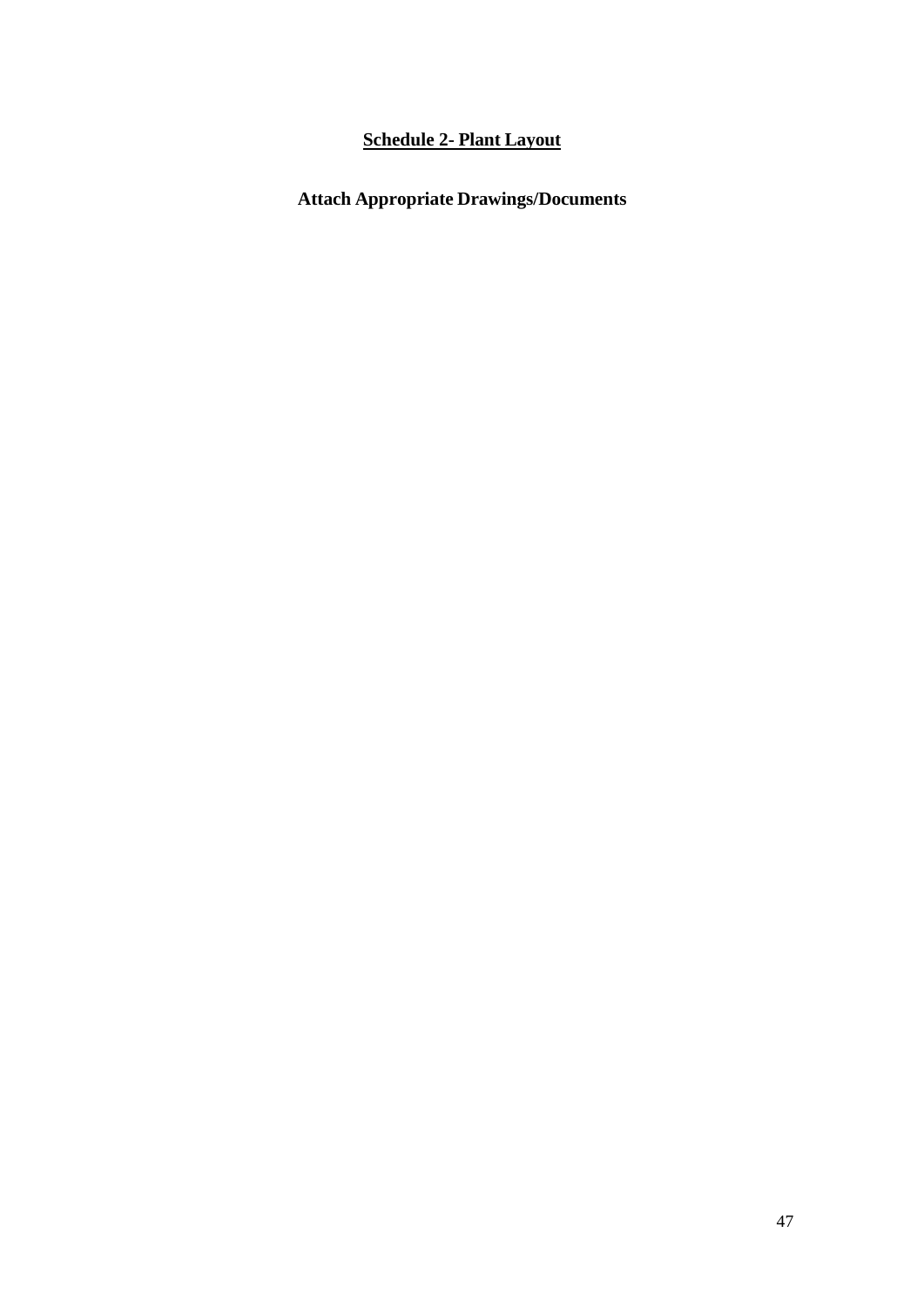## Schedule 2- Plant Layout

**Attach Appropriate Drawings/Documents**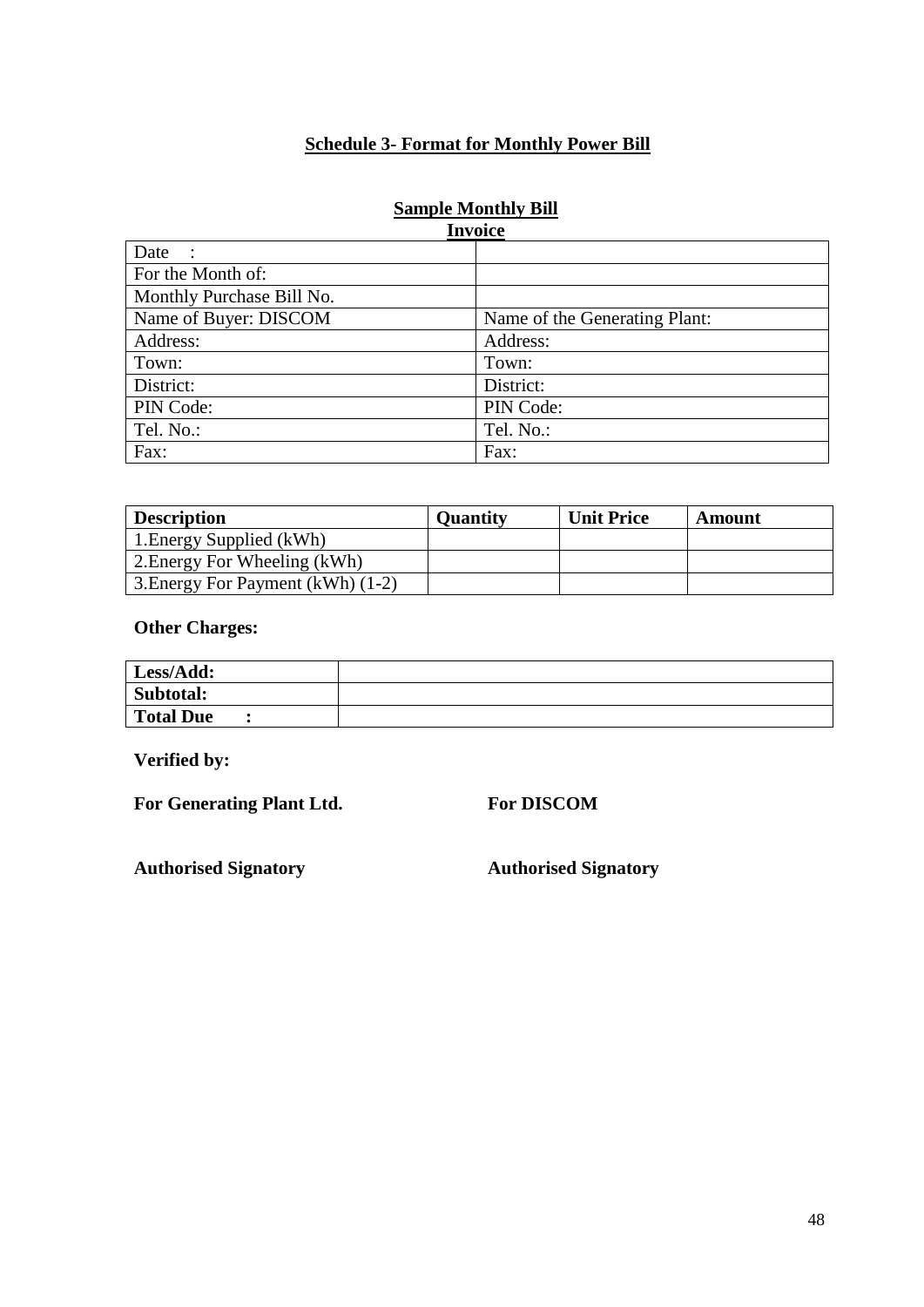## Schedule 3- Format for Monthly Power Bill

### Sample Monthly Bill
### Invoice

| Date : | |
|---|---|
| For the Month of: | |
| Monthly Purchase Bill No. | |
| Name of Buyer: DISCOM | Name of the Generating Plant: |
| Address: | Address: |
| Town: | Town: |
| District: | District: |
| PIN Code: | PIN Code: |
| Tel. No.: | Tel. No.: |
| Fax: | Fax: |

| Description | Quantity | Unit Price | Amount |
|---|---|---|---|
| 1.Energy Supplied (kWh) | | | |
| 2.Energy For Wheeling (kWh) | | | |
| 3.Energy For Payment (kWh) (1-2) | | | |

**Other Charges:**

| **Less/Add:** | |
|---|---|
| **Subtotal:** | |
| **Total Due :** | |

**Verified by:**

**For Generating Plant Ltd.** **For DISCOM**

**Authorised Signatory** **Authorised Signatory**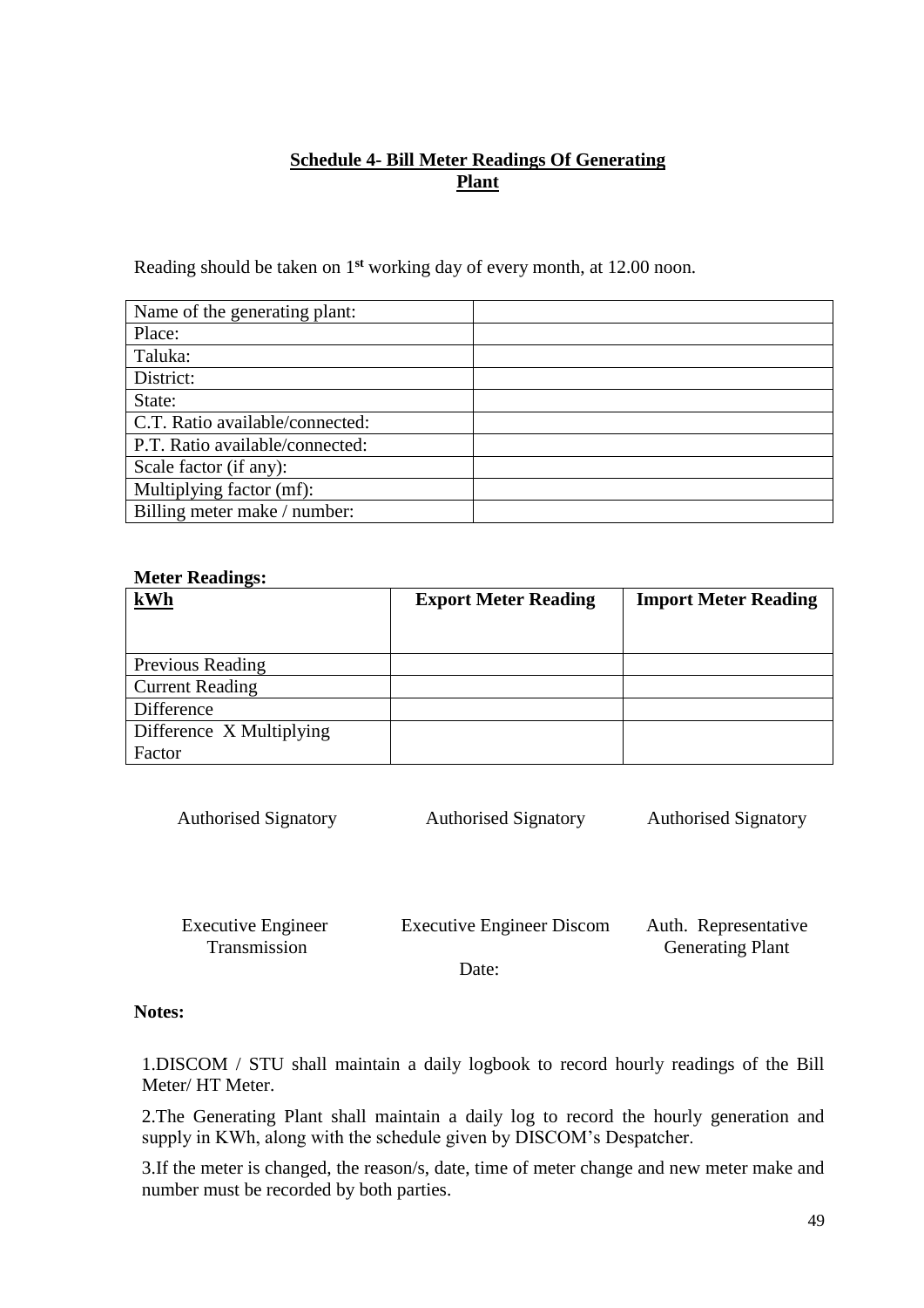## Schedule 4- Bill Meter Readings Of Generating Plant

Reading should be taken on 1st working day of every month, at 12.00 noon.

| | |
|---|---|
| Name of the generating plant: | |
| Place: | |
| Taluka: | |
| District: | |
| State: | |
| C.T. Ratio available/connected: | |
| P.T. Ratio available/connected: | |
| Scale factor (if any): | |
| Multiplying factor (mf): | |
| Billing meter make / number: | |

**Meter Readings:**

| **kWh** | **Export Meter Reading** | **Import Meter Reading** |
|---|---|---|
| Previous Reading | | |
| Current Reading | | |
| Difference | | |
| Difference X Multiplying Factor | | |

| Authorised Signatory | Authorised Signatory | Authorised Signatory |
|---|---|---|
| Executive Engineer Transmission | Executive Engineer Discom | Auth. Representative Generating Plant |

Date:

**Notes:**

1.DISCOM / STU shall maintain a daily logbook to record hourly readings of the Bill Meter/ HT Meter.

2.The Generating Plant shall maintain a daily log to record the hourly generation and supply in KWh, along with the schedule given by DISCOM's Despatcher.

3.If the meter is changed, the reason/s, date, time of meter change and new meter make and number must be recorded by both parties.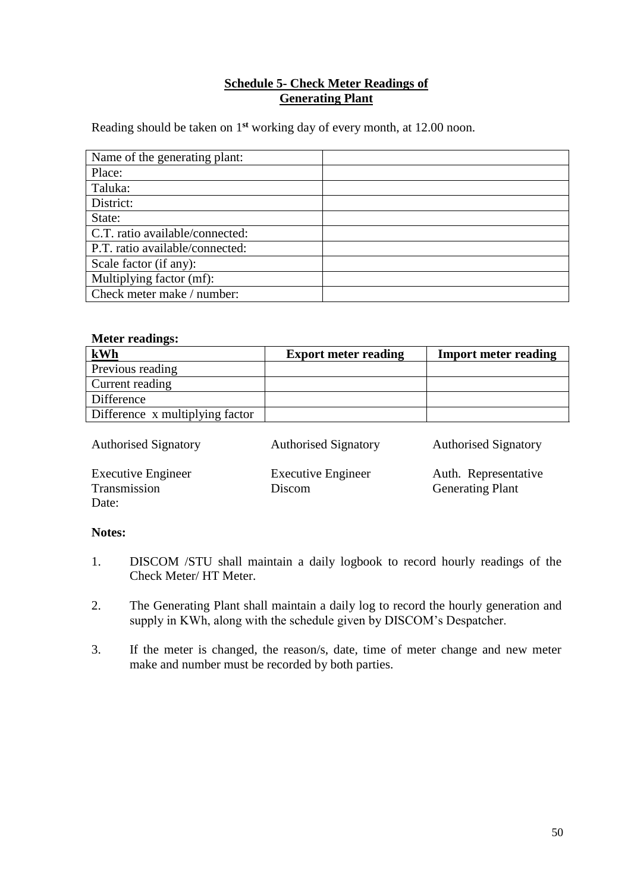**Schedule 5- Check Meter Readings of Generating Plant**

Reading should be taken on 1st working day of every month, at 12.00 noon.

| | |
|---|---|
| Name of the generating plant: | |
| Place: | |
| Taluka: | |
| District: | |
| State: | |
| C.T. ratio available/connected: | |
| P.T. ratio available/connected: | |
| Scale factor (if any): | |
| Multiplying factor (mf): | |
| Check meter make / number: | |

**Meter readings:**

| kWh | Export meter reading | Import meter reading |
|---|---|---|
| Previous reading | | |
| Current reading | | |
| Difference | | |
| Difference x multiplying factor | | |

| | | |
|---|---|---|
| Authorised Signatory | Authorised Signatory | Authorised Signatory |
| Executive Engineer<br>Transmission<br>Date: | Executive Engineer<br>Discom | Auth. Representative<br>Generating Plant |

**Notes:**

1. DISCOM /STU shall maintain a daily logbook to record hourly readings of the Check Meter/ HT Meter.
2. The Generating Plant shall maintain a daily log to record the hourly generation and supply in KWh, along with the schedule given by DISCOM's Despatcher.
3. If the meter is changed, the reason/s, date, time of meter change and new meter make and number must be recorded by both parties.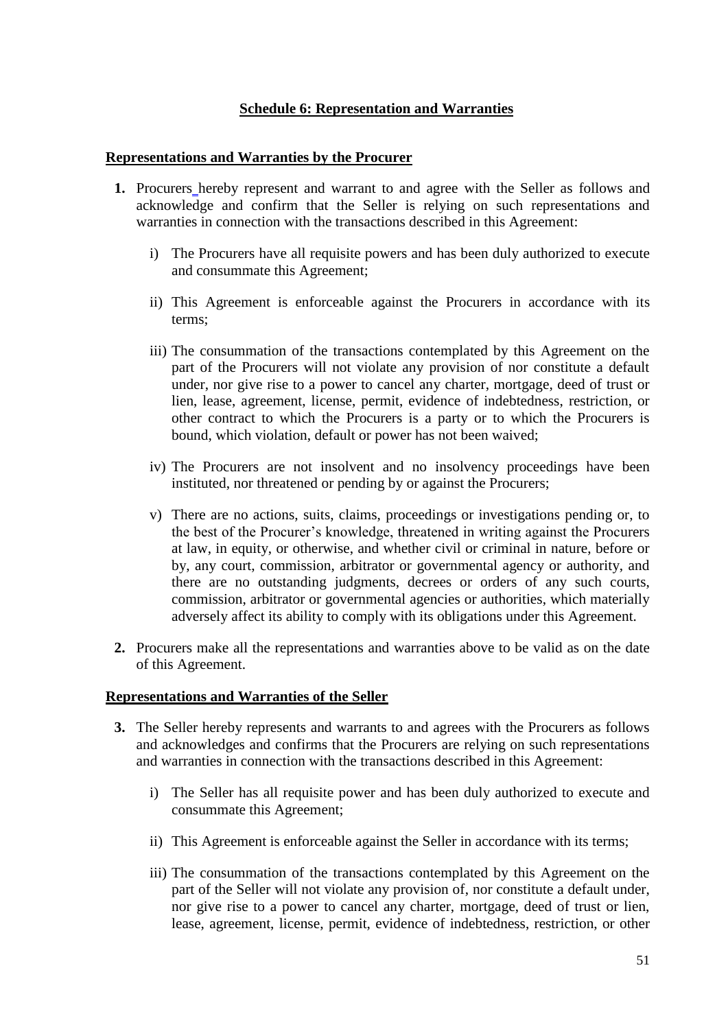## Schedule 6: Representation and Warranties

### Representations and Warranties by the Procurer

**1.** Procurers hereby represent and warrant to and agree with the Seller as follows and acknowledge and confirm that the Seller is relying on such representations and warranties in connection with the transactions described in this Agreement:

i) The Procurers have all requisite powers and has been duly authorized to execute and consummate this Agreement;

ii) This Agreement is enforceable against the Procurers in accordance with its terms;

iii) The consummation of the transactions contemplated by this Agreement on the part of the Procurers will not violate any provision of nor constitute a default under, nor give rise to a power to cancel any charter, mortgage, deed of trust or lien, lease, agreement, license, permit, evidence of indebtedness, restriction, or other contract to which the Procurers is a party or to which the Procurers is bound, which violation, default or power has not been waived;

iv) The Procurers are not insolvent and no insolvency proceedings have been instituted, nor threatened or pending by or against the Procurers;

v) There are no actions, suits, claims, proceedings or investigations pending or, to the best of the Procurer's knowledge, threatened in writing against the Procurers at law, in equity, or otherwise, and whether civil or criminal in nature, before or by, any court, commission, arbitrator or governmental agency or authority, and there are no outstanding judgments, decrees or orders of any such courts, commission, arbitrator or governmental agencies or authorities, which materially adversely affect its ability to comply with its obligations under this Agreement.

**2.** Procurers make all the representations and warranties above to be valid as on the date of this Agreement.

### Representations and Warranties of the Seller

**3.** The Seller hereby represents and warrants to and agrees with the Procurers as follows and acknowledges and confirms that the Procurers are relying on such representations and warranties in connection with the transactions described in this Agreement:

i) The Seller has all requisite power and has been duly authorized to execute and consummate this Agreement;

ii) This Agreement is enforceable against the Seller in accordance with its terms;

iii) The consummation of the transactions contemplated by this Agreement on the part of the Seller will not violate any provision of, nor constitute a default under, nor give rise to a power to cancel any charter, mortgage, deed of trust or lien, lease, agreement, license, permit, evidence of indebtedness, restriction, or other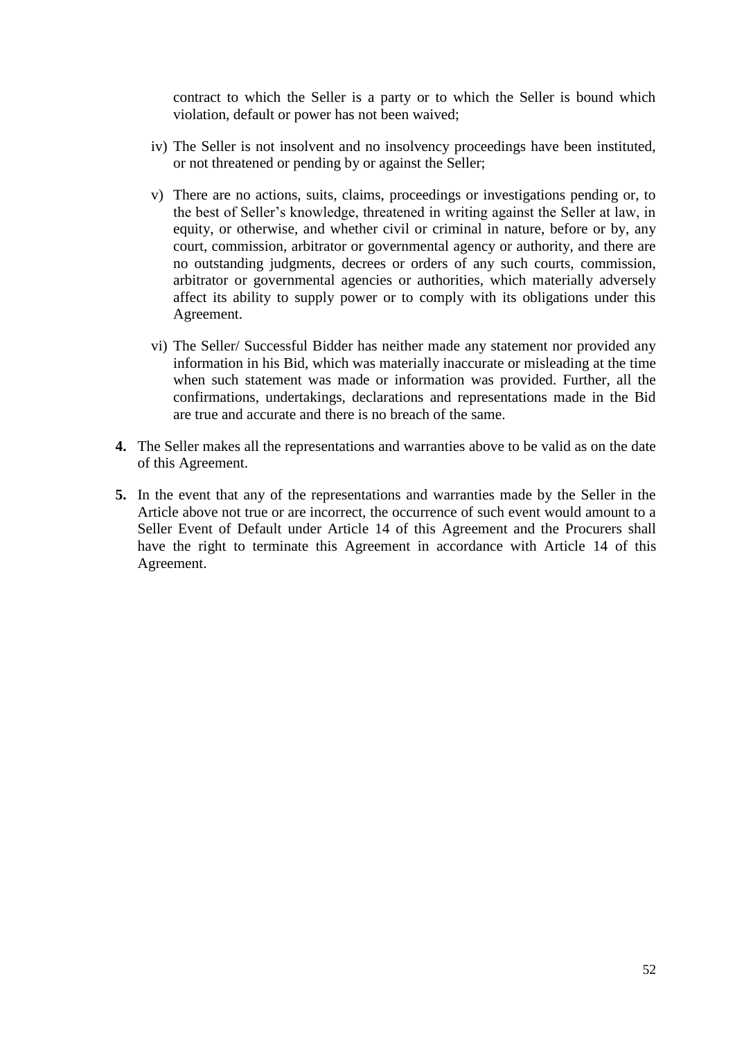contract to which the Seller is a party or to which the Seller is bound which violation, default or power has not been waived;

iv) The Seller is not insolvent and no insolvency proceedings have been instituted, or not threatened or pending by or against the Seller;

v) There are no actions, suits, claims, proceedings or investigations pending or, to the best of Seller's knowledge, threatened in writing against the Seller at law, in equity, or otherwise, and whether civil or criminal in nature, before or by, any court, commission, arbitrator or governmental agency or authority, and there are no outstanding judgments, decrees or orders of any such courts, commission, arbitrator or governmental agencies or authorities, which materially adversely affect its ability to supply power or to comply with its obligations under this Agreement.

vi) The Seller/ Successful Bidder has neither made any statement nor provided any information in his Bid, which was materially inaccurate or misleading at the time when such statement was made or information was provided. Further, all the confirmations, undertakings, declarations and representations made in the Bid are true and accurate and there is no breach of the same.

**4.** The Seller makes all the representations and warranties above to be valid as on the date of this Agreement.

**5.** In the event that any of the representations and warranties made by the Seller in the Article above not true or are incorrect, the occurrence of such event would amount to a Seller Event of Default under Article 14 of this Agreement and the Procurers shall have the right to terminate this Agreement in accordance with Article 14 of this Agreement.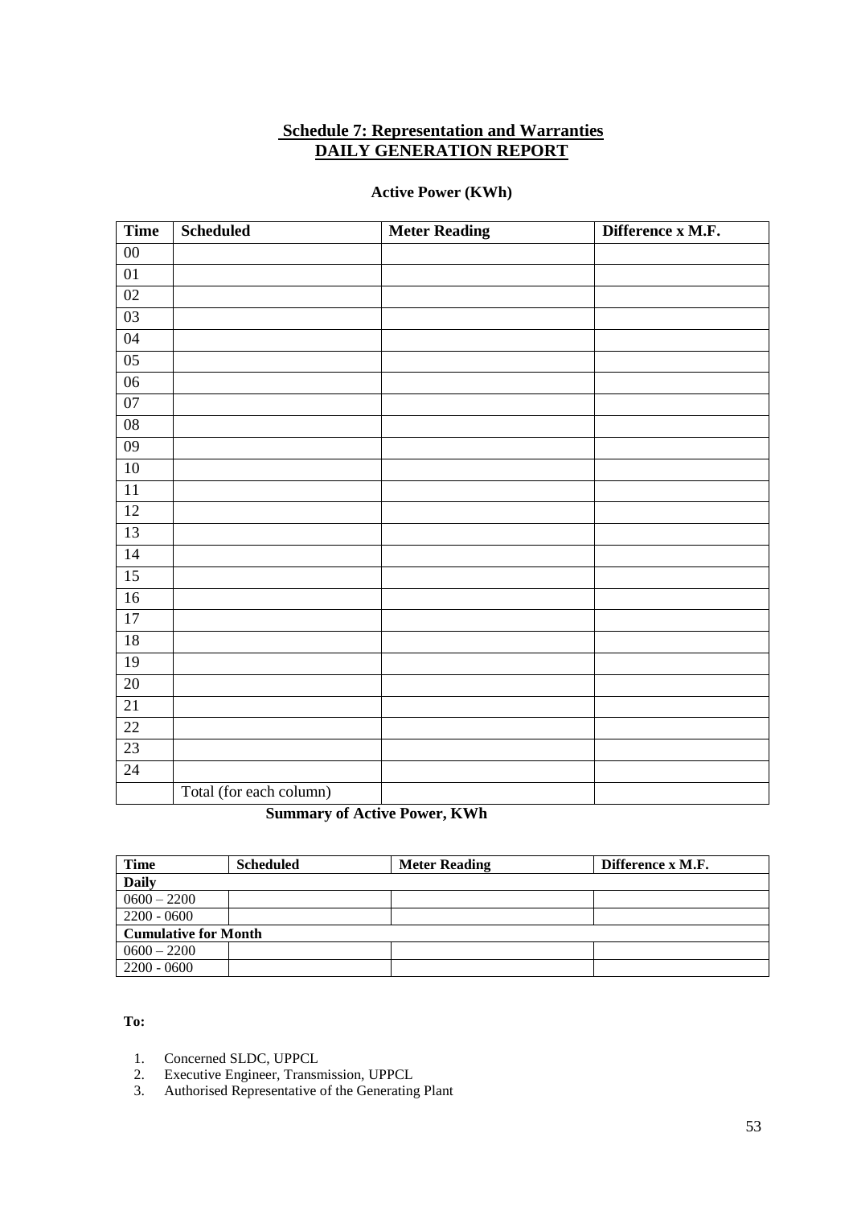## Schedule 7: Representation and Warranties
## DAILY GENERATION REPORT

**Active Power (KWh)**

| Time | Scheduled | Meter Reading | Difference x M.F. |
|---|---|---|---|
| 00 | | | |
| 01 | | | |
| 02 | | | |
| 03 | | | |
| 04 | | | |
| 05 | | | |
| 06 | | | |
| 07 | | | |
| 08 | | | |
| 09 | | | |
| 10 | | | |
| 11 | | | |
| 12 | | | |
| 13 | | | |
| 14 | | | |
| 15 | | | |
| 16 | | | |
| 17 | | | |
| 18 | | | |
| 19 | | | |
| 20 | | | |
| 21 | | | |
| 22 | | | |
| 23 | | | |
| 24 | | | |
| | Total (for each column) | | |

**Summary of Active Power, KWh**

| Time | Scheduled | Meter Reading | Difference x M.F. |
|---|---|---|---|
| **Daily** | | | |
| 0600 – 2200 | | | |
| 2200 - 0600 | | | |
| **Cumulative for Month** | | | |
| 0600 – 2200 | | | |
| 2200 - 0600 | | | |

**To:**

1. Concerned SLDC, UPPCL
2. Executive Engineer, Transmission, UPPCL
3. Authorised Representative of the Generating Plant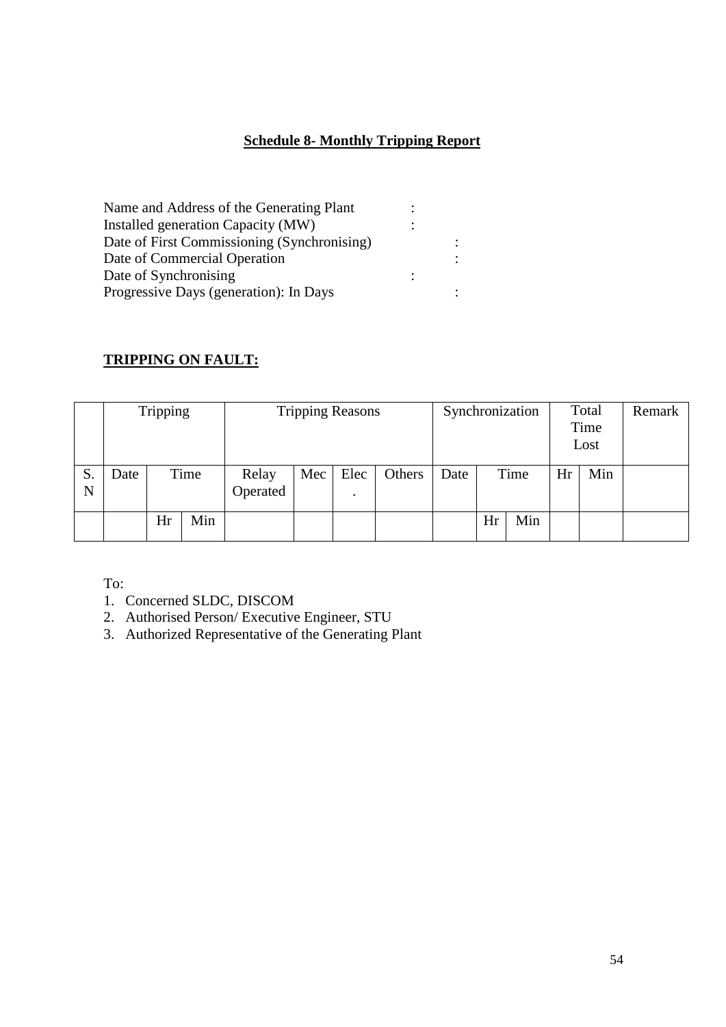## Schedule 8- Monthly Tripping Report

Name and Address of the Generating Plant :
Installed generation Capacity (MW) :
Date of First Commissioning (Synchronising) :
Date of Commercial Operation :
Date of Synchronising :
Progressive Days (generation): In Days :

**TRIPPING ON FAULT:**

| | Tripping | | | Tripping Reasons | | | | Synchronization | | | Total Time Lost | | Remark |
|---|---|---|---|---|---|---|---|---|---|---|---|---|---|
| S. N | Date | Time | | Relay Operated | Mec | Elec. | Others | Date | Time | | Hr | Min | |
| | | Hr | Min | | | | | | Hr | Min | | | |

To:

1. Concerned SLDC, DISCOM
2. Authorised Person/ Executive Engineer, STU
3. Authorized Representative of the Generating Plant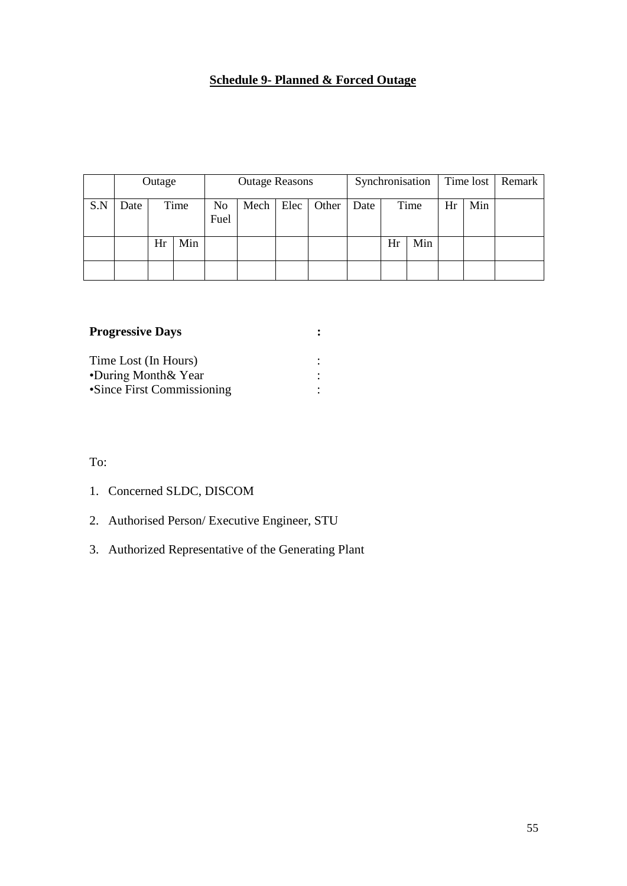**Schedule 9- Planned & Forced Outage**

| | Outage | | | Outage Reasons | | | | Synchronisation | | | Time lost | | Remark |
|---|---|---|---|---|---|---|---|---|---|---|---|---|---|
| S.N | Date | Time | | No Fuel | Mech | Elec | Other | Date | Time | | Hr | Min | |
| | | Hr | Min | | | | | | Hr | Min | | | |
| | | | | | | | | | | | | | |

**Progressive Days** **:**

Time Lost (In Hours) :
•During Month& Year :
•Since First Commissioning :

To:

1. Concerned SLDC, DISCOM
2. Authorised Person/ Executive Engineer, STU
3. Authorized Representative of the Generating Plant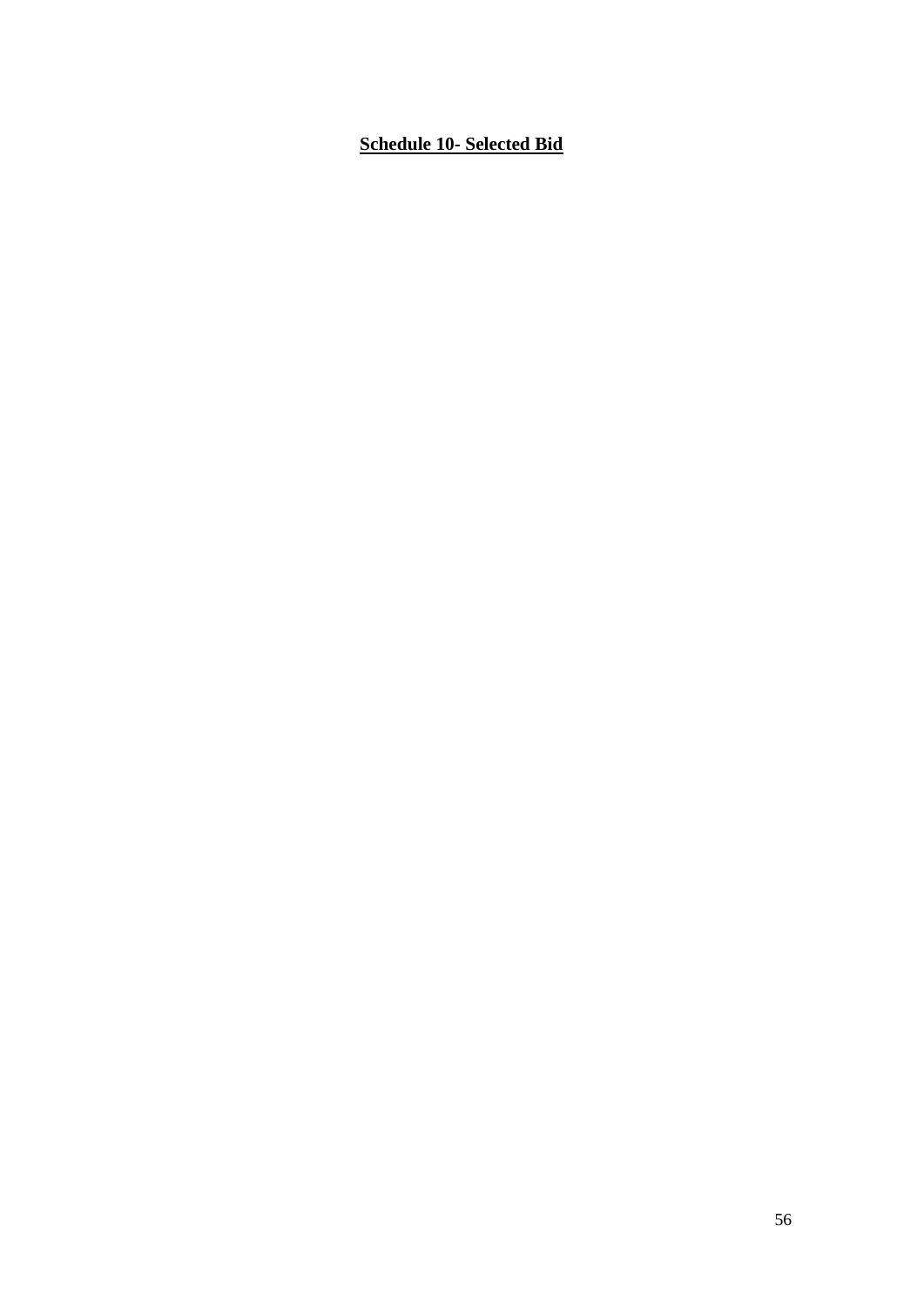**Schedule 10- Selected Bid**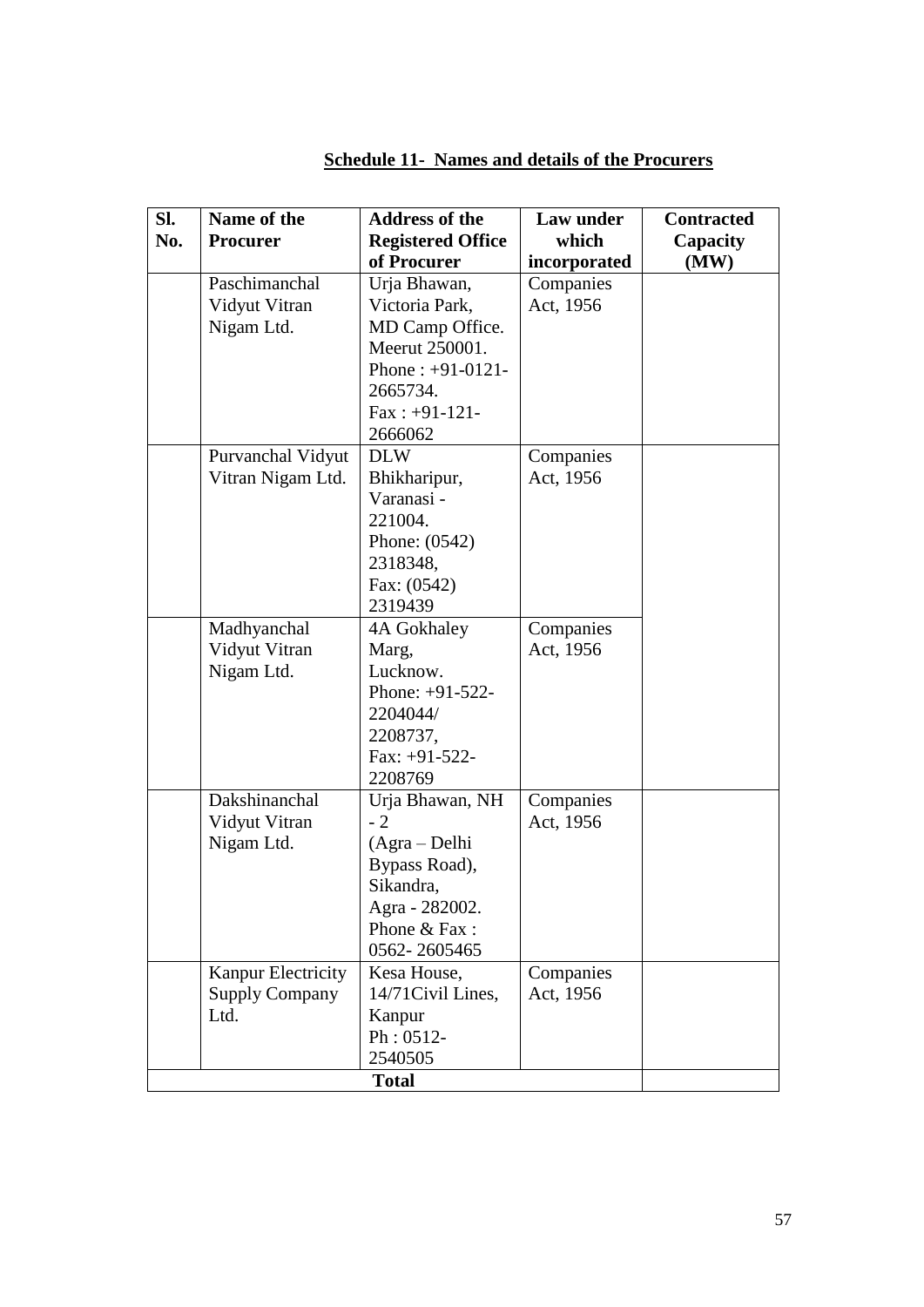## Schedule 11- Names and details of the Procurers

| Sl. No. | Name of the Procurer | Address of the Registered Office of Procurer | Law under which incorporated | Contracted Capacity (MW) |
|---|---|---|---|---|
| | Paschimanchal Vidyut Vitran Nigam Ltd. | Urja Bhawan, Victoria Park, MD Camp Office. Meerut 250001. Phone : +91-0121-2665734. Fax : +91-121-2666062 | Companies Act, 1956 | |
| | Purvanchal Vidyut Vitran Nigam Ltd. | DLW Bhikharipur, Varanasi - 221004. Phone: (0542) 2318348, Fax: (0542) 2319439 | Companies Act, 1956 | |
| | Madhyanchal Vidyut Vitran Nigam Ltd. | 4A Gokhaley Marg, Lucknow. Phone: +91-522-2204044/ 2208737, Fax: +91-522-2208769 | Companies Act, 1956 | |
| | Dakshinanchal Vidyut Vitran Nigam Ltd. | Urja Bhawan, NH - 2 (Agra – Delhi Bypass Road), Sikandra, Agra - 282002. Phone & Fax : 0562- 2605465 | Companies Act, 1956 | |
| | Kanpur Electricity Supply Company Ltd. | Kesa House, 14/71Civil Lines, Kanpur Ph : 0512-2540505 | Companies Act, 1956 | |
| **Total** | | | | |